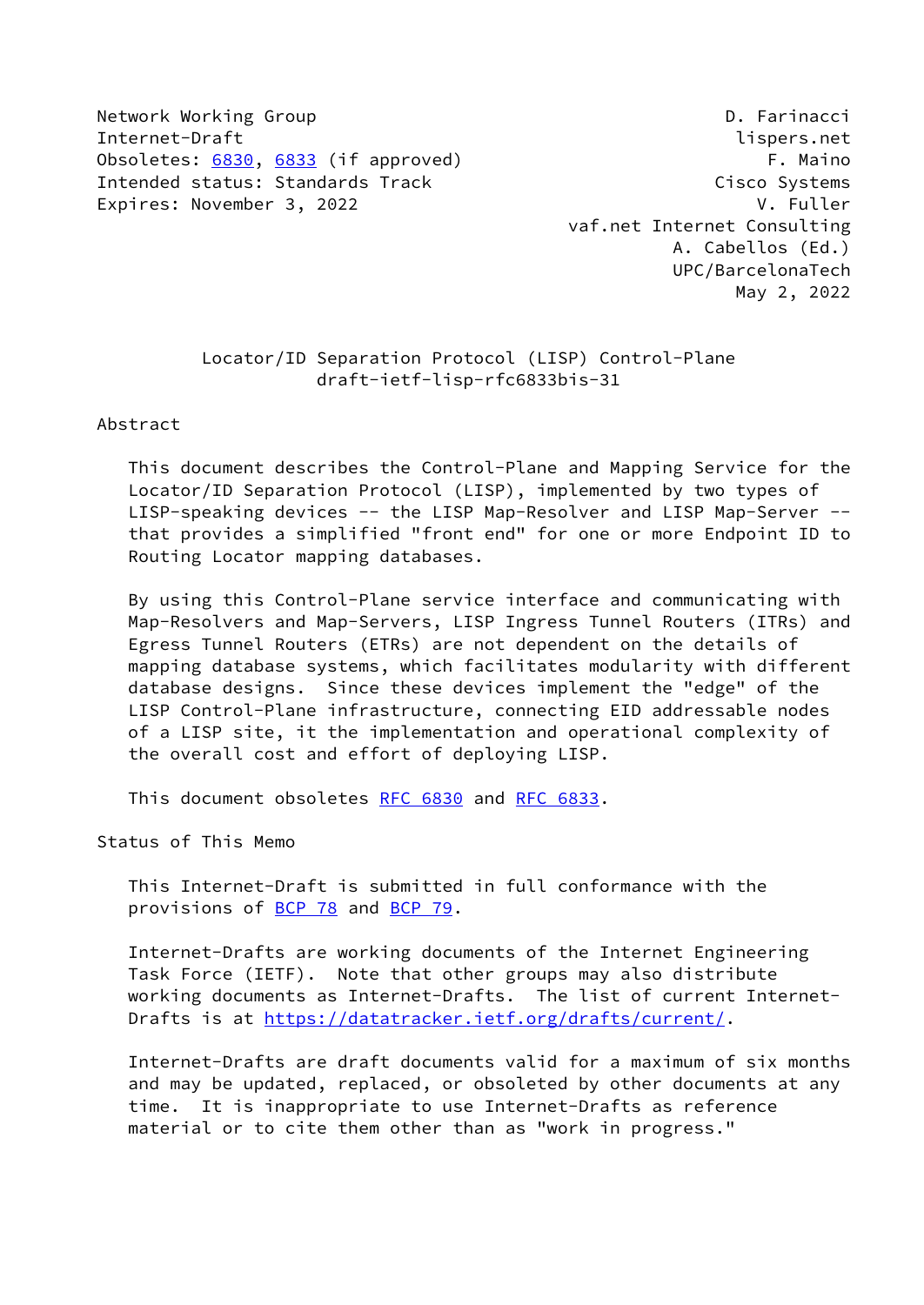Network Working Group D. Farinacci
Internet-Draft lispers.net
Obsoletes: 6830, 6833 (if approved) F. Maino
Intended status: Standards Track Cisco Systems
Expires: November 3, 2022 V. Fuller
vaf.net Internet Consulting
A. Cabellos (Ed.)
UPC/BarcelonaTech
May 2, 2022

# Locator/ID Separation Protocol (LISP) Control-Plane
draft-ietf-lisp-rfc6833bis-31

## Abstract

This document describes the Control-Plane and Mapping Service for the Locator/ID Separation Protocol (LISP), implemented by two types of LISP-speaking devices -- the LISP Map-Resolver and LISP Map-Server -- that provides a simplified "front end" for one or more Endpoint ID to Routing Locator mapping databases.

By using this Control-Plane service interface and communicating with Map-Resolvers and Map-Servers, LISP Ingress Tunnel Routers (ITRs) and Egress Tunnel Routers (ETRs) are not dependent on the details of mapping database systems, which facilitates modularity with different database designs. Since these devices implement the "edge" of the LISP Control-Plane infrastructure, connecting EID addressable nodes of a LISP site, it the implementation and operational complexity of the overall cost and effort of deploying LISP.

This document obsoletes RFC 6830 and RFC 6833.

## Status of This Memo

This Internet-Draft is submitted in full conformance with the provisions of BCP 78 and BCP 79.

Internet-Drafts are working documents of the Internet Engineering Task Force (IETF). Note that other groups may also distribute working documents as Internet-Drafts. The list of current Internet-Drafts is at https://datatracker.ietf.org/drafts/current/.

Internet-Drafts are draft documents valid for a maximum of six months and may be updated, replaced, or obsoleted by other documents at any time. It is inappropriate to use Internet-Drafts as reference material or to cite them other than as "work in progress."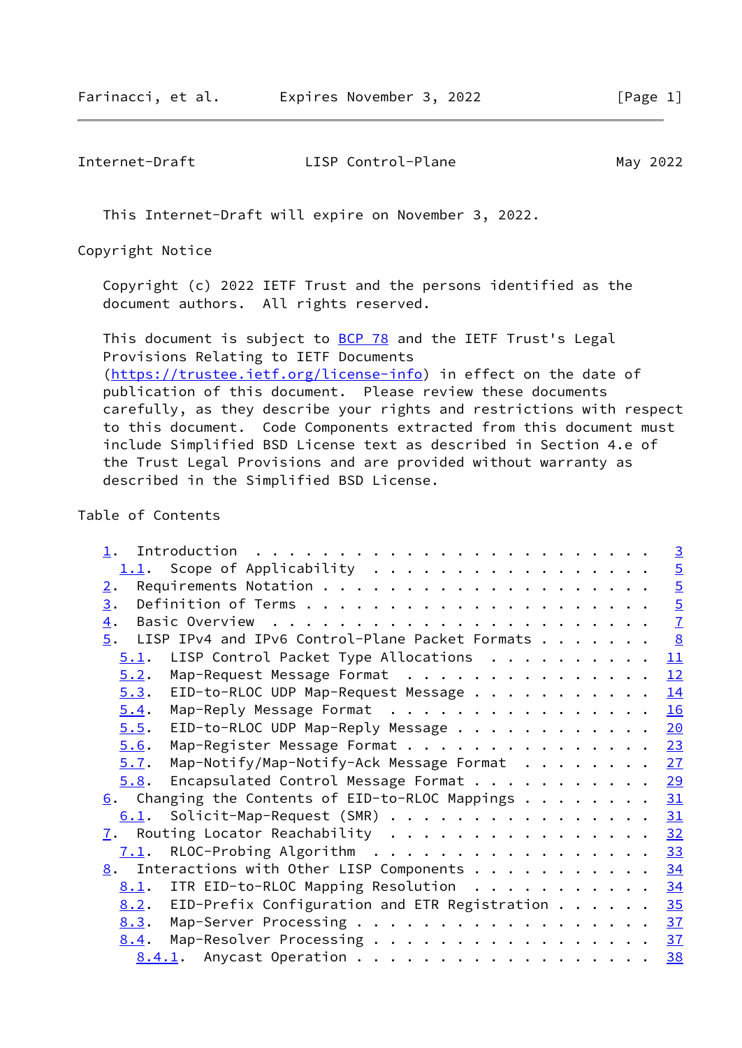This Internet-Draft will expire on November 3, 2022.

## Copyright Notice

Copyright (c) 2022 IETF Trust and the persons identified as the document authors. All rights reserved.

This document is subject to BCP 78 and the IETF Trust's Legal Provisions Relating to IETF Documents (https://trustee.ietf.org/license-info) in effect on the date of publication of this document. Please review these documents carefully, as they describe your rights and restrictions with respect to this document. Code Components extracted from this document must include Simplified BSD License text as described in Section 4.e of the Trust Legal Provisions and are provided without warranty as described in the Simplified BSD License.

## Table of Contents

- 1. Introduction . . . . . . . . . . . . . . . . . . . . . . . . 3
  - 1.1. Scope of Applicability . . . . . . . . . . . . . . . . . 5
- 2. Requirements Notation . . . . . . . . . . . . . . . . . . . . 5
- 3. Definition of Terms . . . . . . . . . . . . . . . . . . . . . 5
- 4. Basic Overview . . . . . . . . . . . . . . . . . . . . . . . 7
- 5. LISP IPv4 and IPv6 Control-Plane Packet Formats . . . . . . . 8
  - 5.1. LISP Control Packet Type Allocations . . . . . . . . . . 11
  - 5.2. Map-Request Message Format . . . . . . . . . . . . . . . 12
  - 5.3. EID-to-RLOC UDP Map-Request Message . . . . . . . . . . . 14
  - 5.4. Map-Reply Message Format . . . . . . . . . . . . . . . . 16
  - 5.5. EID-to-RLOC UDP Map-Reply Message . . . . . . . . . . . . 20
  - 5.6. Map-Register Message Format . . . . . . . . . . . . . . . 23
  - 5.7. Map-Notify/Map-Notify-Ack Message Format . . . . . . . . 27
  - 5.8. Encapsulated Control Message Format . . . . . . . . . . . 29
- 6. Changing the Contents of EID-to-RLOC Mappings . . . . . . . . 31
  - 6.1. Solicit-Map-Request (SMR) . . . . . . . . . . . . . . . . 31
- 7. Routing Locator Reachability . . . . . . . . . . . . . . . . 32
  - 7.1. RLOC-Probing Algorithm . . . . . . . . . . . . . . . . . 33
- 8. Interactions with Other LISP Components . . . . . . . . . . . 34
  - 8.1. ITR EID-to-RLOC Mapping Resolution . . . . . . . . . . . 34
  - 8.2. EID-Prefix Configuration and ETR Registration . . . . . . 35
  - 8.3. Map-Server Processing . . . . . . . . . . . . . . . . . . 37
  - 8.4. Map-Resolver Processing . . . . . . . . . . . . . . . . . 37
    - 8.4.1. Anycast Operation . . . . . . . . . . . . . . . . . . 38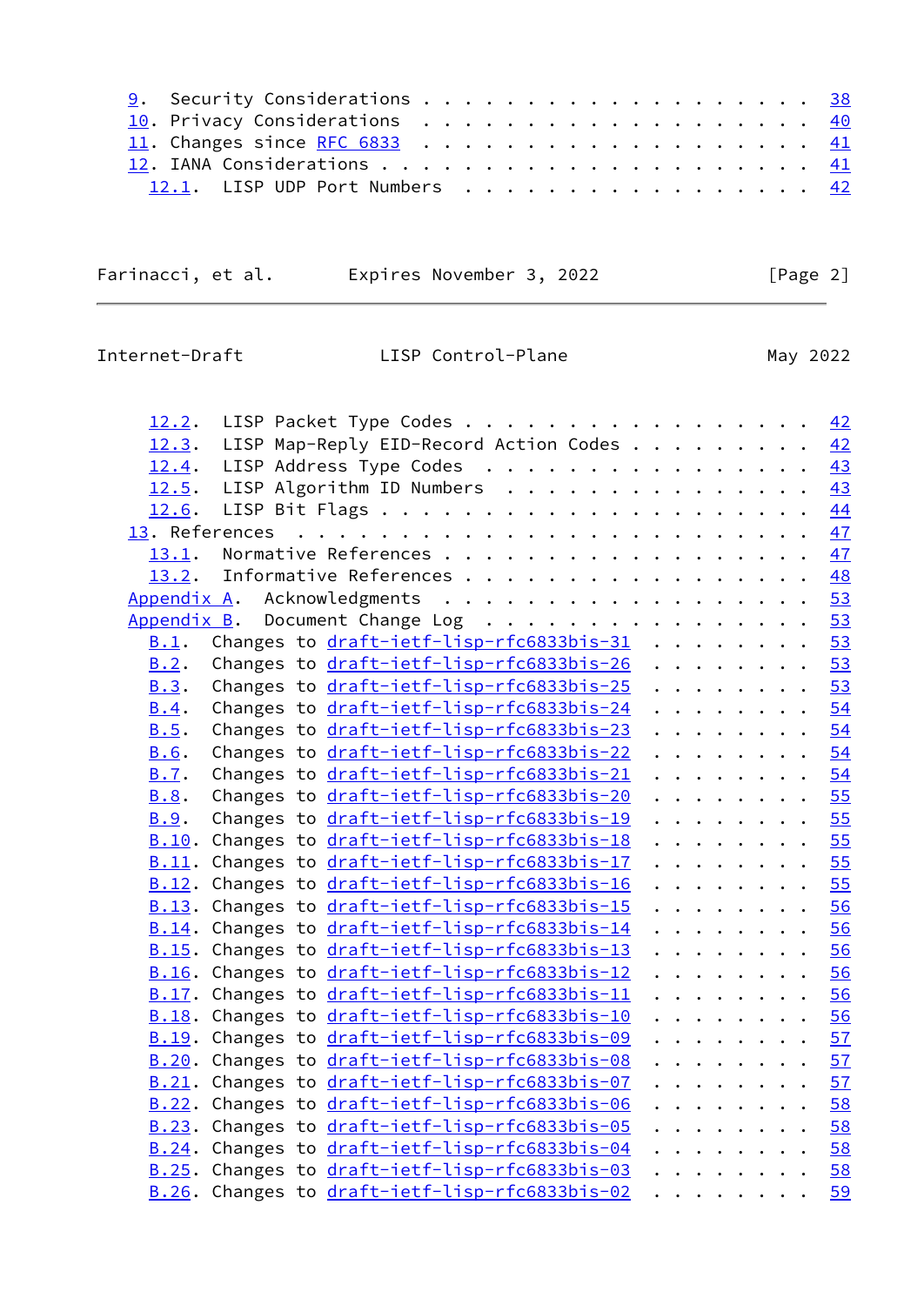9. Security Considerations . . . . . . . . . . . . . . . . . . 38
10. Privacy Considerations . . . . . . . . . . . . . . . . . . 40
11. Changes since RFC 6833 . . . . . . . . . . . . . . . . . . 41
12. IANA Considerations . . . . . . . . . . . . . . . . . . . . 41
  12.1. LISP UDP Port Numbers . . . . . . . . . . . . . . . . . 42
  12.2. LISP Packet Type Codes . . . . . . . . . . . . . . . . . 42
  12.3. LISP Map-Reply EID-Record Action Codes . . . . . . . . . 42
  12.4. LISP Address Type Codes . . . . . . . . . . . . . . . . 43
  12.5. LISP Algorithm ID Numbers . . . . . . . . . . . . . . . 43
  12.6. LISP Bit Flags . . . . . . . . . . . . . . . . . . . . . 44
13. References . . . . . . . . . . . . . . . . . . . . . . . . . 47
  13.1. Normative References . . . . . . . . . . . . . . . . . . 47
  13.2. Informative References . . . . . . . . . . . . . . . . . 48
Appendix A. Acknowledgments . . . . . . . . . . . . . . . . . . 53
Appendix B. Document Change Log . . . . . . . . . . . . . . . . 53
  B.1. Changes to draft-ietf-lisp-rfc6833bis-31 . . . . . . . . . 53
  B.2. Changes to draft-ietf-lisp-rfc6833bis-26 . . . . . . . . . 53
  B.3. Changes to draft-ietf-lisp-rfc6833bis-25 . . . . . . . . . 53
  B.4. Changes to draft-ietf-lisp-rfc6833bis-24 . . . . . . . . . 54
  B.5. Changes to draft-ietf-lisp-rfc6833bis-23 . . . . . . . . . 54
  B.6. Changes to draft-ietf-lisp-rfc6833bis-22 . . . . . . . . . 54
  B.7. Changes to draft-ietf-lisp-rfc6833bis-21 . . . . . . . . . 54
  B.8. Changes to draft-ietf-lisp-rfc6833bis-20 . . . . . . . . . 55
  B.9. Changes to draft-ietf-lisp-rfc6833bis-19 . . . . . . . . . 55
  B.10. Changes to draft-ietf-lisp-rfc6833bis-18 . . . . . . . . 55
  B.11. Changes to draft-ietf-lisp-rfc6833bis-17 . . . . . . . . 55
  B.12. Changes to draft-ietf-lisp-rfc6833bis-16 . . . . . . . . 55
  B.13. Changes to draft-ietf-lisp-rfc6833bis-15 . . . . . . . . 56
  B.14. Changes to draft-ietf-lisp-rfc6833bis-14 . . . . . . . . 56
  B.15. Changes to draft-ietf-lisp-rfc6833bis-13 . . . . . . . . 56
  B.16. Changes to draft-ietf-lisp-rfc6833bis-12 . . . . . . . . 56
  B.17. Changes to draft-ietf-lisp-rfc6833bis-11 . . . . . . . . 56
  B.18. Changes to draft-ietf-lisp-rfc6833bis-10 . . . . . . . . 56
  B.19. Changes to draft-ietf-lisp-rfc6833bis-09 . . . . . . . . 57
  B.20. Changes to draft-ietf-lisp-rfc6833bis-08 . . . . . . . . 57
  B.21. Changes to draft-ietf-lisp-rfc6833bis-07 . . . . . . . . 57
  B.22. Changes to draft-ietf-lisp-rfc6833bis-06 . . . . . . . . 58
  B.23. Changes to draft-ietf-lisp-rfc6833bis-05 . . . . . . . . 58
  B.24. Changes to draft-ietf-lisp-rfc6833bis-04 . . . . . . . . 58
  B.25. Changes to draft-ietf-lisp-rfc6833bis-03 . . . . . . . . 58
  B.26. Changes to draft-ietf-lisp-rfc6833bis-02 . . . . . . . . 59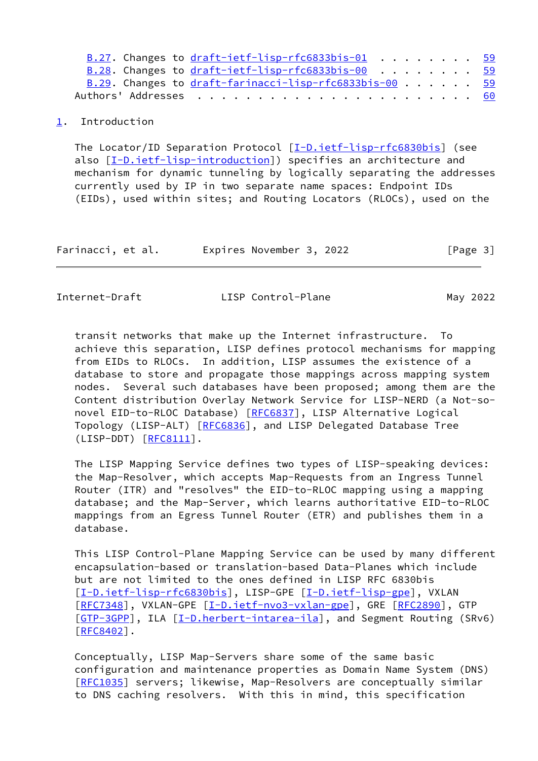B.27. Changes to draft-ietf-lisp-rfc6833bis-01 . . . . . . . . 59
B.28. Changes to draft-ietf-lisp-rfc6833bis-00 . . . . . . . . 59
B.29. Changes to draft-farinacci-lisp-rfc6833bis-00 . . . . . . 59
Authors' Addresses . . . . . . . . . . . . . . . . . . . . . . . 60

# 1. Introduction

The Locator/ID Separation Protocol [I-D.ietf-lisp-rfc6830bis] (see also [I-D.ietf-lisp-introduction]) specifies an architecture and mechanism for dynamic tunneling by logically separating the addresses currently used by IP in two separate name spaces: Endpoint IDs (EIDs), used within sites; and Routing Locators (RLOCs), used on the transit networks that make up the Internet infrastructure. To achieve this separation, LISP defines protocol mechanisms for mapping from EIDs to RLOCs. In addition, LISP assumes the existence of a database to store and propagate those mappings across mapping system nodes. Several such databases have been proposed; among them are the Content distribution Overlay Network Service for LISP-NERD (a Not-so-novel EID-to-RLOC Database) [RFC6837], LISP Alternative Logical Topology (LISP-ALT) [RFC6836], and LISP Delegated Database Tree (LISP-DDT) [RFC8111].

The LISP Mapping Service defines two types of LISP-speaking devices: the Map-Resolver, which accepts Map-Requests from an Ingress Tunnel Router (ITR) and "resolves" the EID-to-RLOC mapping using a mapping database; and the Map-Server, which learns authoritative EID-to-RLOC mappings from an Egress Tunnel Router (ETR) and publishes them in a database.

This LISP Control-Plane Mapping Service can be used by many different encapsulation-based or translation-based Data-Planes which include but are not limited to the ones defined in LISP RFC 6830bis [I-D.ietf-lisp-rfc6830bis], LISP-GPE [I-D.ietf-lisp-gpe], VXLAN [RFC7348], VXLAN-GPE [I-D.ietf-nvo3-vxlan-gpe], GRE [RFC2890], GTP [GTP-3GPP], ILA [I-D.herbert-intarea-ila], and Segment Routing (SRv6) [RFC8402].

Conceptually, LISP Map-Servers share some of the same basic configuration and maintenance properties as Domain Name System (DNS) [RFC1035] servers; likewise, Map-Resolvers are conceptually similar to DNS caching resolvers. With this in mind, this specification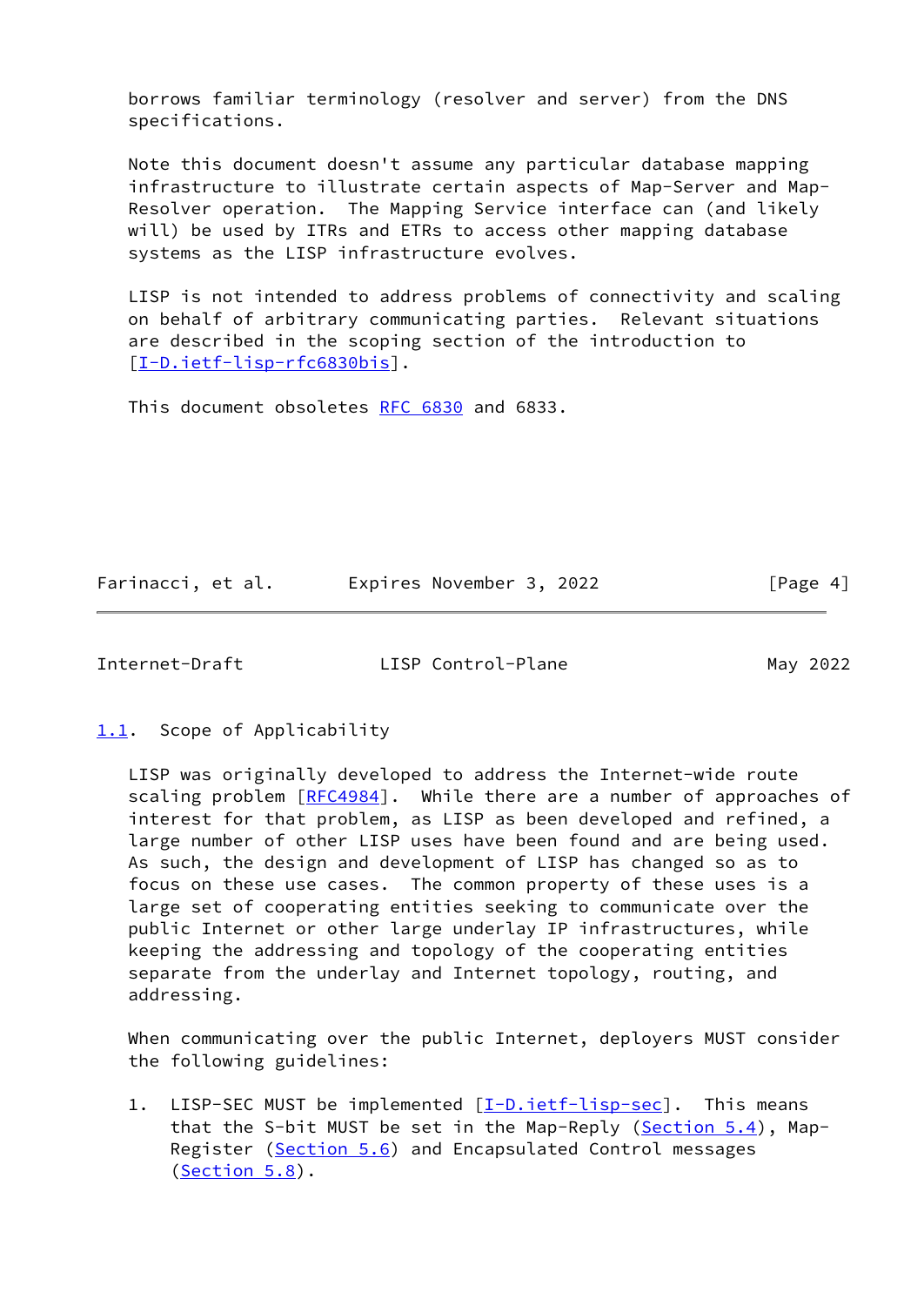borrows familiar terminology (resolver and server) from the DNS specifications.

Note this document doesn't assume any particular database mapping infrastructure to illustrate certain aspects of Map-Server and Map-Resolver operation. The Mapping Service interface can (and likely will) be used by ITRs and ETRs to access other mapping database systems as the LISP infrastructure evolves.

LISP is not intended to address problems of connectivity and scaling on behalf of arbitrary communicating parties. Relevant situations are described in the scoping section of the introduction to [I-D.ietf-lisp-rfc6830bis].

This document obsoletes RFC 6830 and 6833.

## 1.1. Scope of Applicability

LISP was originally developed to address the Internet-wide route scaling problem [RFC4984]. While there are a number of approaches of interest for that problem, as LISP as been developed and refined, a large number of other LISP uses have been found and are being used. As such, the design and development of LISP has changed so as to focus on these use cases. The common property of these uses is a large set of cooperating entities seeking to communicate over the public Internet or other large underlay IP infrastructures, while keeping the addressing and topology of the cooperating entities separate from the underlay and Internet topology, routing, and addressing.

When communicating over the public Internet, deployers MUST consider the following guidelines:

1. LISP-SEC MUST be implemented [I-D.ietf-lisp-sec]. This means that the S-bit MUST be set in the Map-Reply (Section 5.4), Map-Register (Section 5.6) and Encapsulated Control messages (Section 5.8).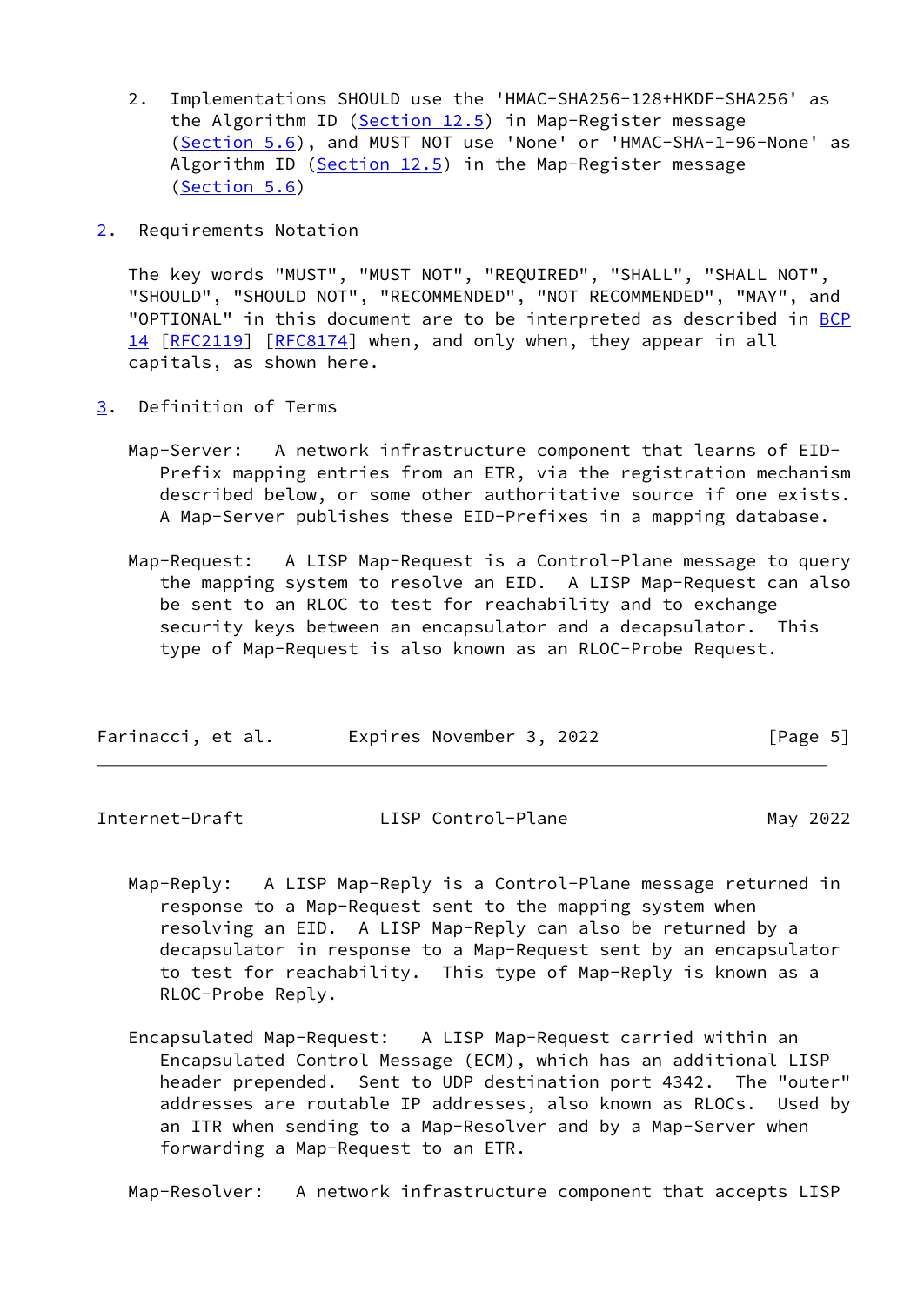2. Implementations SHOULD use the 'HMAC-SHA256-128+HKDF-SHA256' as the Algorithm ID (Section 12.5) in Map-Register message (Section 5.6), and MUST NOT use 'None' or 'HMAC-SHA-1-96-None' as Algorithm ID (Section 12.5) in the Map-Register message (Section 5.6)

## 2. Requirements Notation

The key words "MUST", "MUST NOT", "REQUIRED", "SHALL", "SHALL NOT", "SHOULD", "SHOULD NOT", "RECOMMENDED", "NOT RECOMMENDED", "MAY", and "OPTIONAL" in this document are to be interpreted as described in BCP 14 [RFC2119] [RFC8174] when, and only when, they appear in all capitals, as shown here.

## 3. Definition of Terms

Map-Server: A network infrastructure component that learns of EID-Prefix mapping entries from an ETR, via the registration mechanism described below, or some other authoritative source if one exists. A Map-Server publishes these EID-Prefixes in a mapping database.

Map-Request: A LISP Map-Request is a Control-Plane message to query the mapping system to resolve an EID. A LISP Map-Request can also be sent to an RLOC to test for reachability and to exchange security keys between an encapsulator and a decapsulator. This type of Map-Request is also known as an RLOC-Probe Request.

Map-Reply: A LISP Map-Reply is a Control-Plane message returned in response to a Map-Request sent to the mapping system when resolving an EID. A LISP Map-Reply can also be returned by a decapsulator in response to a Map-Request sent by an encapsulator to test for reachability. This type of Map-Reply is known as a RLOC-Probe Reply.

Encapsulated Map-Request: A LISP Map-Request carried within an Encapsulated Control Message (ECM), which has an additional LISP header prepended. Sent to UDP destination port 4342. The "outer" addresses are routable IP addresses, also known as RLOCs. Used by an ITR when sending to a Map-Resolver and by a Map-Server when forwarding a Map-Request to an ETR.

Map-Resolver: A network infrastructure component that accepts LISP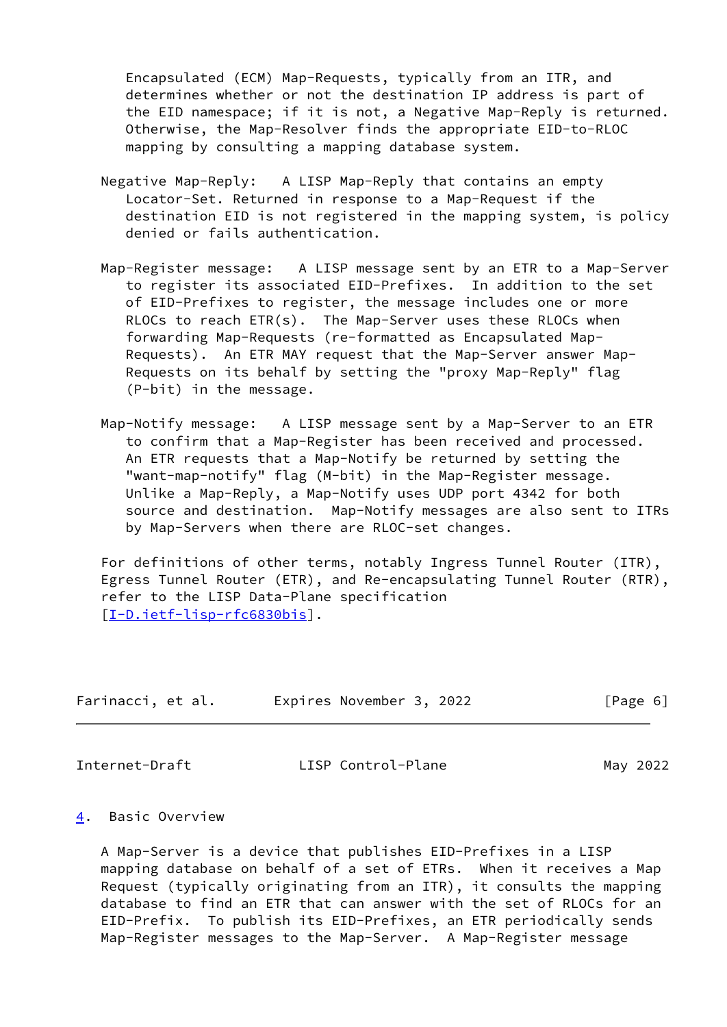Encapsulated (ECM) Map-Requests, typically from an ITR, and determines whether or not the destination IP address is part of the EID namespace; if it is not, a Negative Map-Reply is returned. Otherwise, the Map-Resolver finds the appropriate EID-to-RLOC mapping by consulting a mapping database system.

Negative Map-Reply: A LISP Map-Reply that contains an empty Locator-Set. Returned in response to a Map-Request if the destination EID is not registered in the mapping system, is policy denied or fails authentication.

Map-Register message: A LISP message sent by an ETR to a Map-Server to register its associated EID-Prefixes. In addition to the set of EID-Prefixes to register, the message includes one or more RLOCs to reach ETR(s). The Map-Server uses these RLOCs when forwarding Map-Requests (re-formatted as Encapsulated Map-Requests). An ETR MAY request that the Map-Server answer Map-Requests on its behalf by setting the "proxy Map-Reply" flag (P-bit) in the message.

Map-Notify message: A LISP message sent by a Map-Server to an ETR to confirm that a Map-Register has been received and processed. An ETR requests that a Map-Notify be returned by setting the "want-map-notify" flag (M-bit) in the Map-Register message. Unlike a Map-Reply, a Map-Notify uses UDP port 4342 for both source and destination. Map-Notify messages are also sent to ITRs by Map-Servers when there are RLOC-set changes.

For definitions of other terms, notably Ingress Tunnel Router (ITR), Egress Tunnel Router (ETR), and Re-encapsulating Tunnel Router (RTR), refer to the LISP Data-Plane specification [I-D.ietf-lisp-rfc6830bis].

## 4. Basic Overview

A Map-Server is a device that publishes EID-Prefixes in a LISP mapping database on behalf of a set of ETRs. When it receives a Map Request (typically originating from an ITR), it consults the mapping database to find an ETR that can answer with the set of RLOCs for an EID-Prefix. To publish its EID-Prefixes, an ETR periodically sends Map-Register messages to the Map-Server. A Map-Register message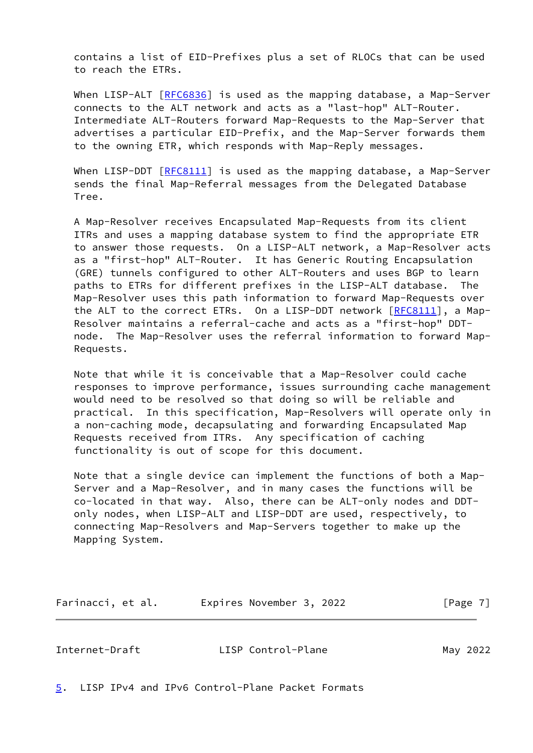contains a list of EID-Prefixes plus a set of RLOCs that can be used to reach the ETRs.

When LISP-ALT [RFC6836] is used as the mapping database, a Map-Server connects to the ALT network and acts as a "last-hop" ALT-Router. Intermediate ALT-Routers forward Map-Requests to the Map-Server that advertises a particular EID-Prefix, and the Map-Server forwards them to the owning ETR, which responds with Map-Reply messages.

When LISP-DDT [RFC8111] is used as the mapping database, a Map-Server sends the final Map-Referral messages from the Delegated Database Tree.

A Map-Resolver receives Encapsulated Map-Requests from its client ITRs and uses a mapping database system to find the appropriate ETR to answer those requests. On a LISP-ALT network, a Map-Resolver acts as a "first-hop" ALT-Router. It has Generic Routing Encapsulation (GRE) tunnels configured to other ALT-Routers and uses BGP to learn paths to ETRs for different prefixes in the LISP-ALT database. The Map-Resolver uses this path information to forward Map-Requests over the ALT to the correct ETRs. On a LISP-DDT network [RFC8111], a Map-Resolver maintains a referral-cache and acts as a "first-hop" DDT-node. The Map-Resolver uses the referral information to forward Map-Requests.

Note that while it is conceivable that a Map-Resolver could cache responses to improve performance, issues surrounding cache management would need to be resolved so that doing so will be reliable and practical. In this specification, Map-Resolvers will operate only in a non-caching mode, decapsulating and forwarding Encapsulated Map Requests received from ITRs. Any specification of caching functionality is out of scope for this document.

Note that a single device can implement the functions of both a Map-Server and a Map-Resolver, and in many cases the functions will be co-located in that way. Also, there can be ALT-only nodes and DDT-only nodes, when LISP-ALT and LISP-DDT are used, respectively, to connecting Map-Resolvers and Map-Servers together to make up the Mapping System.

## 5. LISP IPv4 and IPv6 Control-Plane Packet Formats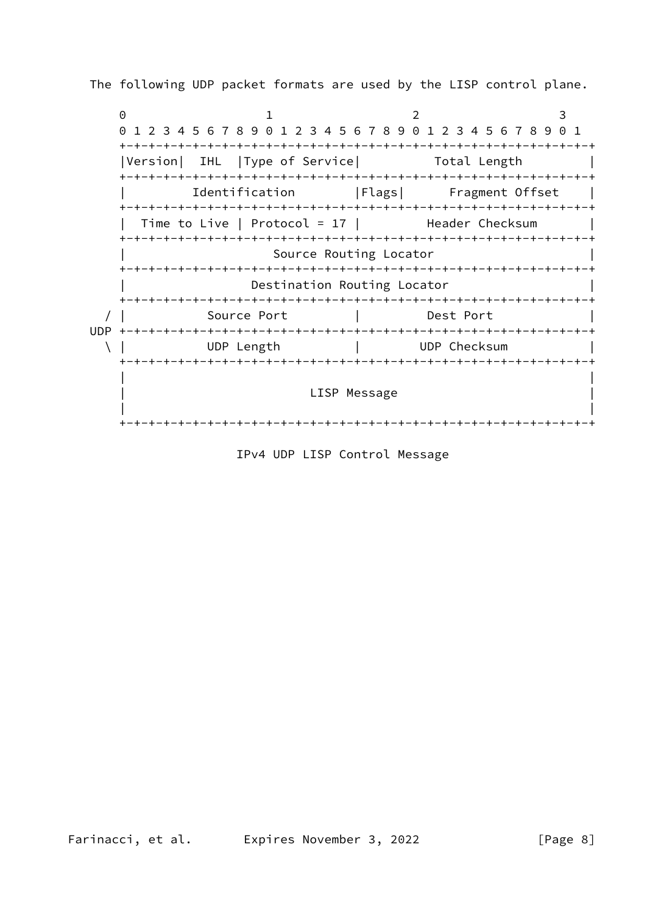The following UDP packet formats are used by the LISP control plane.

```
     0                   1                   2                   3
     0 1 2 3 4 5 6 7 8 9 0 1 2 3 4 5 6 7 8 9 0 1 2 3 4 5 6 7 8 9 0 1
    +-+-+-+-+-+-+-+-+-+-+-+-+-+-+-+-+-+-+-+-+-+-+-+-+-+-+-+-+-+-+-+-+
    |Version|  IHL  |Type of Service|          Total Length         |
    +-+-+-+-+-+-+-+-+-+-+-+-+-+-+-+-+-+-+-+-+-+-+-+-+-+-+-+-+-+-+-+-+
    |         Identification        |Flags|      Fragment Offset    |
    +-+-+-+-+-+-+-+-+-+-+-+-+-+-+-+-+-+-+-+-+-+-+-+-+-+-+-+-+-+-+-+-+
    |  Time to Live | Protocol = 17 |         Header Checksum       |
    +-+-+-+-+-+-+-+-+-+-+-+-+-+-+-+-+-+-+-+-+-+-+-+-+-+-+-+-+-+-+-+-+
    |                    Source Routing Locator                     |
    +-+-+-+-+-+-+-+-+-+-+-+-+-+-+-+-+-+-+-+-+-+-+-+-+-+-+-+-+-+-+-+-+
    |                 Destination Routing Locator                   |
    +-+-+-+-+-+-+-+-+-+-+-+-+-+-+-+-+-+-+-+-+-+-+-+-+-+-+-+-+-+-+-+-+
  / |           Source Port         |         Dest Port             |
UDP +-+-+-+-+-+-+-+-+-+-+-+-+-+-+-+-+-+-+-+-+-+-+-+-+-+-+-+-+-+-+-+-+
  \ |           UDP Length          |        UDP Checksum           |
    +-+-+-+-+-+-+-+-+-+-+-+-+-+-+-+-+-+-+-+-+-+-+-+-+-+-+-+-+-+-+-+-+
    |                                                               |
    |                         LISP Message                          |
    |                                                               |
    +-+-+-+-+-+-+-+-+-+-+-+-+-+-+-+-+-+-+-+-+-+-+-+-+-+-+-+-+-+-+-+-+
```

IPv4 UDP LISP Control Message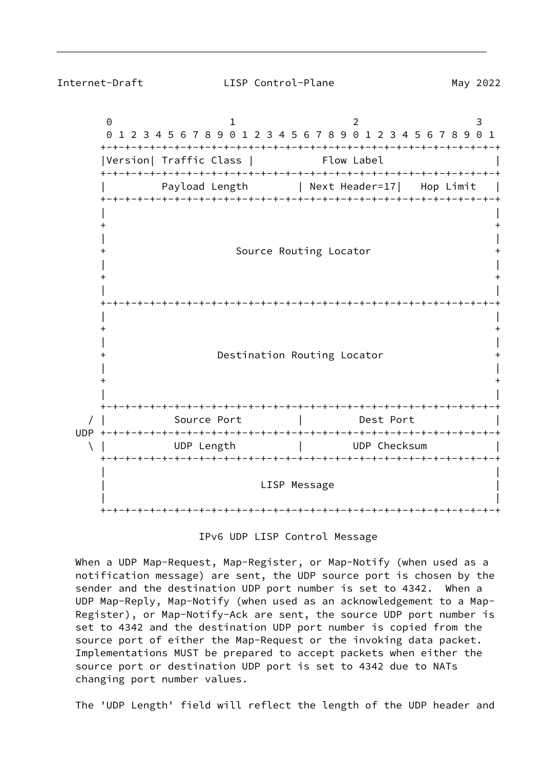```
       0                   1                   2                   3
       0 1 2 3 4 5 6 7 8 9 0 1 2 3 4 5 6 7 8 9 0 1 2 3 4 5 6 7 8 9 0 1
      +-+-+-+-+-+-+-+-+-+-+-+-+-+-+-+-+-+-+-+-+-+-+-+-+-+-+-+-+-+-+-+-+
      |Version| Traffic Class |           Flow Label                  |
      +-+-+-+-+-+-+-+-+-+-+-+-+-+-+-+-+-+-+-+-+-+-+-+-+-+-+-+-+-+-+-+-+
      |         Payload Length        | Next Header=17|   Hop Limit   |
      +-+-+-+-+-+-+-+-+-+-+-+-+-+-+-+-+-+-+-+-+-+-+-+-+-+-+-+-+-+-+-+-+
      |                                                               |
      +                                                               +
      |                                                               |
      +                     Source Routing Locator                    +
      |                                                               |
      +                                                               +
      |                                                               |
      +-+-+-+-+-+-+-+-+-+-+-+-+-+-+-+-+-+-+-+-+-+-+-+-+-+-+-+-+-+-+-+-+
      |                                                               |
      +                                                               +
      |                                                               |
      +                  Destination Routing Locator                  +
      |                                                               |
      +                                                               +
      |                                                               |
      +-+-+-+-+-+-+-+-+-+-+-+-+-+-+-+-+-+-+-+-+-+-+-+-+-+-+-+-+-+-+-+-+
    / |           Source Port         |         Dest Port             |
  UDP +-+-+-+-+-+-+-+-+-+-+-+-+-+-+-+-+-+-+-+-+-+-+-+-+-+-+-+-+-+-+-+-+
    \ |           UDP Length          |        UDP Checksum           |
      +-+-+-+-+-+-+-+-+-+-+-+-+-+-+-+-+-+-+-+-+-+-+-+-+-+-+-+-+-+-+-+-+
      |                                                               |
      |                         LISP Message                          |
      |                                                               |
      +-+-+-+-+-+-+-+-+-+-+-+-+-+-+-+-+-+-+-+-+-+-+-+-+-+-+-+-+-+-+-+-+
```

IPv6 UDP LISP Control Message

When a UDP Map-Request, Map-Register, or Map-Notify (when used as a notification message) are sent, the UDP source port is chosen by the sender and the destination UDP port number is set to 4342. When a UDP Map-Reply, Map-Notify (when used as an acknowledgement to a Map-Register), or Map-Notify-Ack are sent, the source UDP port number is set to 4342 and the destination UDP port number is copied from the source port of either the Map-Request or the invoking data packet. Implementations MUST be prepared to accept packets when either the source port or destination UDP port is set to 4342 due to NATs changing port number values.

The 'UDP Length' field will reflect the length of the UDP header and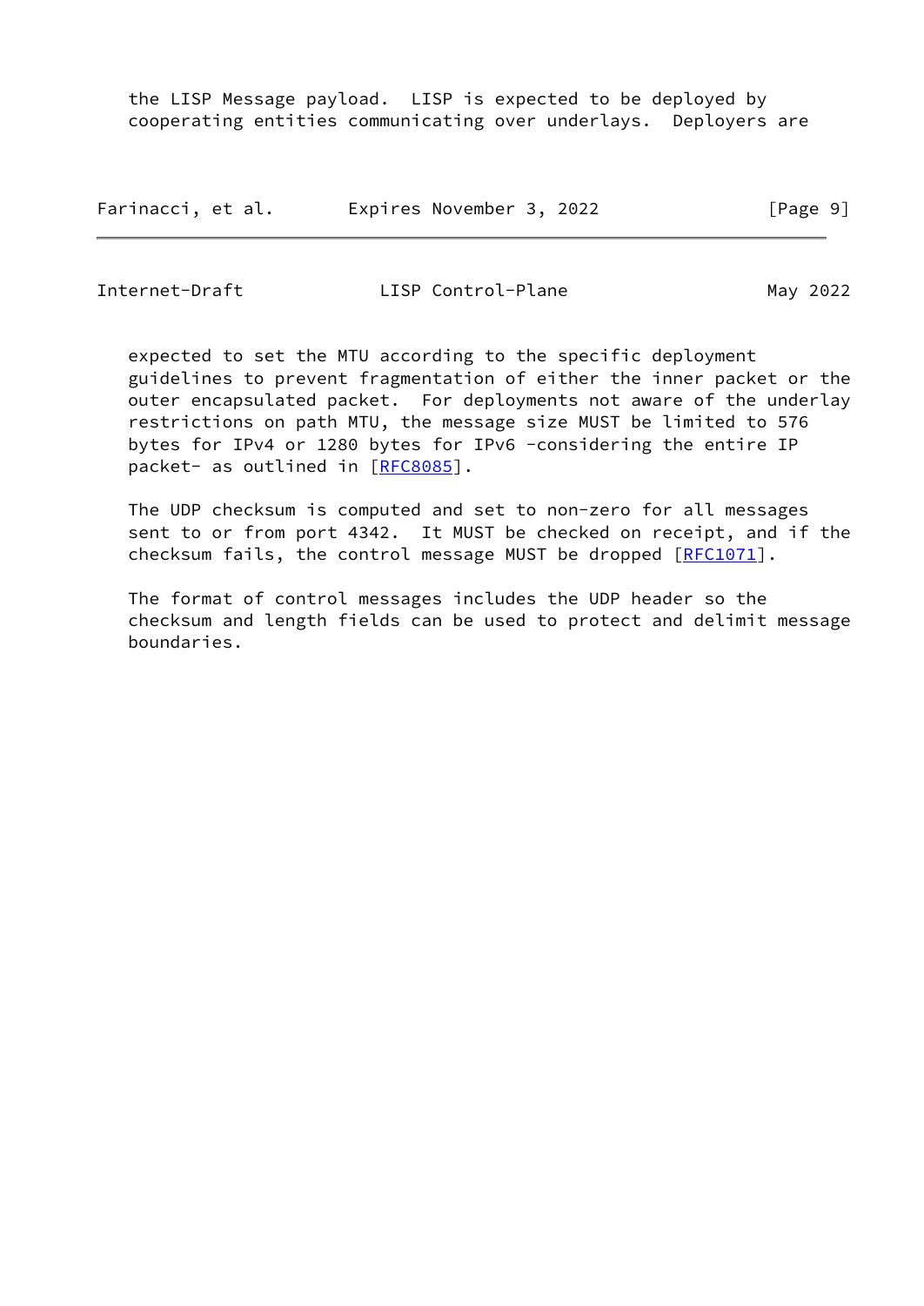the LISP Message payload. LISP is expected to be deployed by cooperating entities communicating over underlays. Deployers are expected to set the MTU according to the specific deployment guidelines to prevent fragmentation of either the inner packet or the outer encapsulated packet. For deployments not aware of the underlay restrictions on path MTU, the message size MUST be limited to 576 bytes for IPv4 or 1280 bytes for IPv6 -considering the entire IP packet- as outlined in [RFC8085].

The UDP checksum is computed and set to non-zero for all messages sent to or from port 4342. It MUST be checked on receipt, and if the checksum fails, the control message MUST be dropped [RFC1071].

The format of control messages includes the UDP header so the checksum and length fields can be used to protect and delimit message boundaries.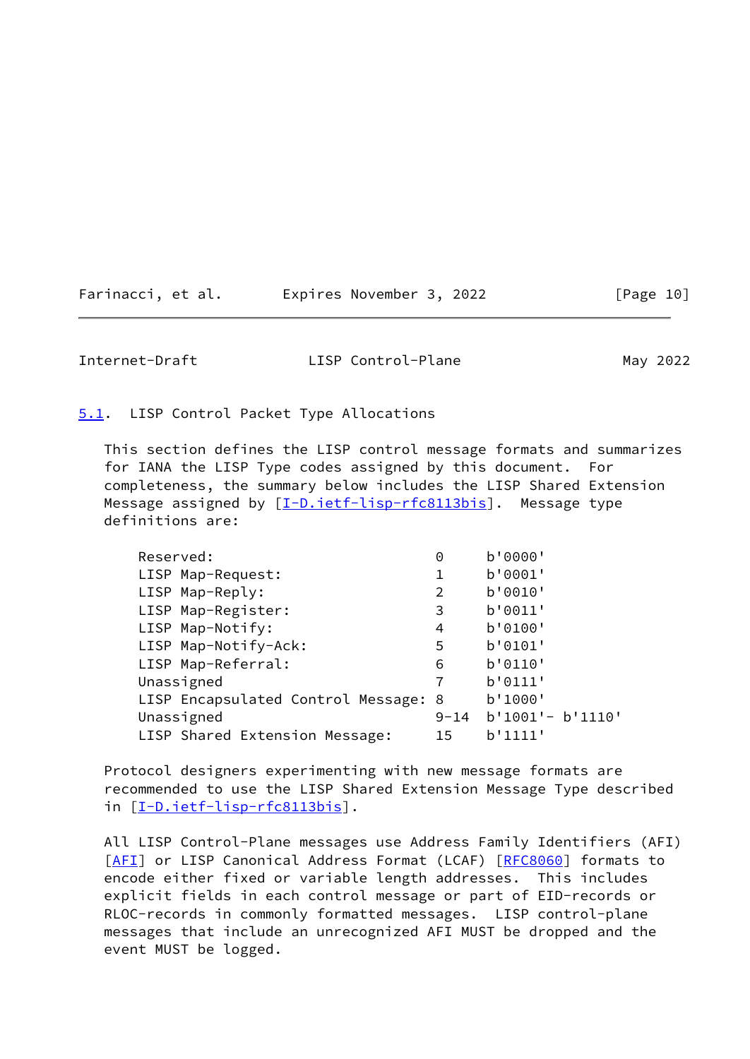### 5.1. LISP Control Packet Type Allocations

This section defines the LISP control message formats and summarizes for IANA the LISP Type codes assigned by this document. For completeness, the summary below includes the LISP Shared Extension Message assigned by [I-D.ietf-lisp-rfc8113bis]. Message type definitions are:

```
Reserved:                          0     b'0000'
LISP Map-Request:                  1     b'0001'
LISP Map-Reply:                    2     b'0010'
LISP Map-Register:                 3     b'0011'
LISP Map-Notify:                   4     b'0100'
LISP Map-Notify-Ack:               5     b'0101'
LISP Map-Referral:                 6     b'0110'
Unassigned                         7     b'0111'
LISP Encapsulated Control Message: 8     b'1000'
Unassigned                         9-14  b'1001'- b'1110'
LISP Shared Extension Message:     15    b'1111'
```

Protocol designers experimenting with new message formats are recommended to use the LISP Shared Extension Message Type described in [I-D.ietf-lisp-rfc8113bis].

All LISP Control-Plane messages use Address Family Identifiers (AFI) [AFI] or LISP Canonical Address Format (LCAF) [RFC8060] formats to encode either fixed or variable length addresses. This includes explicit fields in each control message or part of EID-records or RLOC-records in commonly formatted messages. LISP control-plane messages that include an unrecognized AFI MUST be dropped and the event MUST be logged.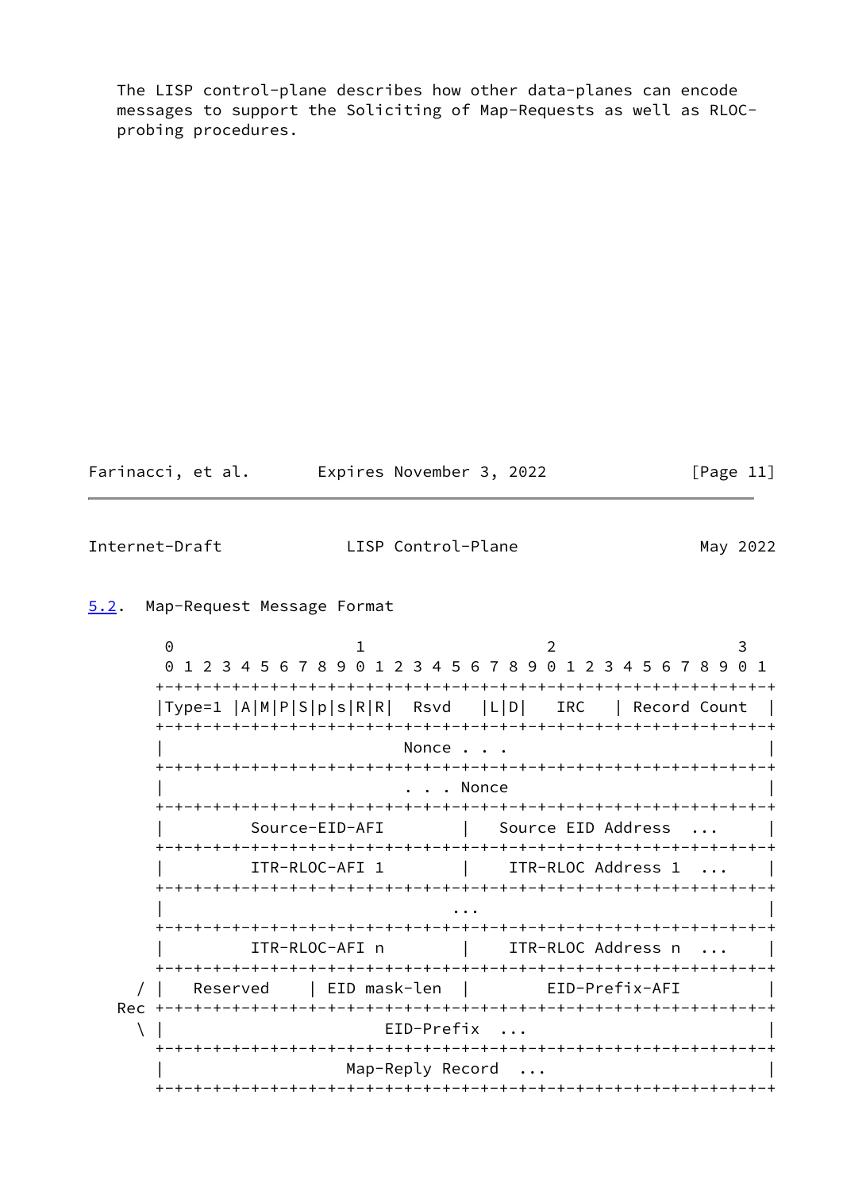The LISP control-plane describes how other data-planes can encode messages to support the Soliciting of Map-Requests as well as RLOC-probing procedures.

## 5.2. Map-Request Message Format

```
        0                   1                   2                   3
        0 1 2 3 4 5 6 7 8 9 0 1 2 3 4 5 6 7 8 9 0 1 2 3 4 5 6 7 8 9 0 1
       +-+-+-+-+-+-+-+-+-+-+-+-+-+-+-+-+-+-+-+-+-+-+-+-+-+-+-+-+-+-+-+-+
       |Type=1 |A|M|P|S|p|s|R|R|  Rsvd   |L|D|   IRC   | Record Count  |
       +-+-+-+-+-+-+-+-+-+-+-+-+-+-+-+-+-+-+-+-+-+-+-+-+-+-+-+-+-+-+-+-+
       |                         Nonce . . .                           |
       +-+-+-+-+-+-+-+-+-+-+-+-+-+-+-+-+-+-+-+-+-+-+-+-+-+-+-+-+-+-+-+-+
       |                         . . . Nonce                           |
       +-+-+-+-+-+-+-+-+-+-+-+-+-+-+-+-+-+-+-+-+-+-+-+-+-+-+-+-+-+-+-+-+
       |         Source-EID-AFI        |   Source EID Address  ...     |
       +-+-+-+-+-+-+-+-+-+-+-+-+-+-+-+-+-+-+-+-+-+-+-+-+-+-+-+-+-+-+-+-+
       |         ITR-RLOC-AFI 1        |    ITR-RLOC Address 1  ...    |
       +-+-+-+-+-+-+-+-+-+-+-+-+-+-+-+-+-+-+-+-+-+-+-+-+-+-+-+-+-+-+-+-+
       |                              ...                              |
       +-+-+-+-+-+-+-+-+-+-+-+-+-+-+-+-+-+-+-+-+-+-+-+-+-+-+-+-+-+-+-+-+
       |         ITR-RLOC-AFI n        |    ITR-RLOC Address n  ...    |
       +-+-+-+-+-+-+-+-+-+-+-+-+-+-+-+-+-+-+-+-+-+-+-+-+-+-+-+-+-+-+-+-+
     / |   Reserved    | EID mask-len  |        EID-Prefix-AFI         |
   Rec +-+-+-+-+-+-+-+-+-+-+-+-+-+-+-+-+-+-+-+-+-+-+-+-+-+-+-+-+-+-+-+-+
     \ |                       EID-Prefix  ...                         |
       +-+-+-+-+-+-+-+-+-+-+-+-+-+-+-+-+-+-+-+-+-+-+-+-+-+-+-+-+-+-+-+-+
       |                   Map-Reply Record  ...                       |
       +-+-+-+-+-+-+-+-+-+-+-+-+-+-+-+-+-+-+-+-+-+-+-+-+-+-+-+-+-+-+-+-+
```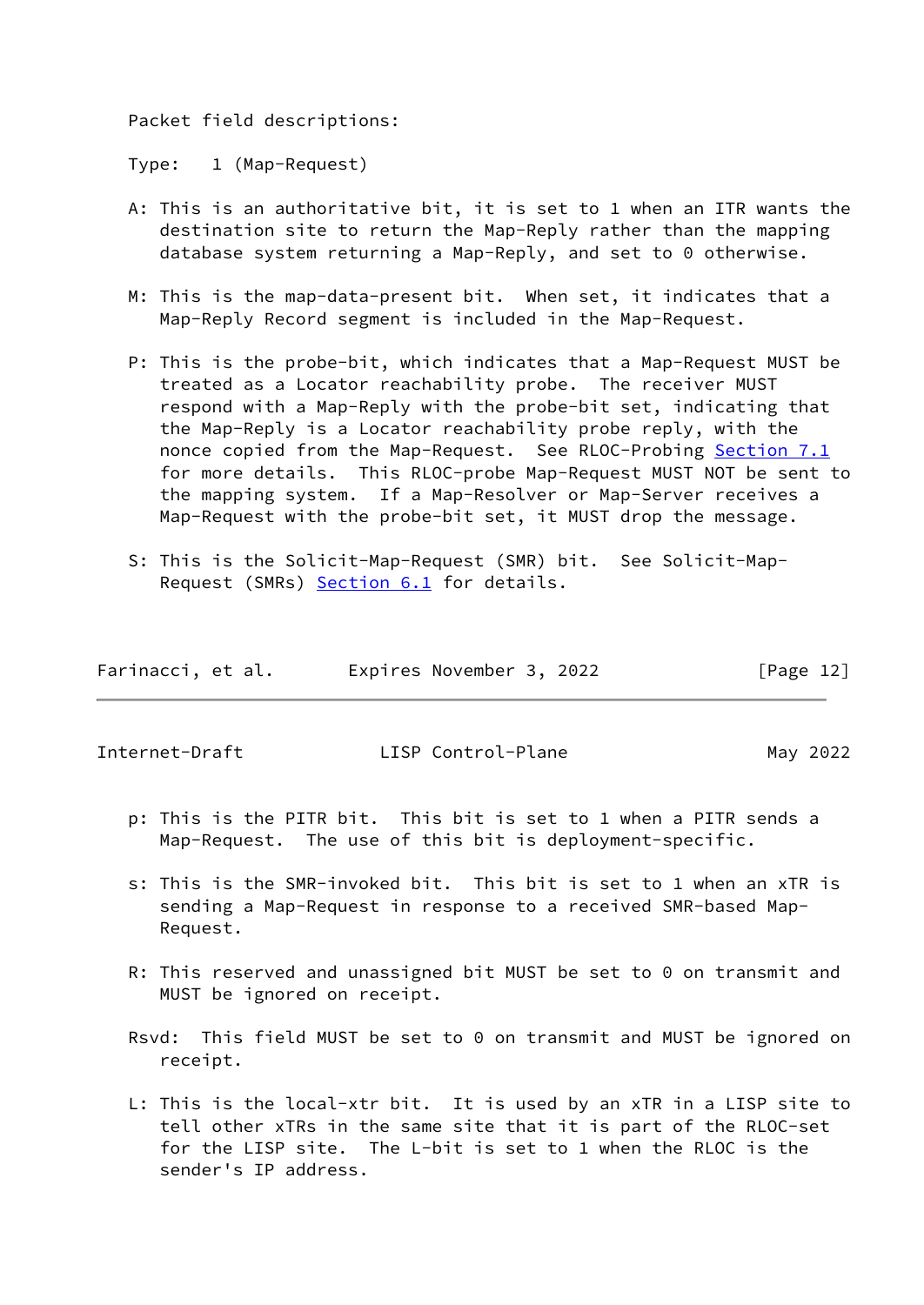Packet field descriptions:

Type: 1 (Map-Request)

A: This is an authoritative bit, it is set to 1 when an ITR wants the destination site to return the Map-Reply rather than the mapping database system returning a Map-Reply, and set to 0 otherwise.

M: This is the map-data-present bit. When set, it indicates that a Map-Reply Record segment is included in the Map-Request.

P: This is the probe-bit, which indicates that a Map-Request MUST be treated as a Locator reachability probe. The receiver MUST respond with a Map-Reply with the probe-bit set, indicating that the Map-Reply is a Locator reachability probe reply, with the nonce copied from the Map-Request. See RLOC-Probing Section 7.1 for more details. This RLOC-probe Map-Request MUST NOT be sent to the mapping system. If a Map-Resolver or Map-Server receives a Map-Request with the probe-bit set, it MUST drop the message.

S: This is the Solicit-Map-Request (SMR) bit. See Solicit-Map-Request (SMRs) Section 6.1 for details.

p: This is the PITR bit. This bit is set to 1 when a PITR sends a Map-Request. The use of this bit is deployment-specific.

s: This is the SMR-invoked bit. This bit is set to 1 when an xTR is sending a Map-Request in response to a received SMR-based Map-Request.

R: This reserved and unassigned bit MUST be set to 0 on transmit and MUST be ignored on receipt.

Rsvd: This field MUST be set to 0 on transmit and MUST be ignored on receipt.

L: This is the local-xtr bit. It is used by an xTR in a LISP site to tell other xTRs in the same site that it is part of the RLOC-set for the LISP site. The L-bit is set to 1 when the RLOC is the sender's IP address.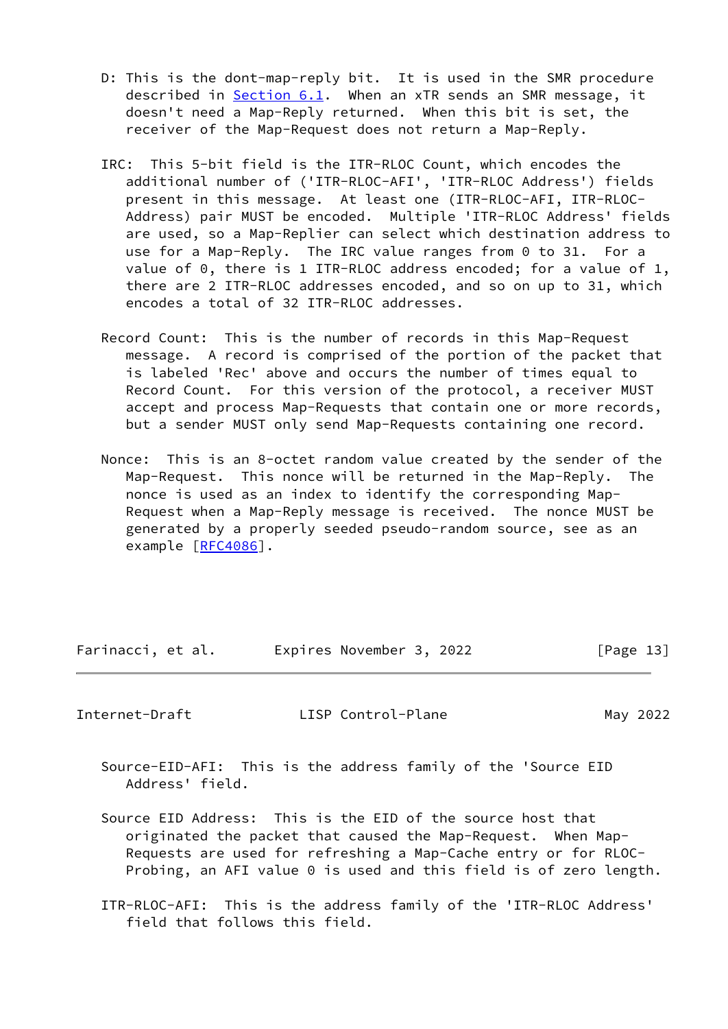D: This is the dont-map-reply bit. It is used in the SMR procedure described in Section 6.1. When an xTR sends an SMR message, it doesn't need a Map-Reply returned. When this bit is set, the receiver of the Map-Request does not return a Map-Reply.

IRC: This 5-bit field is the ITR-RLOC Count, which encodes the additional number of ('ITR-RLOC-AFI', 'ITR-RLOC Address') fields present in this message. At least one (ITR-RLOC-AFI, ITR-RLOC-Address) pair MUST be encoded. Multiple 'ITR-RLOC Address' fields are used, so a Map-Replier can select which destination address to use for a Map-Reply. The IRC value ranges from 0 to 31. For a value of 0, there is 1 ITR-RLOC address encoded; for a value of 1, there are 2 ITR-RLOC addresses encoded, and so on up to 31, which encodes a total of 32 ITR-RLOC addresses.

Record Count: This is the number of records in this Map-Request message. A record is comprised of the portion of the packet that is labeled 'Rec' above and occurs the number of times equal to Record Count. For this version of the protocol, a receiver MUST accept and process Map-Requests that contain one or more records, but a sender MUST only send Map-Requests containing one record.

Nonce: This is an 8-octet random value created by the sender of the Map-Request. This nonce will be returned in the Map-Reply. The nonce is used as an index to identify the corresponding Map-Request when a Map-Reply message is received. The nonce MUST be generated by a properly seeded pseudo-random source, see as an example [RFC4086].

Source-EID-AFI: This is the address family of the 'Source EID Address' field.

Source EID Address: This is the EID of the source host that originated the packet that caused the Map-Request. When Map-Requests are used for refreshing a Map-Cache entry or for RLOC-Probing, an AFI value 0 is used and this field is of zero length.

ITR-RLOC-AFI: This is the address family of the 'ITR-RLOC Address' field that follows this field.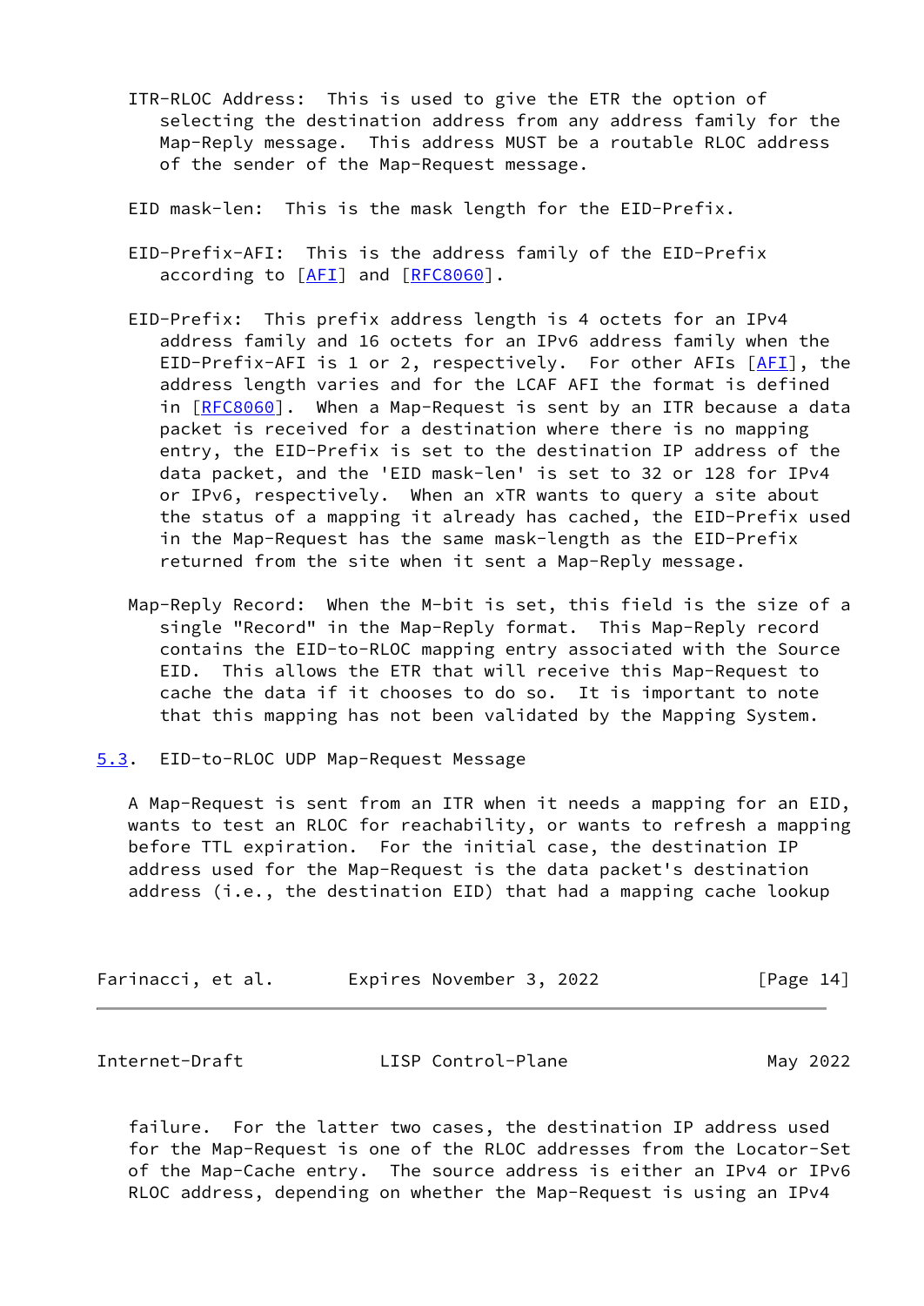ITR-RLOC Address: This is used to give the ETR the option of selecting the destination address from any address family for the Map-Reply message. This address MUST be a routable RLOC address of the sender of the Map-Request message.

EID mask-len: This is the mask length for the EID-Prefix.

EID-Prefix-AFI: This is the address family of the EID-Prefix according to [AFI] and [RFC8060].

EID-Prefix: This prefix address length is 4 octets for an IPv4 address family and 16 octets for an IPv6 address family when the EID-Prefix-AFI is 1 or 2, respectively. For other AFIs [AFI], the address length varies and for the LCAF AFI the format is defined in [RFC8060]. When a Map-Request is sent by an ITR because a data packet is received for a destination where there is no mapping entry, the EID-Prefix is set to the destination IP address of the data packet, and the 'EID mask-len' is set to 32 or 128 for IPv4 or IPv6, respectively. When an xTR wants to query a site about the status of a mapping it already has cached, the EID-Prefix used in the Map-Request has the same mask-length as the EID-Prefix returned from the site when it sent a Map-Reply message.

Map-Reply Record: When the M-bit is set, this field is the size of a single "Record" in the Map-Reply format. This Map-Reply record contains the EID-to-RLOC mapping entry associated with the Source EID. This allows the ETR that will receive this Map-Request to cache the data if it chooses to do so. It is important to note that this mapping has not been validated by the Mapping System.

## 5.3. EID-to-RLOC UDP Map-Request Message

A Map-Request is sent from an ITR when it needs a mapping for an EID, wants to test an RLOC for reachability, or wants to refresh a mapping before TTL expiration. For the initial case, the destination IP address used for the Map-Request is the data packet's destination address (i.e., the destination EID) that had a mapping cache lookup failure. For the latter two cases, the destination IP address used for the Map-Request is one of the RLOC addresses from the Locator-Set of the Map-Cache entry. The source address is either an IPv4 or IPv6 RLOC address, depending on whether the Map-Request is using an IPv4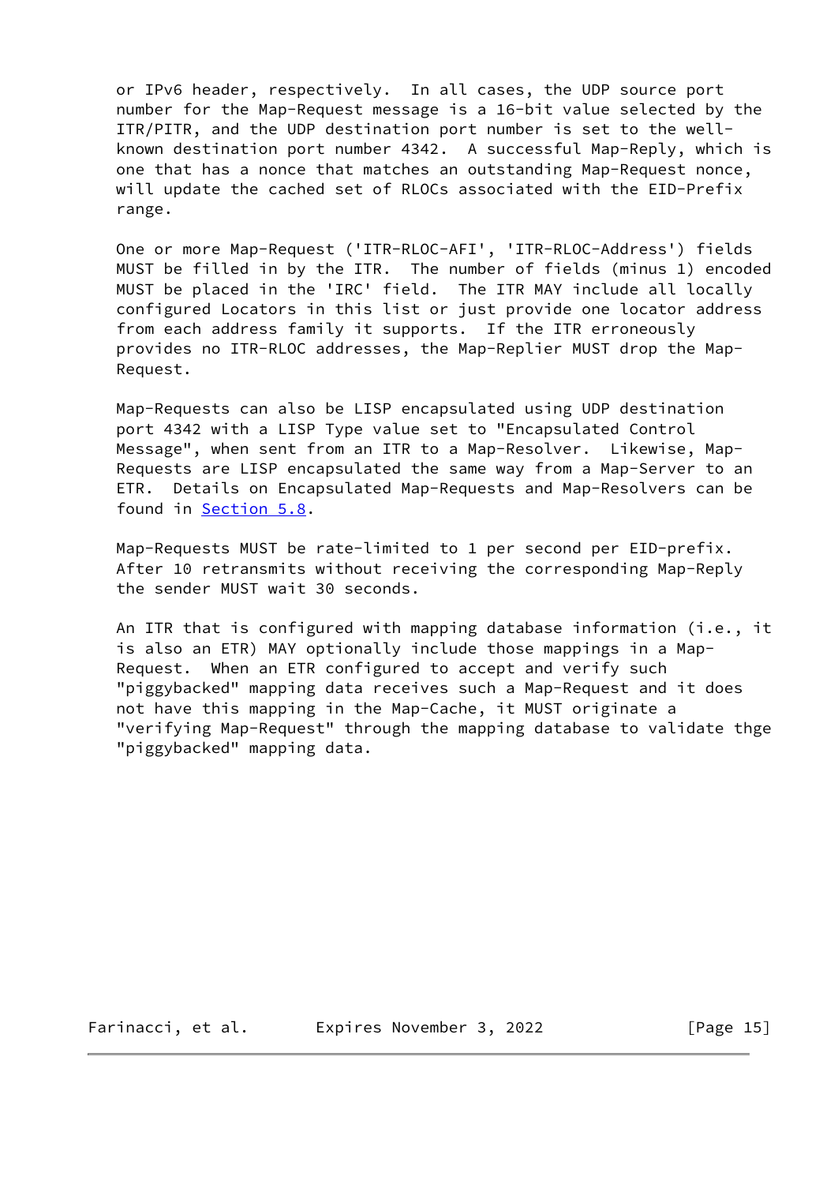or IPv6 header, respectively. In all cases, the UDP source port number for the Map-Request message is a 16-bit value selected by the ITR/PITR, and the UDP destination port number is set to the well-known destination port number 4342. A successful Map-Reply, which is one that has a nonce that matches an outstanding Map-Request nonce, will update the cached set of RLOCs associated with the EID-Prefix range.

One or more Map-Request ('ITR-RLOC-AFI', 'ITR-RLOC-Address') fields MUST be filled in by the ITR. The number of fields (minus 1) encoded MUST be placed in the 'IRC' field. The ITR MAY include all locally configured Locators in this list or just provide one locator address from each address family it supports. If the ITR erroneously provides no ITR-RLOC addresses, the Map-Replier MUST drop the Map-Request.

Map-Requests can also be LISP encapsulated using UDP destination port 4342 with a LISP Type value set to "Encapsulated Control Message", when sent from an ITR to a Map-Resolver. Likewise, Map-Requests are LISP encapsulated the same way from a Map-Server to an ETR. Details on Encapsulated Map-Requests and Map-Resolvers can be found in Section 5.8.

Map-Requests MUST be rate-limited to 1 per second per EID-prefix. After 10 retransmits without receiving the corresponding Map-Reply the sender MUST wait 30 seconds.

An ITR that is configured with mapping database information (i.e., it is also an ETR) MAY optionally include those mappings in a Map-Request. When an ETR configured to accept and verify such "piggybacked" mapping data receives such a Map-Request and it does not have this mapping in the Map-Cache, it MUST originate a "verifying Map-Request" through the mapping database to validate thge "piggybacked" mapping data.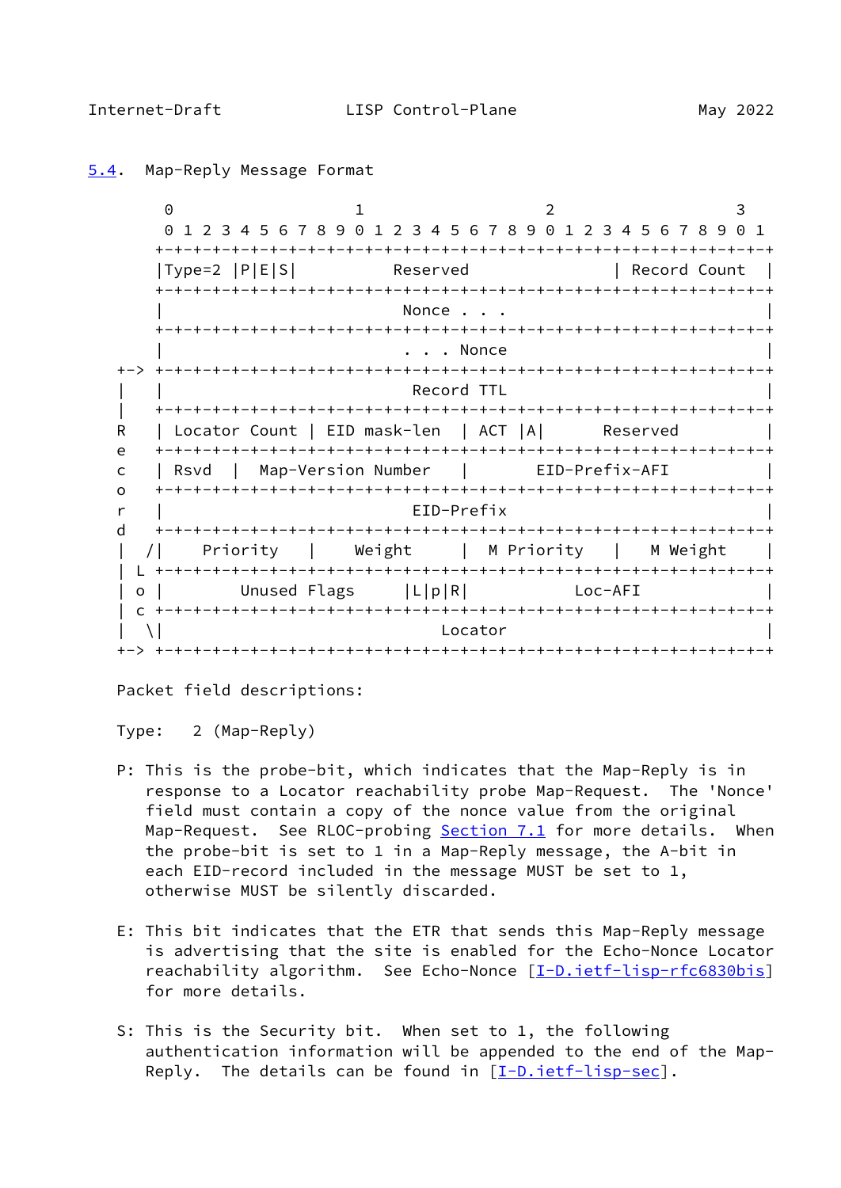### 5.4. Map-Reply Message Format

```
        0                   1                   2                   3
        0 1 2 3 4 5 6 7 8 9 0 1 2 3 4 5 6 7 8 9 0 1 2 3 4 5 6 7 8 9 0 1
       +-+-+-+-+-+-+-+-+-+-+-+-+-+-+-+-+-+-+-+-+-+-+-+-+-+-+-+-+-+-+-+-+
       |Type=2 |P|E|S|          Reserved               | Record Count  |
       +-+-+-+-+-+-+-+-+-+-+-+-+-+-+-+-+-+-+-+-+-+-+-+-+-+-+-+-+-+-+-+-+
       |                         Nonce . . .                           |
       +-+-+-+-+-+-+-+-+-+-+-+-+-+-+-+-+-+-+-+-+-+-+-+-+-+-+-+-+-+-+-+-+
       |                         . . . Nonce                           |
   +-> +-+-+-+-+-+-+-+-+-+-+-+-+-+-+-+-+-+-+-+-+-+-+-+-+-+-+-+-+-+-+-+-+
   |   |                          Record TTL                           |
   |   +-+-+-+-+-+-+-+-+-+-+-+-+-+-+-+-+-+-+-+-+-+-+-+-+-+-+-+-+-+-+-+-+
   R   | Locator Count | EID mask-len  | ACT |A|      Reserved         |
   e   +-+-+-+-+-+-+-+-+-+-+-+-+-+-+-+-+-+-+-+-+-+-+-+-+-+-+-+-+-+-+-+-+
   c   | Rsvd  |  Map-Version Number   |       EID-Prefix-AFI          |
   o   +-+-+-+-+-+-+-+-+-+-+-+-+-+-+-+-+-+-+-+-+-+-+-+-+-+-+-+-+-+-+-+-+
   r   |                          EID-Prefix                           |
   d   +-+-+-+-+-+-+-+-+-+-+-+-+-+-+-+-+-+-+-+-+-+-+-+-+-+-+-+-+-+-+-+-+
   |  /|    Priority   |    Weight     |  M Priority   |   M Weight    |
   | L +-+-+-+-+-+-+-+-+-+-+-+-+-+-+-+-+-+-+-+-+-+-+-+-+-+-+-+-+-+-+-+-+
   | o |        Unused Flags     |L|p|R|           Loc-AFI             |
   | c +-+-+-+-+-+-+-+-+-+-+-+-+-+-+-+-+-+-+-+-+-+-+-+-+-+-+-+-+-+-+-+-+
   |  \|                            Locator                            |
   +-> +-+-+-+-+-+-+-+-+-+-+-+-+-+-+-+-+-+-+-+-+-+-+-+-+-+-+-+-+-+-+-+-+
```

Packet field descriptions:

Type: 2 (Map-Reply)

P: This is the probe-bit, which indicates that the Map-Reply is in response to a Locator reachability probe Map-Request. The 'Nonce' field must contain a copy of the nonce value from the original Map-Request. See RLOC-probing Section 7.1 for more details. When the probe-bit is set to 1 in a Map-Reply message, the A-bit in each EID-record included in the message MUST be set to 1, otherwise MUST be silently discarded.

E: This bit indicates that the ETR that sends this Map-Reply message is advertising that the site is enabled for the Echo-Nonce Locator reachability algorithm. See Echo-Nonce [I-D.ietf-lisp-rfc6830bis] for more details.

S: This is the Security bit. When set to 1, the following authentication information will be appended to the end of the Map-Reply. The details can be found in [I-D.ietf-lisp-sec].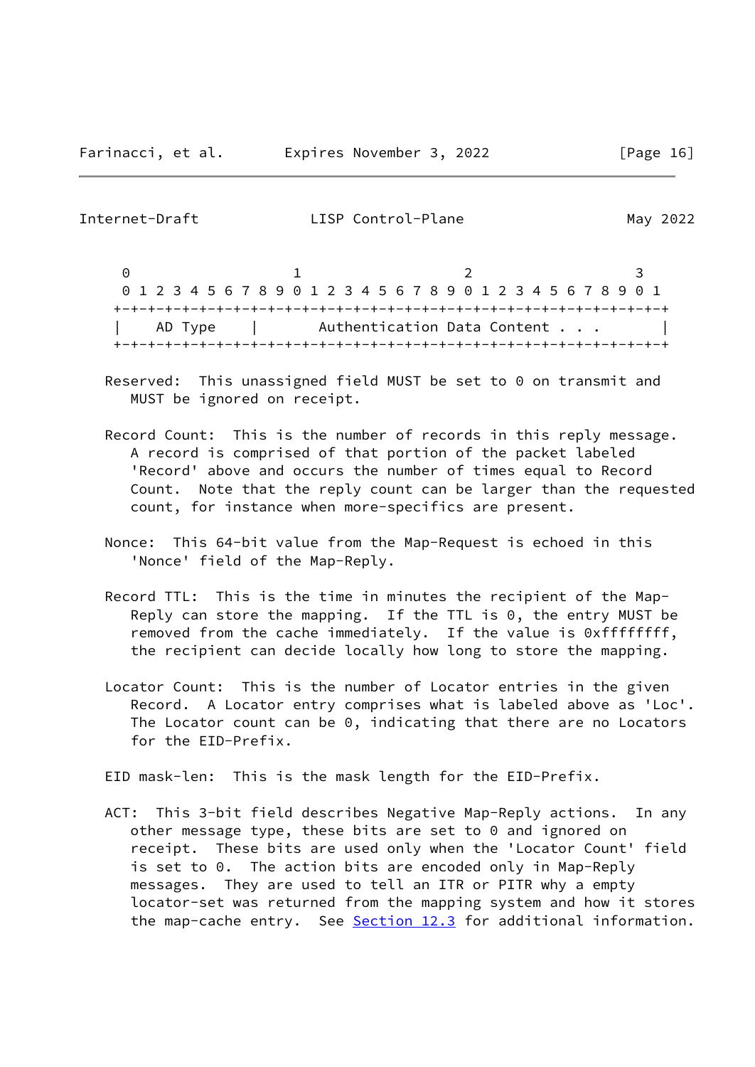```
     0                   1                   2                   3
     0 1 2 3 4 5 6 7 8 9 0 1 2 3 4 5 6 7 8 9 0 1 2 3 4 5 6 7 8 9 0 1
    +-+-+-+-+-+-+-+-+-+-+-+-+-+-+-+-+-+-+-+-+-+-+-+-+-+-+-+-+-+-+-+-+
    |   AD Type     |       Authentication Data Content . . .       |
    +-+-+-+-+-+-+-+-+-+-+-+-+-+-+-+-+-+-+-+-+-+-+-+-+-+-+-+-+-+-+-+-+
```

Reserved: This unassigned field MUST be set to 0 on transmit and MUST be ignored on receipt.

Record Count: This is the number of records in this reply message. A record is comprised of that portion of the packet labeled 'Record' above and occurs the number of times equal to Record Count. Note that the reply count can be larger than the requested count, for instance when more-specifics are present.

Nonce: This 64-bit value from the Map-Request is echoed in this 'Nonce' field of the Map-Reply.

Record TTL: This is the time in minutes the recipient of the Map-Reply can store the mapping. If the TTL is 0, the entry MUST be removed from the cache immediately. If the value is 0xffffffff, the recipient can decide locally how long to store the mapping.

Locator Count: This is the number of Locator entries in the given Record. A Locator entry comprises what is labeled above as 'Loc'. The Locator count can be 0, indicating that there are no Locators for the EID-Prefix.

EID mask-len: This is the mask length for the EID-Prefix.

ACT: This 3-bit field describes Negative Map-Reply actions. In any other message type, these bits are set to 0 and ignored on receipt. These bits are used only when the 'Locator Count' field is set to 0. The action bits are encoded only in Map-Reply messages. They are used to tell an ITR or PITR why a empty locator-set was returned from the mapping system and how it stores the map-cache entry. See Section 12.3 for additional information.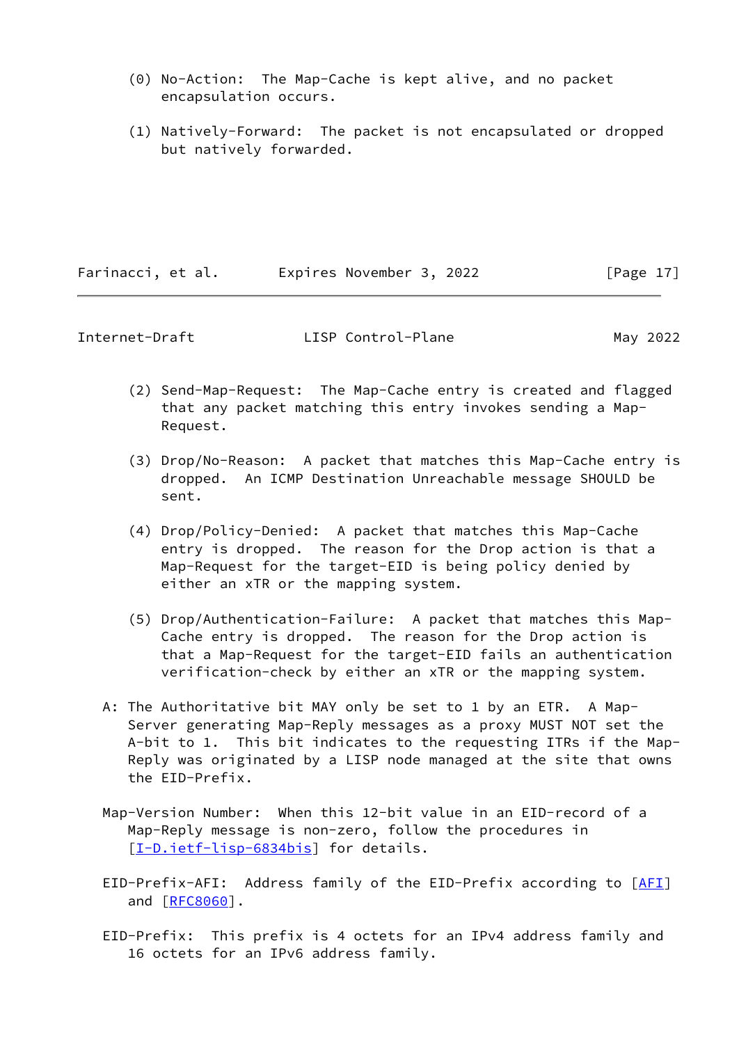(0) No-Action: The Map-Cache is kept alive, and no packet encapsulation occurs.

(1) Natively-Forward: The packet is not encapsulated or dropped but natively forwarded.

(2) Send-Map-Request: The Map-Cache entry is created and flagged that any packet matching this entry invokes sending a Map-Request.

(3) Drop/No-Reason: A packet that matches this Map-Cache entry is dropped. An ICMP Destination Unreachable message SHOULD be sent.

(4) Drop/Policy-Denied: A packet that matches this Map-Cache entry is dropped. The reason for the Drop action is that a Map-Request for the target-EID is being policy denied by either an xTR or the mapping system.

(5) Drop/Authentication-Failure: A packet that matches this Map-Cache entry is dropped. The reason for the Drop action is that a Map-Request for the target-EID fails an authentication verification-check by either an xTR or the mapping system.

A: The Authoritative bit MAY only be set to 1 by an ETR. A Map-Server generating Map-Reply messages as a proxy MUST NOT set the A-bit to 1. This bit indicates to the requesting ITRs if the Map-Reply was originated by a LISP node managed at the site that owns the EID-Prefix.

Map-Version Number: When this 12-bit value in an EID-record of a Map-Reply message is non-zero, follow the procedures in [I-D.ietf-lisp-6834bis] for details.

EID-Prefix-AFI: Address family of the EID-Prefix according to [AFI] and [RFC8060].

EID-Prefix: This prefix is 4 octets for an IPv4 address family and 16 octets for an IPv6 address family.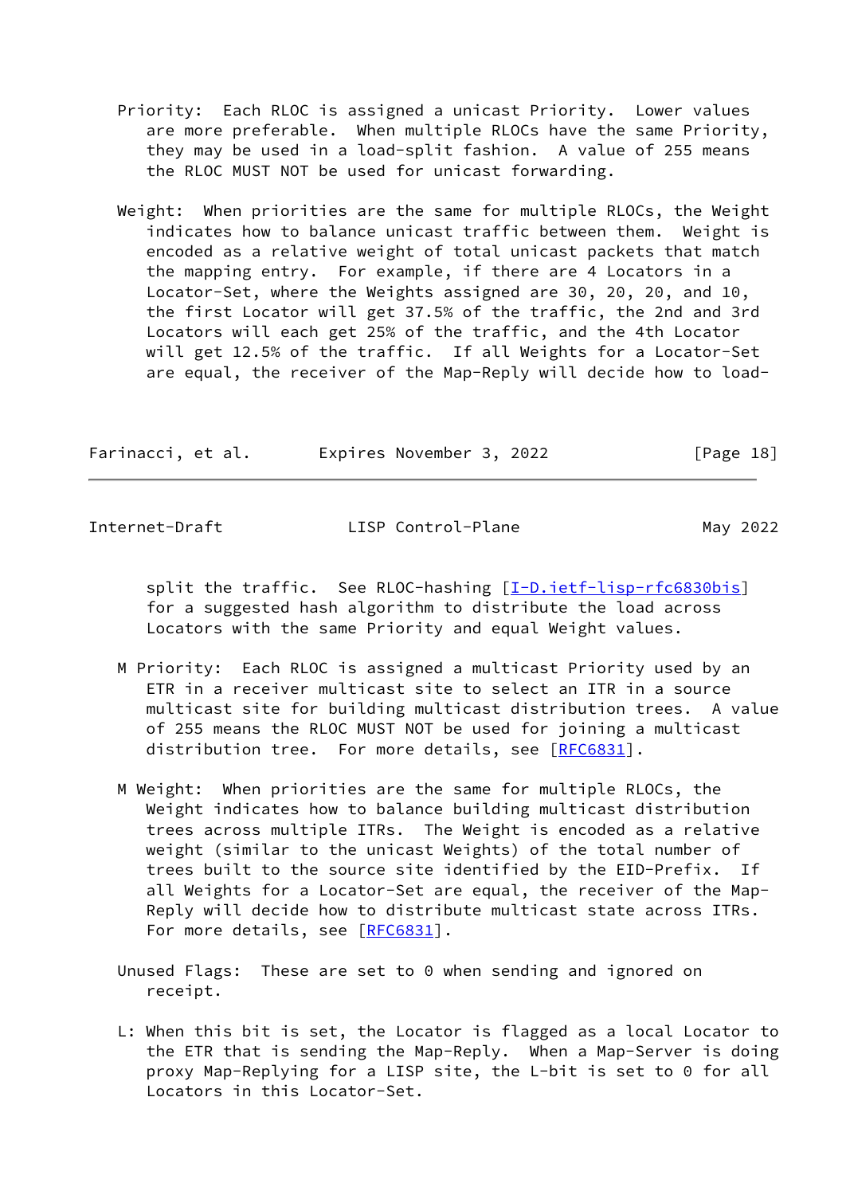Priority: Each RLOC is assigned a unicast Priority. Lower values are more preferable. When multiple RLOCs have the same Priority, they may be used in a load-split fashion. A value of 255 means the RLOC MUST NOT be used for unicast forwarding.

Weight: When priorities are the same for multiple RLOCs, the Weight indicates how to balance unicast traffic between them. Weight is encoded as a relative weight of total unicast packets that match the mapping entry. For example, if there are 4 Locators in a Locator-Set, where the Weights assigned are 30, 20, 20, and 10, the first Locator will get 37.5% of the traffic, the 2nd and 3rd Locators will each get 25% of the traffic, and the 4th Locator will get 12.5% of the traffic. If all Weights for a Locator-Set are equal, the receiver of the Map-Reply will decide how to load-split the traffic. See RLOC-hashing [I-D.ietf-lisp-rfc6830bis] for a suggested hash algorithm to distribute the load across Locators with the same Priority and equal Weight values.

M Priority: Each RLOC is assigned a multicast Priority used by an ETR in a receiver multicast site to select an ITR in a source multicast site for building multicast distribution trees. A value of 255 means the RLOC MUST NOT be used for joining a multicast distribution tree. For more details, see [RFC6831].

M Weight: When priorities are the same for multiple RLOCs, the Weight indicates how to balance building multicast distribution trees across multiple ITRs. The Weight is encoded as a relative weight (similar to the unicast Weights) of the total number of trees built to the source site identified by the EID-Prefix. If all Weights for a Locator-Set are equal, the receiver of the Map-Reply will decide how to distribute multicast state across ITRs. For more details, see [RFC6831].

Unused Flags: These are set to 0 when sending and ignored on receipt.

L: When this bit is set, the Locator is flagged as a local Locator to the ETR that is sending the Map-Reply. When a Map-Server is doing proxy Map-Replying for a LISP site, the L-bit is set to 0 for all Locators in this Locator-Set.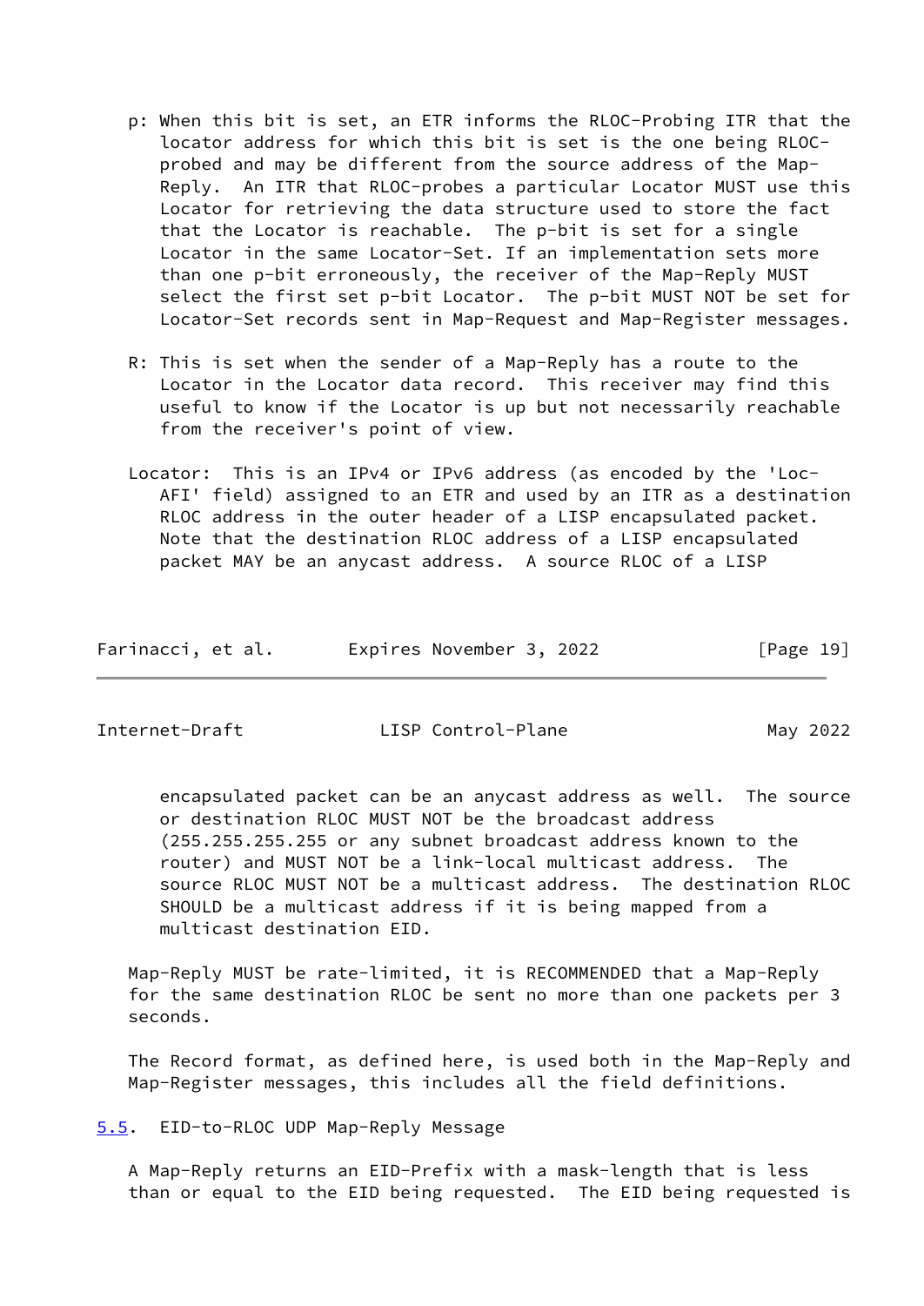p: When this bit is set, an ETR informs the RLOC-Probing ITR that the locator address for which this bit is set is the one being RLOC-probed and may be different from the source address of the Map-Reply. An ITR that RLOC-probes a particular Locator MUST use this Locator for retrieving the data structure used to store the fact that the Locator is reachable. The p-bit is set for a single Locator in the same Locator-Set. If an implementation sets more than one p-bit erroneously, the receiver of the Map-Reply MUST select the first set p-bit Locator. The p-bit MUST NOT be set for Locator-Set records sent in Map-Request and Map-Register messages.

R: This is set when the sender of a Map-Reply has a route to the Locator in the Locator data record. This receiver may find this useful to know if the Locator is up but not necessarily reachable from the receiver's point of view.

Locator: This is an IPv4 or IPv6 address (as encoded by the 'Loc-AFI' field) assigned to an ETR and used by an ITR as a destination RLOC address in the outer header of a LISP encapsulated packet. Note that the destination RLOC address of a LISP encapsulated packet MAY be an anycast address. A source RLOC of a LISP encapsulated packet can be an anycast address as well. The source or destination RLOC MUST NOT be the broadcast address (255.255.255.255 or any subnet broadcast address known to the router) and MUST NOT be a link-local multicast address. The source RLOC MUST NOT be a multicast address. The destination RLOC SHOULD be a multicast address if it is being mapped from a multicast destination EID.

Map-Reply MUST be rate-limited, it is RECOMMENDED that a Map-Reply for the same destination RLOC be sent no more than one packets per 3 seconds.

The Record format, as defined here, is used both in the Map-Reply and Map-Register messages, this includes all the field definitions.

## 5.5. EID-to-RLOC UDP Map-Reply Message

A Map-Reply returns an EID-Prefix with a mask-length that is less than or equal to the EID being requested. The EID being requested is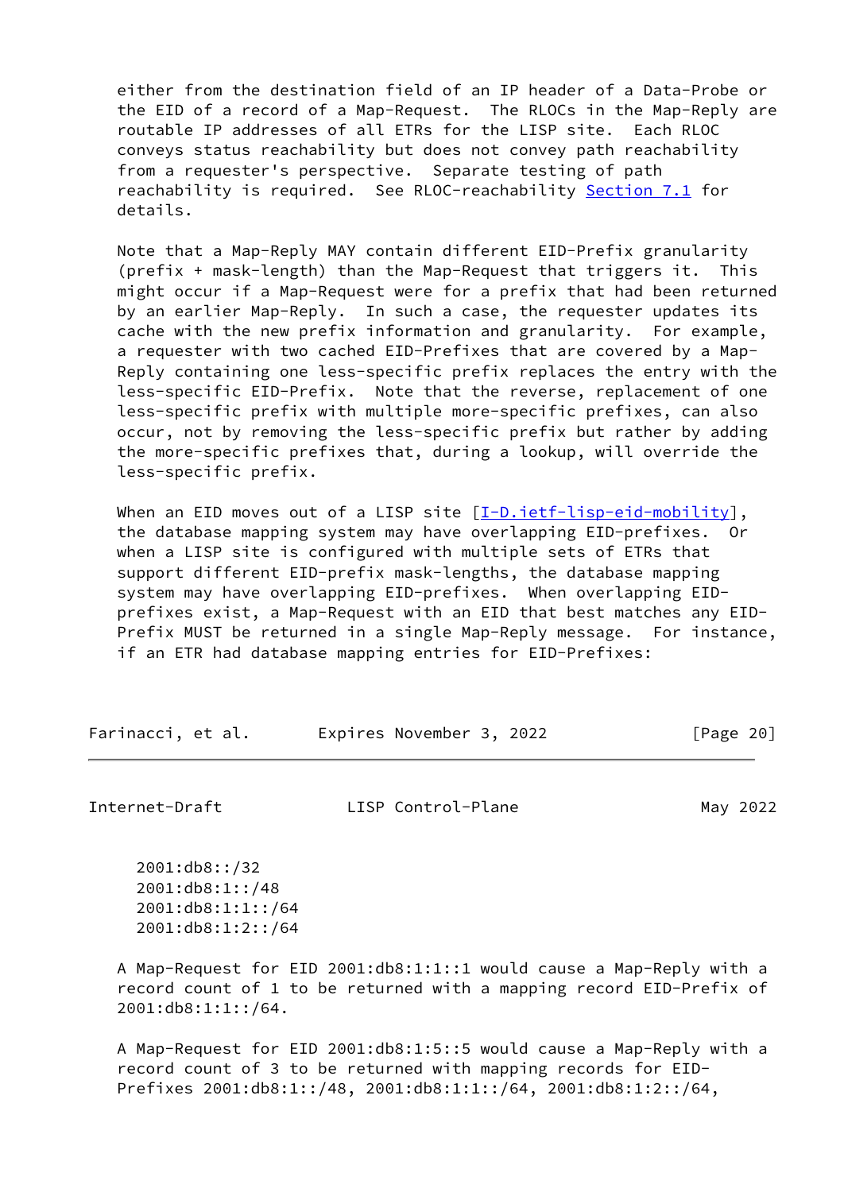either from the destination field of an IP header of a Data-Probe or the EID of a record of a Map-Request. The RLOCs in the Map-Reply are routable IP addresses of all ETRs for the LISP site. Each RLOC conveys status reachability but does not convey path reachability from a requester's perspective. Separate testing of path reachability is required. See RLOC-reachability Section 7.1 for details.

Note that a Map-Reply MAY contain different EID-Prefix granularity (prefix + mask-length) than the Map-Request that triggers it. This might occur if a Map-Request were for a prefix that had been returned by an earlier Map-Reply. In such a case, the requester updates its cache with the new prefix information and granularity. For example, a requester with two cached EID-Prefixes that are covered by a Map-Reply containing one less-specific prefix replaces the entry with the less-specific EID-Prefix. Note that the reverse, replacement of one less-specific prefix with multiple more-specific prefixes, can also occur, not by removing the less-specific prefix but rather by adding the more-specific prefixes that, during a lookup, will override the less-specific prefix.

When an EID moves out of a LISP site [I-D.ietf-lisp-eid-mobility], the database mapping system may have overlapping EID-prefixes. Or when a LISP site is configured with multiple sets of ETRs that support different EID-prefix mask-lengths, the database mapping system may have overlapping EID-prefixes. When overlapping EID-prefixes exist, a Map-Request with an EID that best matches any EID-Prefix MUST be returned in a single Map-Reply message. For instance, if an ETR had database mapping entries for EID-Prefixes:

```
2001:db8::/32
2001:db8:1::/48
2001:db8:1:1::/64
2001:db8:1:2::/64
```

A Map-Request for EID 2001:db8:1:1::1 would cause a Map-Reply with a record count of 1 to be returned with a mapping record EID-Prefix of 2001:db8:1:1::/64.

A Map-Request for EID 2001:db8:1:5::5 would cause a Map-Reply with a record count of 3 to be returned with mapping records for EID-Prefixes 2001:db8:1::/48, 2001:db8:1:1::/64, 2001:db8:1:2::/64,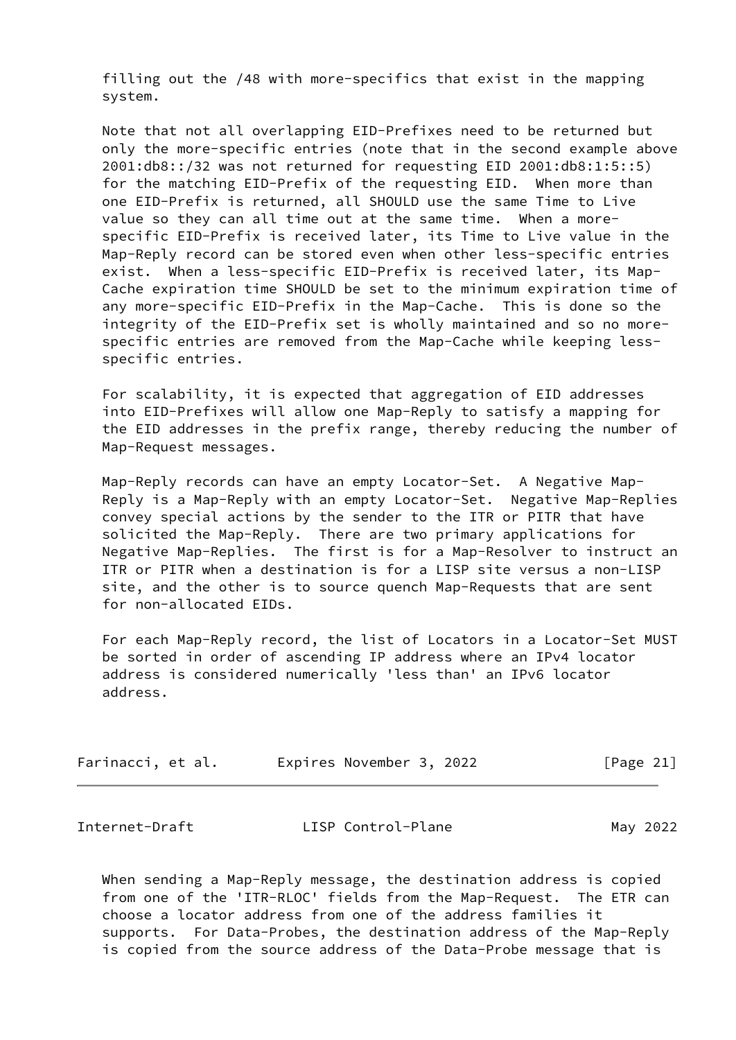filling out the /48 with more-specifics that exist in the mapping system.

Note that not all overlapping EID-Prefixes need to be returned but only the more-specific entries (note that in the second example above 2001:db8::/32 was not returned for requesting EID 2001:db8:1:5::5) for the matching EID-Prefix of the requesting EID. When more than one EID-Prefix is returned, all SHOULD use the same Time to Live value so they can all time out at the same time. When a more-specific EID-Prefix is received later, its Time to Live value in the Map-Reply record can be stored even when other less-specific entries exist. When a less-specific EID-Prefix is received later, its Map-Cache expiration time SHOULD be set to the minimum expiration time of any more-specific EID-Prefix in the Map-Cache. This is done so the integrity of the EID-Prefix set is wholly maintained and so no more-specific entries are removed from the Map-Cache while keeping less-specific entries.

For scalability, it is expected that aggregation of EID addresses into EID-Prefixes will allow one Map-Reply to satisfy a mapping for the EID addresses in the prefix range, thereby reducing the number of Map-Request messages.

Map-Reply records can have an empty Locator-Set. A Negative Map-Reply is a Map-Reply with an empty Locator-Set. Negative Map-Replies convey special actions by the sender to the ITR or PITR that have solicited the Map-Reply. There are two primary applications for Negative Map-Replies. The first is for a Map-Resolver to instruct an ITR or PITR when a destination is for a LISP site versus a non-LISP site, and the other is to source quench Map-Requests that are sent for non-allocated EIDs.

For each Map-Reply record, the list of Locators in a Locator-Set MUST be sorted in order of ascending IP address where an IPv4 locator address is considered numerically 'less than' an IPv6 locator address.

When sending a Map-Reply message, the destination address is copied from one of the 'ITR-RLOC' fields from the Map-Request. The ETR can choose a locator address from one of the address families it supports. For Data-Probes, the destination address of the Map-Reply is copied from the source address of the Data-Probe message that is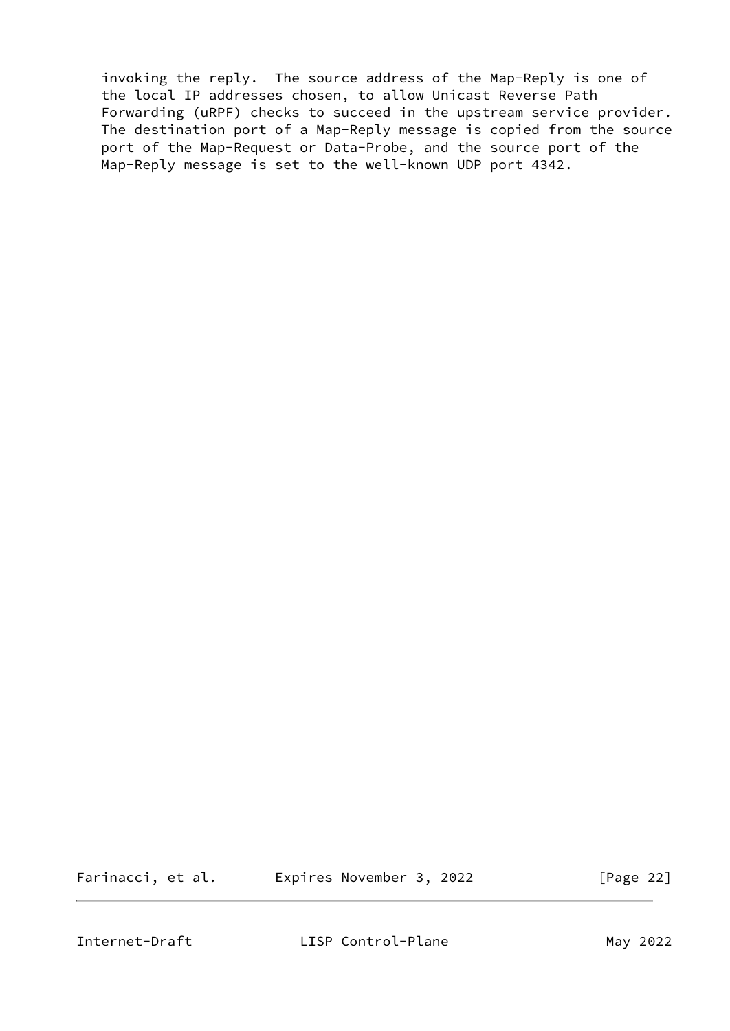invoking the reply. The source address of the Map-Reply is one of the local IP addresses chosen, to allow Unicast Reverse Path Forwarding (uRPF) checks to succeed in the upstream service provider. The destination port of a Map-Reply message is copied from the source port of the Map-Request or Data-Probe, and the source port of the Map-Reply message is set to the well-known UDP port 4342.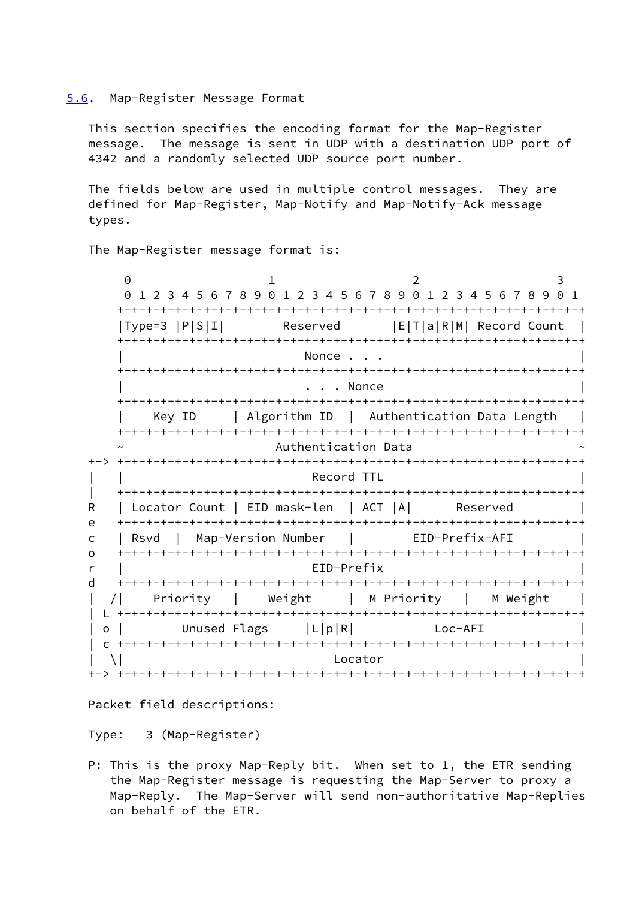## 5.6. Map-Register Message Format

This section specifies the encoding format for the Map-Register message. The message is sent in UDP with a destination UDP port of 4342 and a randomly selected UDP source port number.

The fields below are used in multiple control messages. They are defined for Map-Register, Map-Notify and Map-Notify-Ack message types.

The Map-Register message format is:

```
        0                   1                   2                   3
        0 1 2 3 4 5 6 7 8 9 0 1 2 3 4 5 6 7 8 9 0 1 2 3 4 5 6 7 8 9 0 1
       +-+-+-+-+-+-+-+-+-+-+-+-+-+-+-+-+-+-+-+-+-+-+-+-+-+-+-+-+-+-+-+-+
       |Type=3 |P|S|I|        Reserved       |E|T|a|R|M| Record Count  |
       +-+-+-+-+-+-+-+-+-+-+-+-+-+-+-+-+-+-+-+-+-+-+-+-+-+-+-+-+-+-+-+-+
       |                         Nonce . . .                           |
       +-+-+-+-+-+-+-+-+-+-+-+-+-+-+-+-+-+-+-+-+-+-+-+-+-+-+-+-+-+-+-+-+
       |                         . . . Nonce                           |
       +-+-+-+-+-+-+-+-+-+-+-+-+-+-+-+-+-+-+-+-+-+-+-+-+-+-+-+-+-+-+-+-+
       |    Key ID     | Algorithm ID  |  Authentication Data Length   |
       +-+-+-+-+-+-+-+-+-+-+-+-+-+-+-+-+-+-+-+-+-+-+-+-+-+-+-+-+-+-+-+-+
       ~                     Authentication Data                       ~
   +-> +-+-+-+-+-+-+-+-+-+-+-+-+-+-+-+-+-+-+-+-+-+-+-+-+-+-+-+-+-+-+-+-+
   |   |                          Record TTL                           |
   |   +-+-+-+-+-+-+-+-+-+-+-+-+-+-+-+-+-+-+-+-+-+-+-+-+-+-+-+-+-+-+-+-+
   R   | Locator Count | EID mask-len  | ACT |A|      Reserved         |
   e   +-+-+-+-+-+-+-+-+-+-+-+-+-+-+-+-+-+-+-+-+-+-+-+-+-+-+-+-+-+-+-+-+
   c   | Rsvd  |  Map-Version Number   |        EID-Prefix-AFI         |
   o   +-+-+-+-+-+-+-+-+-+-+-+-+-+-+-+-+-+-+-+-+-+-+-+-+-+-+-+-+-+-+-+-+
   r   |                          EID-Prefix                           |
   d   +-+-+-+-+-+-+-+-+-+-+-+-+-+-+-+-+-+-+-+-+-+-+-+-+-+-+-+-+-+-+-+-+
   |  /|    Priority   |    Weight     |  M Priority   |   M Weight    |
   | L +-+-+-+-+-+-+-+-+-+-+-+-+-+-+-+-+-+-+-+-+-+-+-+-+-+-+-+-+-+-+-+-+
   | o |        Unused Flags     |L|p|R|           Loc-AFI             |
   | c +-+-+-+-+-+-+-+-+-+-+-+-+-+-+-+-+-+-+-+-+-+-+-+-+-+-+-+-+-+-+-+-+
   |  \|                             Locator                           |
   +-> +-+-+-+-+-+-+-+-+-+-+-+-+-+-+-+-+-+-+-+-+-+-+-+-+-+-+-+-+-+-+-+-+
```

Packet field descriptions:

Type: 3 (Map-Register)

P: This is the proxy Map-Reply bit. When set to 1, the ETR sending the Map-Register message is requesting the Map-Server to proxy a Map-Reply. The Map-Server will send non-authoritative Map-Replies on behalf of the ETR.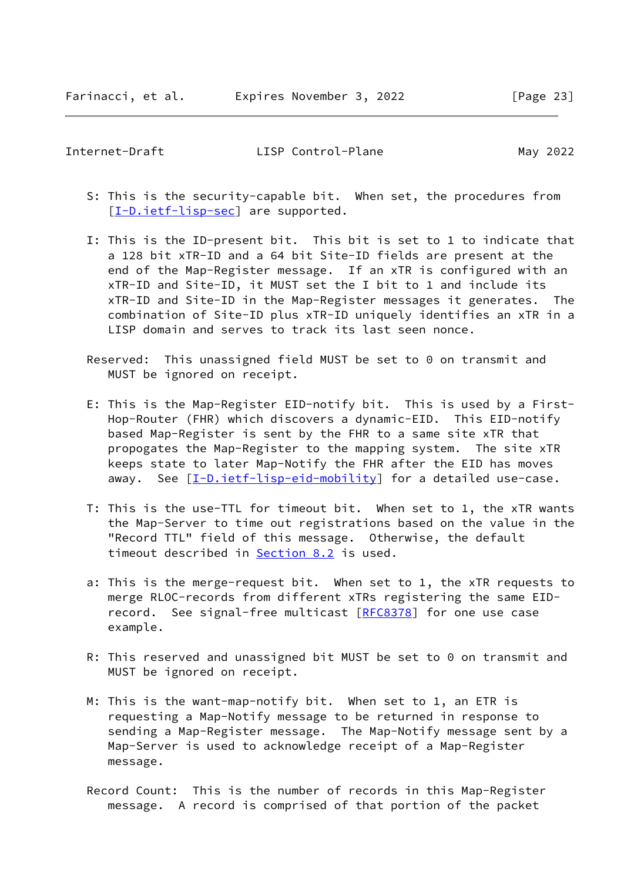S: This is the security-capable bit. When set, the procedures from [I-D.ietf-lisp-sec] are supported.

I: This is the ID-present bit. This bit is set to 1 to indicate that a 128 bit xTR-ID and a 64 bit Site-ID fields are present at the end of the Map-Register message. If an xTR is configured with an xTR-ID and Site-ID, it MUST set the I bit to 1 and include its xTR-ID and Site-ID in the Map-Register messages it generates. The combination of Site-ID plus xTR-ID uniquely identifies an xTR in a LISP domain and serves to track its last seen nonce.

Reserved: This unassigned field MUST be set to 0 on transmit and MUST be ignored on receipt.

E: This is the Map-Register EID-notify bit. This is used by a First-Hop-Router (FHR) which discovers a dynamic-EID. This EID-notify based Map-Register is sent by the FHR to a same site xTR that propogates the Map-Register to the mapping system. The site xTR keeps state to later Map-Notify the FHR after the EID has moves away. See [I-D.ietf-lisp-eid-mobility] for a detailed use-case.

T: This is the use-TTL for timeout bit. When set to 1, the xTR wants the Map-Server to time out registrations based on the value in the "Record TTL" field of this message. Otherwise, the default timeout described in Section 8.2 is used.

a: This is the merge-request bit. When set to 1, the xTR requests to merge RLOC-records from different xTRs registering the same EID-record. See signal-free multicast [RFC8378] for one use case example.

R: This reserved and unassigned bit MUST be set to 0 on transmit and MUST be ignored on receipt.

M: This is the want-map-notify bit. When set to 1, an ETR is requesting a Map-Notify message to be returned in response to sending a Map-Register message. The Map-Notify message sent by a Map-Server is used to acknowledge receipt of a Map-Register message.

Record Count: This is the number of records in this Map-Register message. A record is comprised of that portion of the packet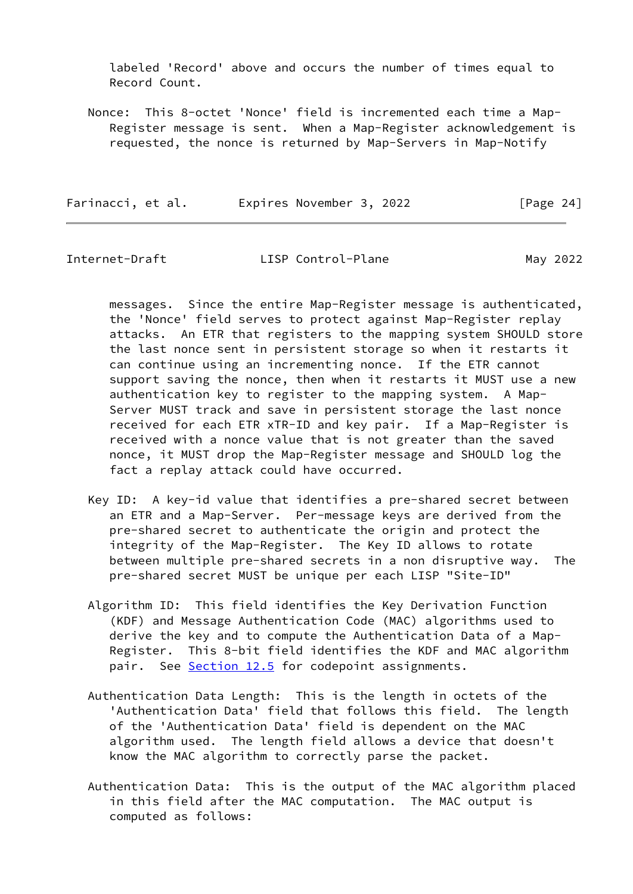labeled 'Record' above and occurs the number of times equal to Record Count.

Nonce: This 8-octet 'Nonce' field is incremented each time a Map-Register message is sent. When a Map-Register acknowledgement is requested, the nonce is returned by Map-Servers in Map-Notify messages. Since the entire Map-Register message is authenticated, the 'Nonce' field serves to protect against Map-Register replay attacks. An ETR that registers to the mapping system SHOULD store the last nonce sent in persistent storage so when it restarts it can continue using an incrementing nonce. If the ETR cannot support saving the nonce, then when it restarts it MUST use a new authentication key to register to the mapping system. A Map-Server MUST track and save in persistent storage the last nonce received for each ETR xTR-ID and key pair. If a Map-Register is received with a nonce value that is not greater than the saved nonce, it MUST drop the Map-Register message and SHOULD log the fact a replay attack could have occurred.

Key ID: A key-id value that identifies a pre-shared secret between an ETR and a Map-Server. Per-message keys are derived from the pre-shared secret to authenticate the origin and protect the integrity of the Map-Register. The Key ID allows to rotate between multiple pre-shared secrets in a non disruptive way. The pre-shared secret MUST be unique per each LISP "Site-ID"

Algorithm ID: This field identifies the Key Derivation Function (KDF) and Message Authentication Code (MAC) algorithms used to derive the key and to compute the Authentication Data of a Map-Register. This 8-bit field identifies the KDF and MAC algorithm pair. See Section 12.5 for codepoint assignments.

Authentication Data Length: This is the length in octets of the 'Authentication Data' field that follows this field. The length of the 'Authentication Data' field is dependent on the MAC algorithm used. The length field allows a device that doesn't know the MAC algorithm to correctly parse the packet.

Authentication Data: This is the output of the MAC algorithm placed in this field after the MAC computation. The MAC output is computed as follows: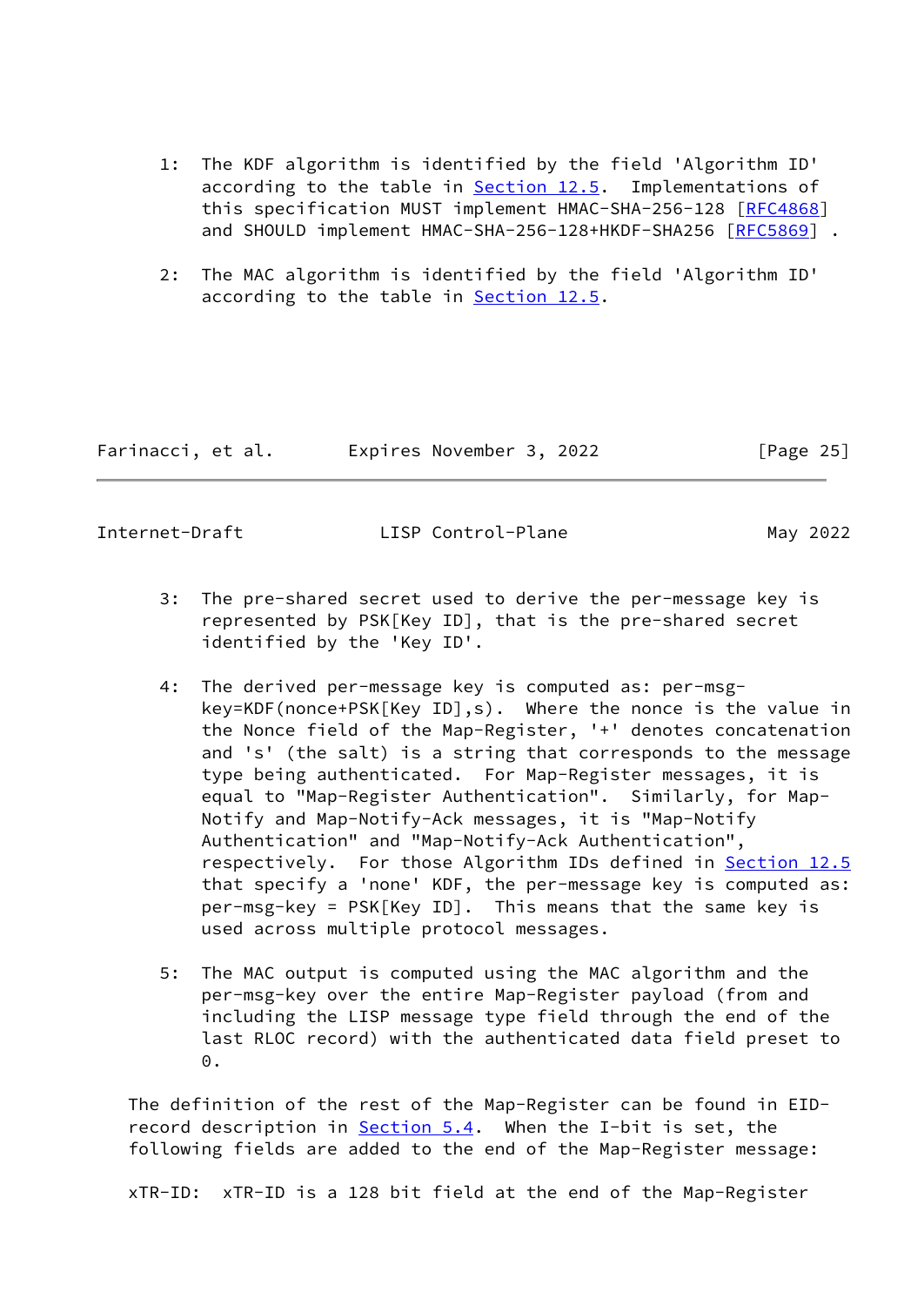1: The KDF algorithm is identified by the field 'Algorithm ID' according to the table in Section 12.5. Implementations of this specification MUST implement HMAC-SHA-256-128 [RFC4868] and SHOULD implement HMAC-SHA-256-128+HKDF-SHA256 [RFC5869] .

2: The MAC algorithm is identified by the field 'Algorithm ID' according to the table in Section 12.5.

3: The pre-shared secret used to derive the per-message key is represented by PSK[Key ID], that is the pre-shared secret identified by the 'Key ID'.

4: The derived per-message key is computed as: per-msg-key=KDF(nonce+PSK[Key ID],s). Where the nonce is the value in the Nonce field of the Map-Register, '+' denotes concatenation and 's' (the salt) is a string that corresponds to the message type being authenticated. For Map-Register messages, it is equal to "Map-Register Authentication". Similarly, for Map-Notify and Map-Notify-Ack messages, it is "Map-Notify Authentication" and "Map-Notify-Ack Authentication", respectively. For those Algorithm IDs defined in Section 12.5 that specify a 'none' KDF, the per-message key is computed as: per-msg-key = PSK[Key ID]. This means that the same key is used across multiple protocol messages.

5: The MAC output is computed using the MAC algorithm and the per-msg-key over the entire Map-Register payload (from and including the LISP message type field through the end of the last RLOC record) with the authenticated data field preset to 0.

The definition of the rest of the Map-Register can be found in EID-record description in Section 5.4. When the I-bit is set, the following fields are added to the end of the Map-Register message:

xTR-ID: xTR-ID is a 128 bit field at the end of the Map-Register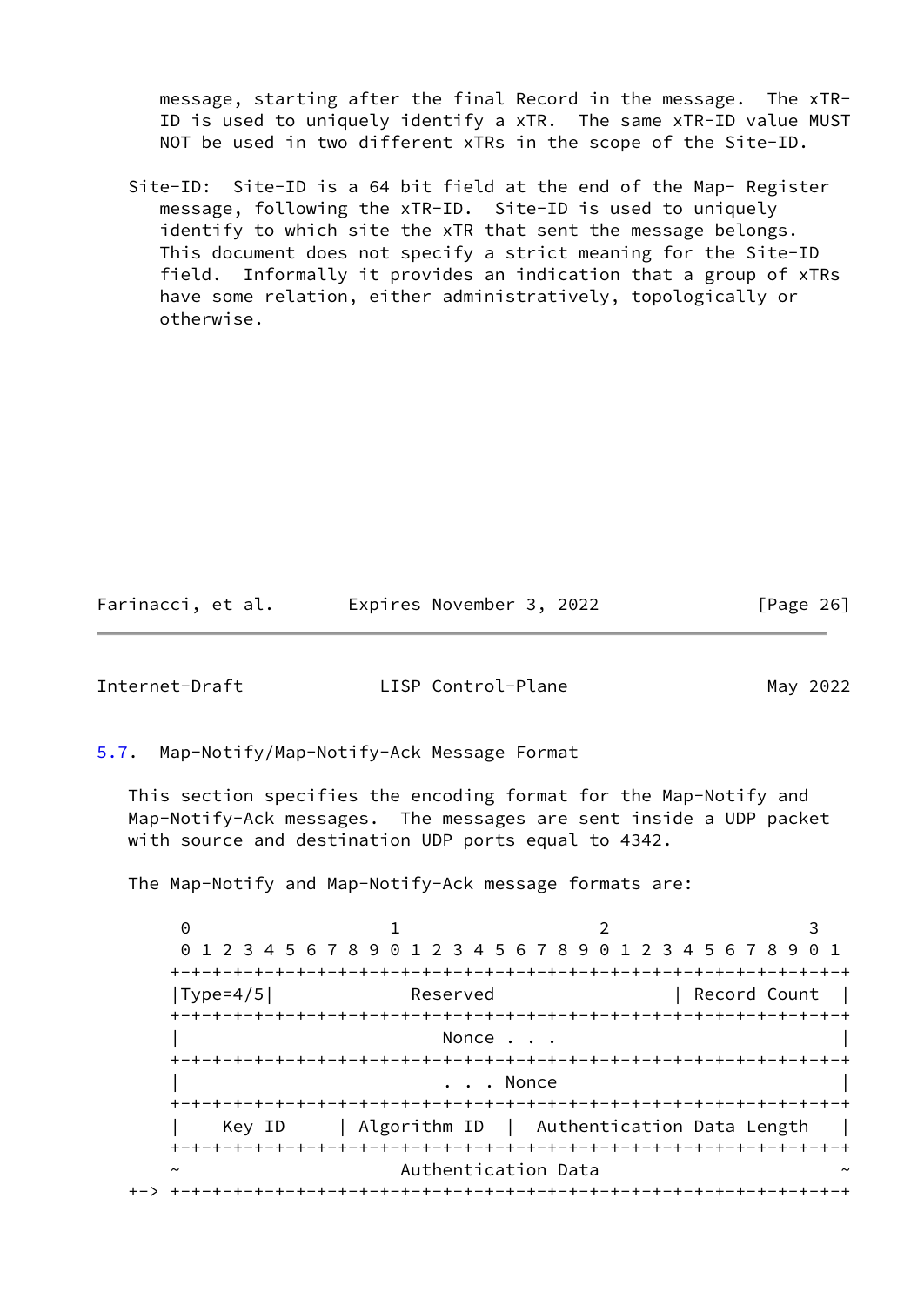message, starting after the final Record in the message. The xTR-ID is used to uniquely identify a xTR. The same xTR-ID value MUST NOT be used in two different xTRs in the scope of the Site-ID.

Site-ID: Site-ID is a 64 bit field at the end of the Map- Register message, following the xTR-ID. Site-ID is used to uniquely identify to which site the xTR that sent the message belongs. This document does not specify a strict meaning for the Site-ID field. Informally it provides an indication that a group of xTRs have some relation, either administratively, topologically or otherwise.

### 5.7. Map-Notify/Map-Notify-Ack Message Format

This section specifies the encoding format for the Map-Notify and Map-Notify-Ack messages. The messages are sent inside a UDP packet with source and destination UDP ports equal to 4342.

The Map-Notify and Map-Notify-Ack message formats are:

```
        0                   1                   2                   3
        0 1 2 3 4 5 6 7 8 9 0 1 2 3 4 5 6 7 8 9 0 1 2 3 4 5 6 7 8 9 0 1
       +-+-+-+-+-+-+-+-+-+-+-+-+-+-+-+-+-+-+-+-+-+-+-+-+-+-+-+-+-+-+-+-+
       |Type=4/5|             Reserved                 | Record Count  |
       +-+-+-+-+-+-+-+-+-+-+-+-+-+-+-+-+-+-+-+-+-+-+-+-+-+-+-+-+-+-+-+-+
       |                         Nonce . . .                           |
       +-+-+-+-+-+-+-+-+-+-+-+-+-+-+-+-+-+-+-+-+-+-+-+-+-+-+-+-+-+-+-+-+
       |                         . . . Nonce                           |
       +-+-+-+-+-+-+-+-+-+-+-+-+-+-+-+-+-+-+-+-+-+-+-+-+-+-+-+-+-+-+-+-+
       |    Key ID     | Algorithm ID  |  Authentication Data Length   |
       +-+-+-+-+-+-+-+-+-+-+-+-+-+-+-+-+-+-+-+-+-+-+-+-+-+-+-+-+-+-+-+-+
       ~                     Authentication Data                       ~
   +-> +-+-+-+-+-+-+-+-+-+-+-+-+-+-+-+-+-+-+-+-+-+-+-+-+-+-+-+-+-+-+-+-+
```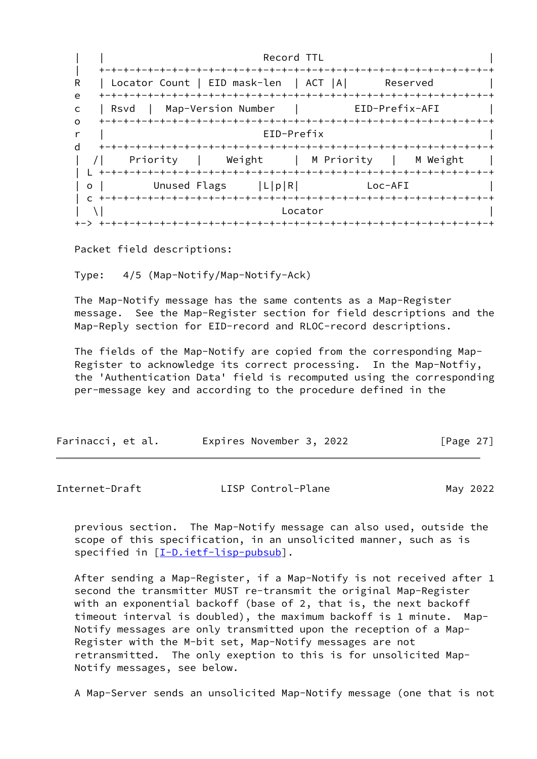```
|   |                          Record TTL                           |
|   +-+-+-+-+-+-+-+-+-+-+-+-+-+-+-+-+-+-+-+-+-+-+-+-+-+-+-+-+-+-+-+-+
R   | Locator Count | EID mask-len  | ACT |A|       Reserved        |
e   +-+-+-+-+-+-+-+-+-+-+-+-+-+-+-+-+-+-+-+-+-+-+-+-+-+-+-+-+-+-+-+-+
c   | Rsvd  |  Map-Version Number   |         EID-Prefix-AFI        |
o   +-+-+-+-+-+-+-+-+-+-+-+-+-+-+-+-+-+-+-+-+-+-+-+-+-+-+-+-+-+-+-+-+
r   |                          EID-Prefix                           |
d   +-+-+-+-+-+-+-+-+-+-+-+-+-+-+-+-+-+-+-+-+-+-+-+-+-+-+-+-+-+-+-+-+
|  /|    Priority   |    Weight     |  M Priority   |   M Weight    |
| L +-+-+-+-+-+-+-+-+-+-+-+-+-+-+-+-+-+-+-+-+-+-+-+-+-+-+-+-+-+-+-+-+
| o |        Unused Flags     |L|p|R|           Loc-AFI             |
| c +-+-+-+-+-+-+-+-+-+-+-+-+-+-+-+-+-+-+-+-+-+-+-+-+-+-+-+-+-+-+-+-+
|  \|                             Locator                           |
+-> +-+-+-+-+-+-+-+-+-+-+-+-+-+-+-+-+-+-+-+-+-+-+-+-+-+-+-+-+-+-+-+-+
```

Packet field descriptions:

Type: 4/5 (Map-Notify/Map-Notify-Ack)

The Map-Notify message has the same contents as a Map-Register message. See the Map-Register section for field descriptions and the Map-Reply section for EID-record and RLOC-record descriptions.

The fields of the Map-Notify are copied from the corresponding Map-Register to acknowledge its correct processing. In the Map-Notfiy, the 'Authentication Data' field is recomputed using the corresponding per-message key and according to the procedure defined in the previous section. The Map-Notify message can also used, outside the scope of this specification, in an unsolicited manner, such as is specified in [I-D.ietf-lisp-pubsub].

After sending a Map-Register, if a Map-Notify is not received after 1 second the transmitter MUST re-transmit the original Map-Register with an exponential backoff (base of 2, that is, the next backoff timeout interval is doubled), the maximum backoff is 1 minute. Map-Notify messages are only transmitted upon the reception of a Map-Register with the M-bit set, Map-Notify messages are not retransmitted. The only exception to this is for unsolicited Map-Notify messages, see below.

A Map-Server sends an unsolicited Map-Notify message (one that is not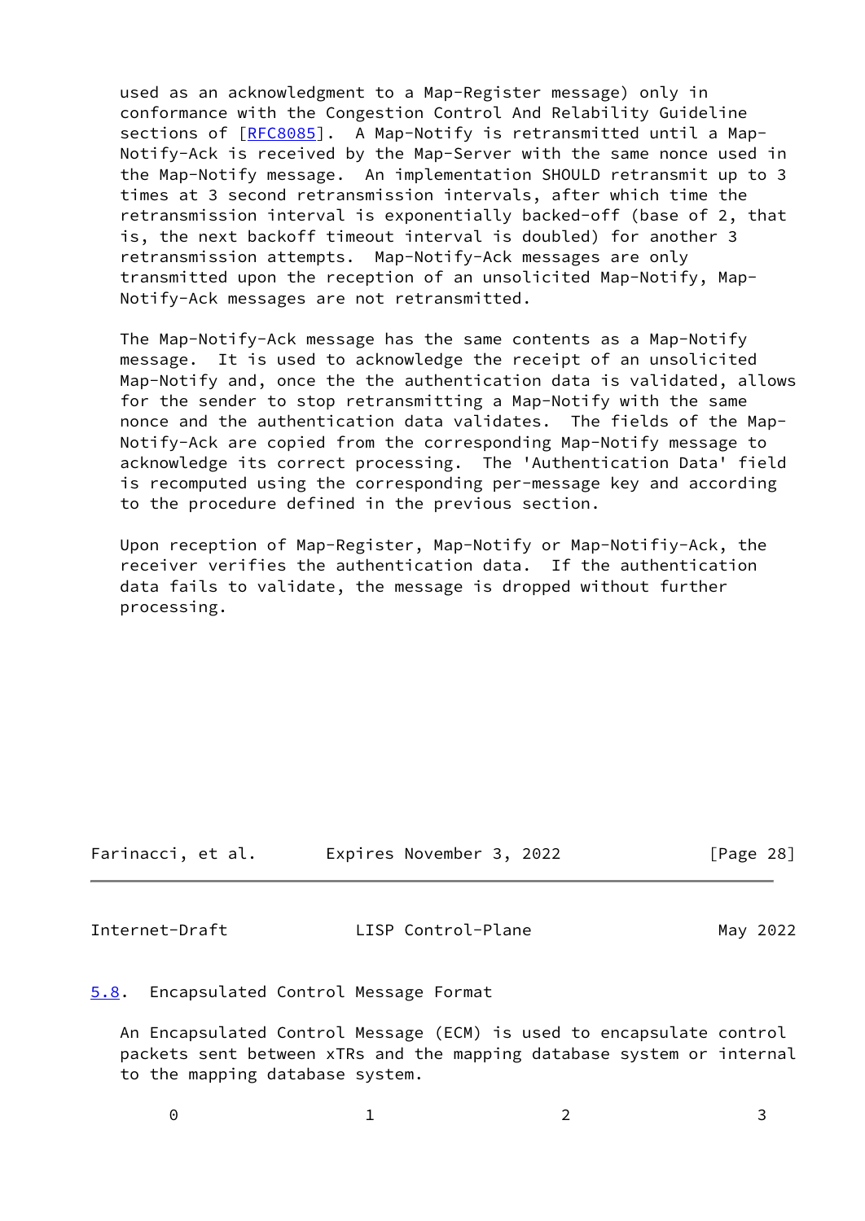used as an acknowledgment to a Map-Register message) only in conformance with the Congestion Control And Relability Guideline sections of [RFC8085]. A Map-Notify is retransmitted until a Map-Notify-Ack is received by the Map-Server with the same nonce used in the Map-Notify message. An implementation SHOULD retransmit up to 3 times at 3 second retransmission intervals, after which time the retransmission interval is exponentially backed-off (base of 2, that is, the next backoff timeout interval is doubled) for another 3 retransmission attempts. Map-Notify-Ack messages are only transmitted upon the reception of an unsolicited Map-Notify, Map-Notify-Ack messages are not retransmitted.

The Map-Notify-Ack message has the same contents as a Map-Notify message. It is used to acknowledge the receipt of an unsolicited Map-Notify and, once the the authentication data is validated, allows for the sender to stop retransmitting a Map-Notify with the same nonce and the authentication data validates. The fields of the Map-Notify-Ack are copied from the corresponding Map-Notify message to acknowledge its correct processing. The 'Authentication Data' field is recomputed using the corresponding per-message key and according to the procedure defined in the previous section.

Upon reception of Map-Register, Map-Notify or Map-Notifiy-Ack, the receiver verifies the authentication data. If the authentication data fails to validate, the message is dropped without further processing.

## 5.8. Encapsulated Control Message Format

An Encapsulated Control Message (ECM) is used to encapsulate control packets sent between xTRs and the mapping database system or internal to the mapping database system.

```
     0                   1                   2                   3
```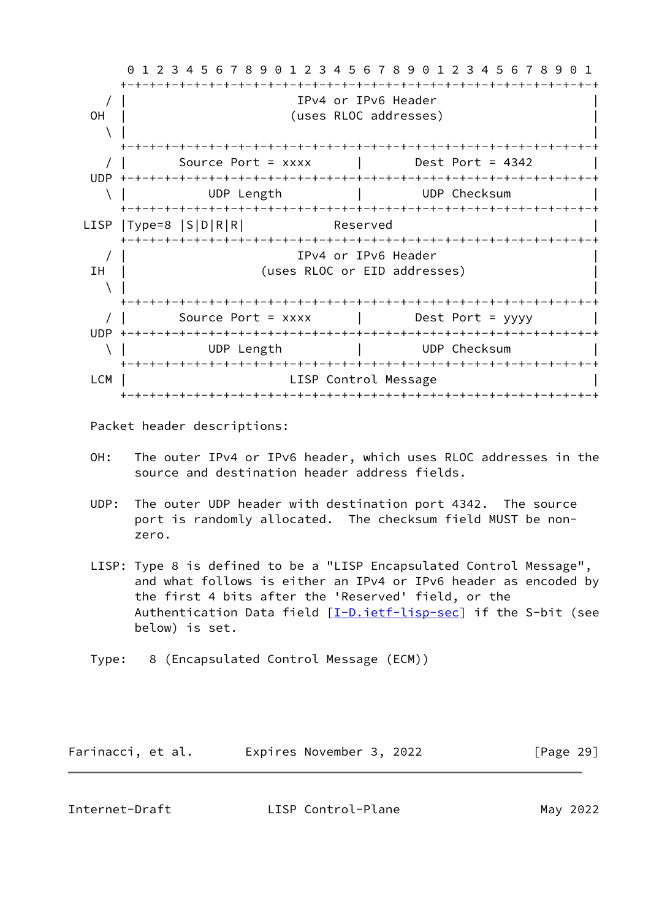```
        0 1 2 3 4 5 6 7 8 9 0 1 2 3 4 5 6 7 8 9 0 1 2 3 4 5 6 7 8 9 0 1
       +-+-+-+-+-+-+-+-+-+-+-+-+-+-+-+-+-+-+-+-+-+-+-+-+-+-+-+-+-+-+-+-+
     / |                       IPv4 or IPv6 Header                     |
   OH  |                      (uses RLOC addresses)                    |
     \ |                                                               |
       +-+-+-+-+-+-+-+-+-+-+-+-+-+-+-+-+-+-+-+-+-+-+-+-+-+-+-+-+-+-+-+-+
     / |       Source Port = xxxx      |       Dest Port = 4342        |
   UDP +-+-+-+-+-+-+-+-+-+-+-+-+-+-+-+-+-+-+-+-+-+-+-+-+-+-+-+-+-+-+-+-+
     \ |           UDP Length          |        UDP Checksum           |
       +-+-+-+-+-+-+-+-+-+-+-+-+-+-+-+-+-+-+-+-+-+-+-+-+-+-+-+-+-+-+-+-+
  LISP |Type=8 |S|D|R|R|           Reserved                            |
       +-+-+-+-+-+-+-+-+-+-+-+-+-+-+-+-+-+-+-+-+-+-+-+-+-+-+-+-+-+-+-+-+
     / |                       IPv4 or IPv6 Header                     |
   IH  |                  (uses RLOC or EID addresses)                 |
     \ |                                                               |
       +-+-+-+-+-+-+-+-+-+-+-+-+-+-+-+-+-+-+-+-+-+-+-+-+-+-+-+-+-+-+-+-+
     / |       Source Port = xxxx      |       Dest Port = yyyy        |
   UDP +-+-+-+-+-+-+-+-+-+-+-+-+-+-+-+-+-+-+-+-+-+-+-+-+-+-+-+-+-+-+-+-+
     \ |           UDP Length          |        UDP Checksum           |
       +-+-+-+-+-+-+-+-+-+-+-+-+-+-+-+-+-+-+-+-+-+-+-+-+-+-+-+-+-+-+-+-+
   LCM |                      LISP Control Message                     |
       +-+-+-+-+-+-+-+-+-+-+-+-+-+-+-+-+-+-+-+-+-+-+-+-+-+-+-+-+-+-+-+-+
```

Packet header descriptions:

OH: The outer IPv4 or IPv6 header, which uses RLOC addresses in the source and destination header address fields.

UDP: The outer UDP header with destination port 4342. The source port is randomly allocated. The checksum field MUST be non-zero.

LISP: Type 8 is defined to be a "LISP Encapsulated Control Message", and what follows is either an IPv4 or IPv6 header as encoded by the first 4 bits after the 'Reserved' field, or the Authentication Data field [I-D.ietf-lisp-sec] if the S-bit (see below) is set.

Type: 8 (Encapsulated Control Message (ECM))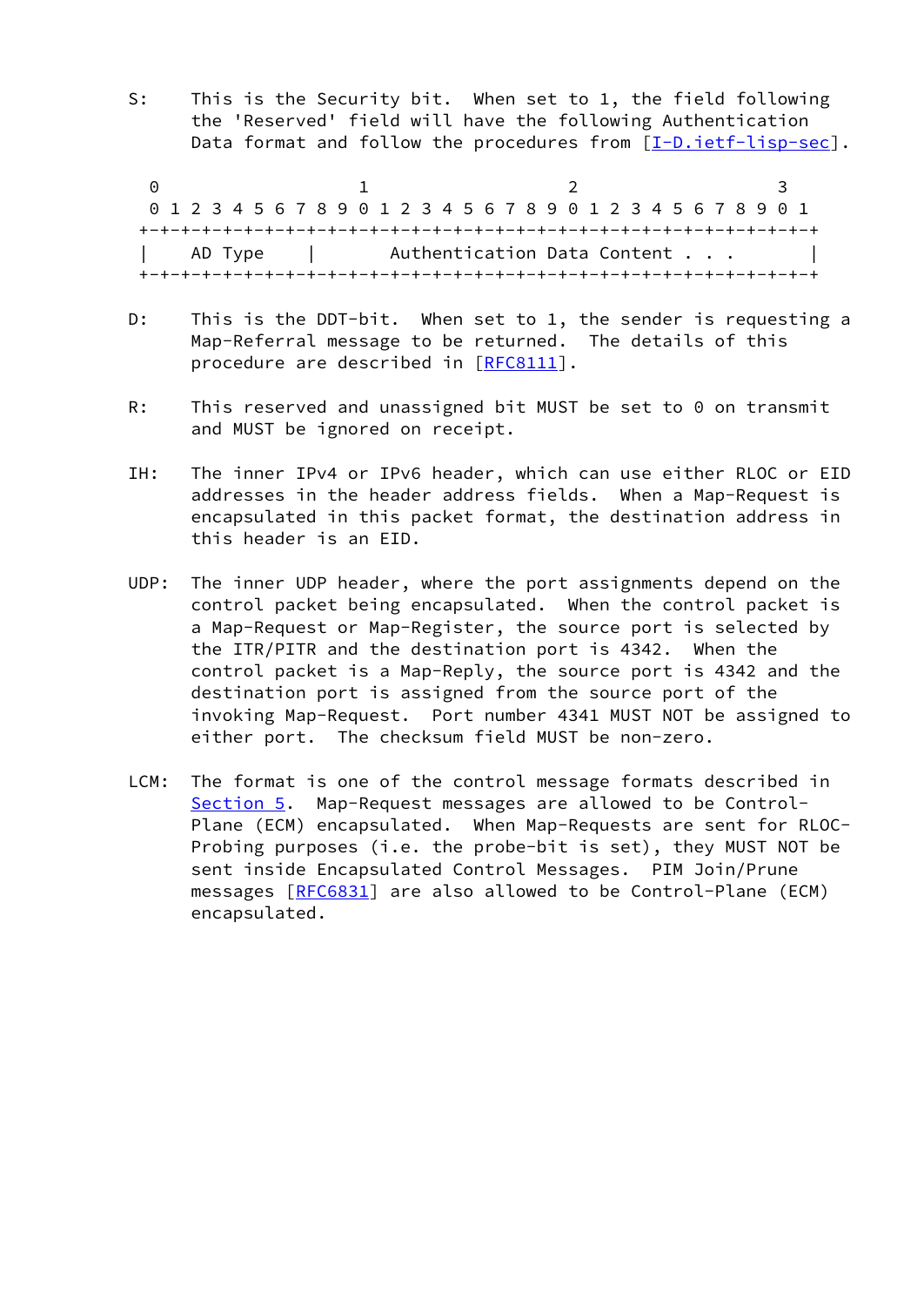S: This is the Security bit. When set to 1, the field following the 'Reserved' field will have the following Authentication Data format and follow the procedures from [I-D.ietf-lisp-sec].

```
 0                   1                   2                   3
 0 1 2 3 4 5 6 7 8 9 0 1 2 3 4 5 6 7 8 9 0 1 2 3 4 5 6 7 8 9 0 1
+-+-+-+-+-+-+-+-+-+-+-+-+-+-+-+-+-+-+-+-+-+-+-+-+-+-+-+-+-+-+-+-+
|    AD Type    |       Authentication Data Content . . .       |
+-+-+-+-+-+-+-+-+-+-+-+-+-+-+-+-+-+-+-+-+-+-+-+-+-+-+-+-+-+-+-+-+
```

D: This is the DDT-bit. When set to 1, the sender is requesting a Map-Referral message to be returned. The details of this procedure are described in [RFC8111].

R: This reserved and unassigned bit MUST be set to 0 on transmit and MUST be ignored on receipt.

IH: The inner IPv4 or IPv6 header, which can use either RLOC or EID addresses in the header address fields. When a Map-Request is encapsulated in this packet format, the destination address in this header is an EID.

UDP: The inner UDP header, where the port assignments depend on the control packet being encapsulated. When the control packet is a Map-Request or Map-Register, the source port is selected by the ITR/PITR and the destination port is 4342. When the control packet is a Map-Reply, the source port is 4342 and the destination port is assigned from the source port of the invoking Map-Request. Port number 4341 MUST NOT be assigned to either port. The checksum field MUST be non-zero.

LCM: The format is one of the control message formats described in Section 5. Map-Request messages are allowed to be Control-Plane (ECM) encapsulated. When Map-Requests are sent for RLOC-Probing purposes (i.e. the probe-bit is set), they MUST NOT be sent inside Encapsulated Control Messages. PIM Join/Prune messages [RFC6831] are also allowed to be Control-Plane (ECM) encapsulated.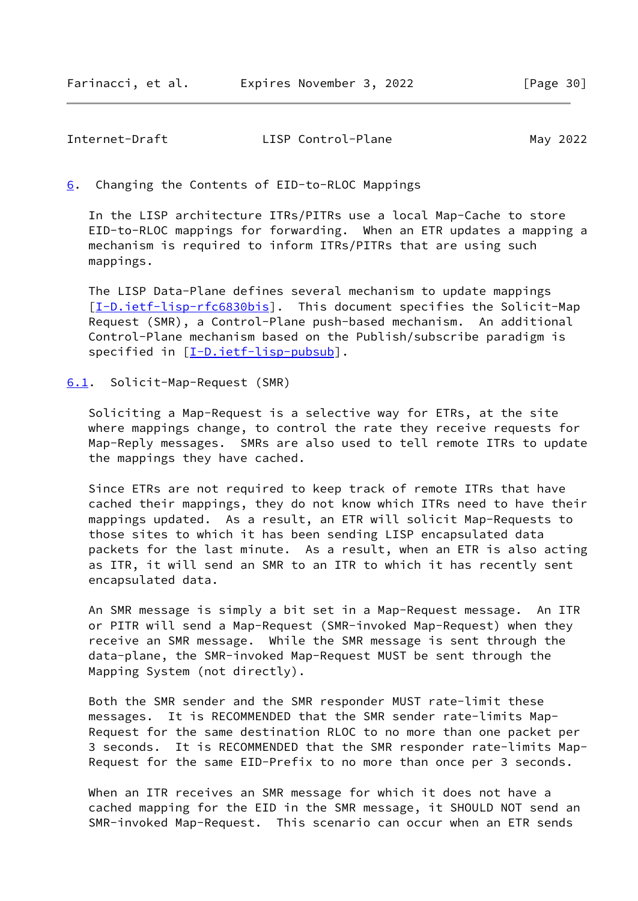## 6. Changing the Contents of EID-to-RLOC Mappings

In the LISP architecture ITRs/PITRs use a local Map-Cache to store EID-to-RLOC mappings for forwarding. When an ETR updates a mapping a mechanism is required to inform ITRs/PITRs that are using such mappings.

The LISP Data-Plane defines several mechanism to update mappings [I-D.ietf-lisp-rfc6830bis]. This document specifies the Solicit-Map Request (SMR), a Control-Plane push-based mechanism. An additional Control-Plane mechanism based on the Publish/subscribe paradigm is specified in [I-D.ietf-lisp-pubsub].

### 6.1. Solicit-Map-Request (SMR)

Soliciting a Map-Request is a selective way for ETRs, at the site where mappings change, to control the rate they receive requests for Map-Reply messages. SMRs are also used to tell remote ITRs to update the mappings they have cached.

Since ETRs are not required to keep track of remote ITRs that have cached their mappings, they do not know which ITRs need to have their mappings updated. As a result, an ETR will solicit Map-Requests to those sites to which it has been sending LISP encapsulated data packets for the last minute. As a result, when an ETR is also acting as ITR, it will send an SMR to an ITR to which it has recently sent encapsulated data.

An SMR message is simply a bit set in a Map-Request message. An ITR or PITR will send a Map-Request (SMR-invoked Map-Request) when they receive an SMR message. While the SMR message is sent through the data-plane, the SMR-invoked Map-Request MUST be sent through the Mapping System (not directly).

Both the SMR sender and the SMR responder MUST rate-limit these messages. It is RECOMMENDED that the SMR sender rate-limits Map-Request for the same destination RLOC to no more than one packet per 3 seconds. It is RECOMMENDED that the SMR responder rate-limits Map-Request for the same EID-Prefix to no more than once per 3 seconds.

When an ITR receives an SMR message for which it does not have a cached mapping for the EID in the SMR message, it SHOULD NOT send an SMR-invoked Map-Request. This scenario can occur when an ETR sends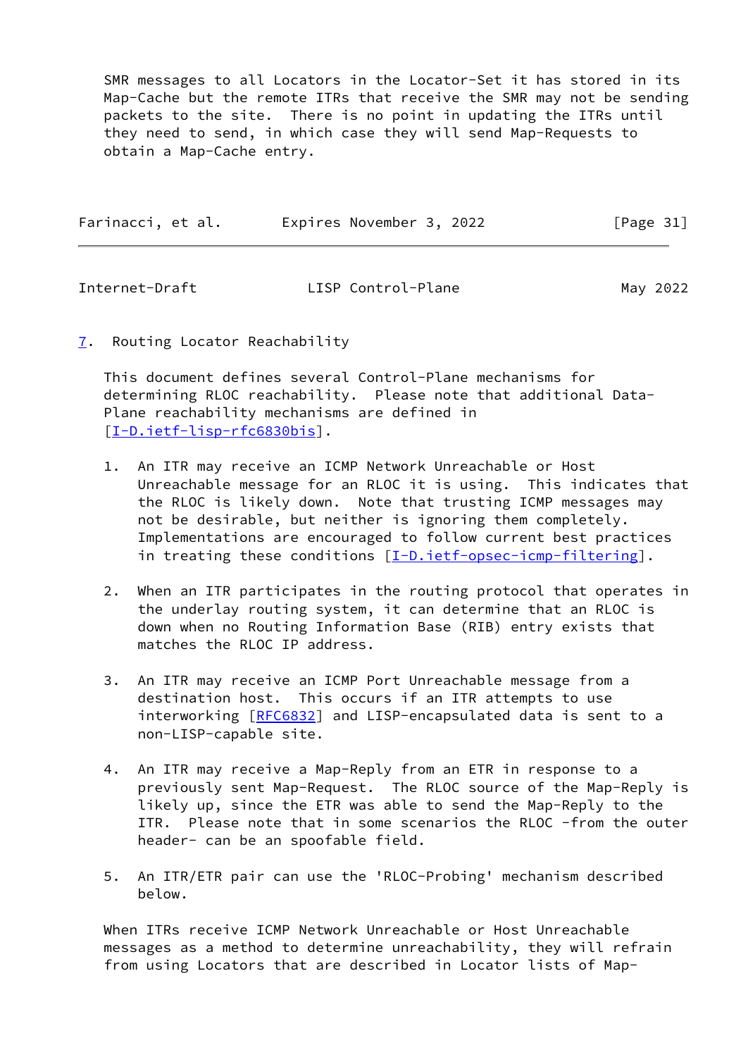SMR messages to all Locators in the Locator-Set it has stored in its Map-Cache but the remote ITRs that receive the SMR may not be sending packets to the site. There is no point in updating the ITRs until they need to send, in which case they will send Map-Requests to obtain a Map-Cache entry.

## 7. Routing Locator Reachability

This document defines several Control-Plane mechanisms for determining RLOC reachability. Please note that additional Data-Plane reachability mechanisms are defined in [I-D.ietf-lisp-rfc6830bis].

1. An ITR may receive an ICMP Network Unreachable or Host Unreachable message for an RLOC it is using. This indicates that the RLOC is likely down. Note that trusting ICMP messages may not be desirable, but neither is ignoring them completely. Implementations are encouraged to follow current best practices in treating these conditions [I-D.ietf-opsec-icmp-filtering].

2. When an ITR participates in the routing protocol that operates in the underlay routing system, it can determine that an RLOC is down when no Routing Information Base (RIB) entry exists that matches the RLOC IP address.

3. An ITR may receive an ICMP Port Unreachable message from a destination host. This occurs if an ITR attempts to use interworking [RFC6832] and LISP-encapsulated data is sent to a non-LISP-capable site.

4. An ITR may receive a Map-Reply from an ETR in response to a previously sent Map-Request. The RLOC source of the Map-Reply is likely up, since the ETR was able to send the Map-Reply to the ITR. Please note that in some scenarios the RLOC -from the outer header- can be an spoofable field.

5. An ITR/ETR pair can use the 'RLOC-Probing' mechanism described below.

When ITRs receive ICMP Network Unreachable or Host Unreachable messages as a method to determine unreachability, they will refrain from using Locators that are described in Locator lists of Map-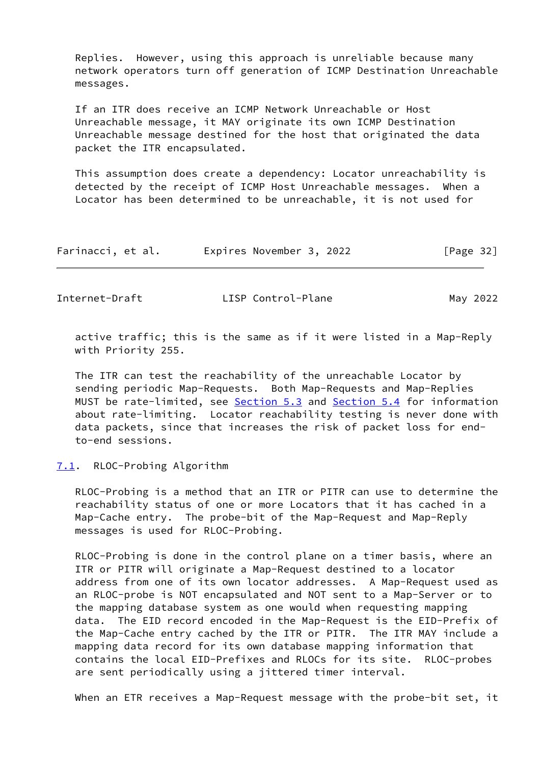Replies. However, using this approach is unreliable because many network operators turn off generation of ICMP Destination Unreachable messages.

If an ITR does receive an ICMP Network Unreachable or Host Unreachable message, it MAY originate its own ICMP Destination Unreachable message destined for the host that originated the data packet the ITR encapsulated.

This assumption does create a dependency: Locator unreachability is detected by the receipt of ICMP Host Unreachable messages. When a Locator has been determined to be unreachable, it is not used for active traffic; this is the same as if it were listed in a Map-Reply with Priority 255.

The ITR can test the reachability of the unreachable Locator by sending periodic Map-Requests. Both Map-Requests and Map-Replies MUST be rate-limited, see Section 5.3 and Section 5.4 for information about rate-limiting. Locator reachability testing is never done with data packets, since that increases the risk of packet loss for end-to-end sessions.

## 7.1. RLOC-Probing Algorithm

RLOC-Probing is a method that an ITR or PITR can use to determine the reachability status of one or more Locators that it has cached in a Map-Cache entry. The probe-bit of the Map-Request and Map-Reply messages is used for RLOC-Probing.

RLOC-Probing is done in the control plane on a timer basis, where an ITR or PITR will originate a Map-Request destined to a locator address from one of its own locator addresses. A Map-Request used as an RLOC-probe is NOT encapsulated and NOT sent to a Map-Server or to the mapping database system as one would when requesting mapping data. The EID record encoded in the Map-Request is the EID-Prefix of the Map-Cache entry cached by the ITR or PITR. The ITR MAY include a mapping data record for its own database mapping information that contains the local EID-Prefixes and RLOCs for its site. RLOC-probes are sent periodically using a jittered timer interval.

When an ETR receives a Map-Request message with the probe-bit set, it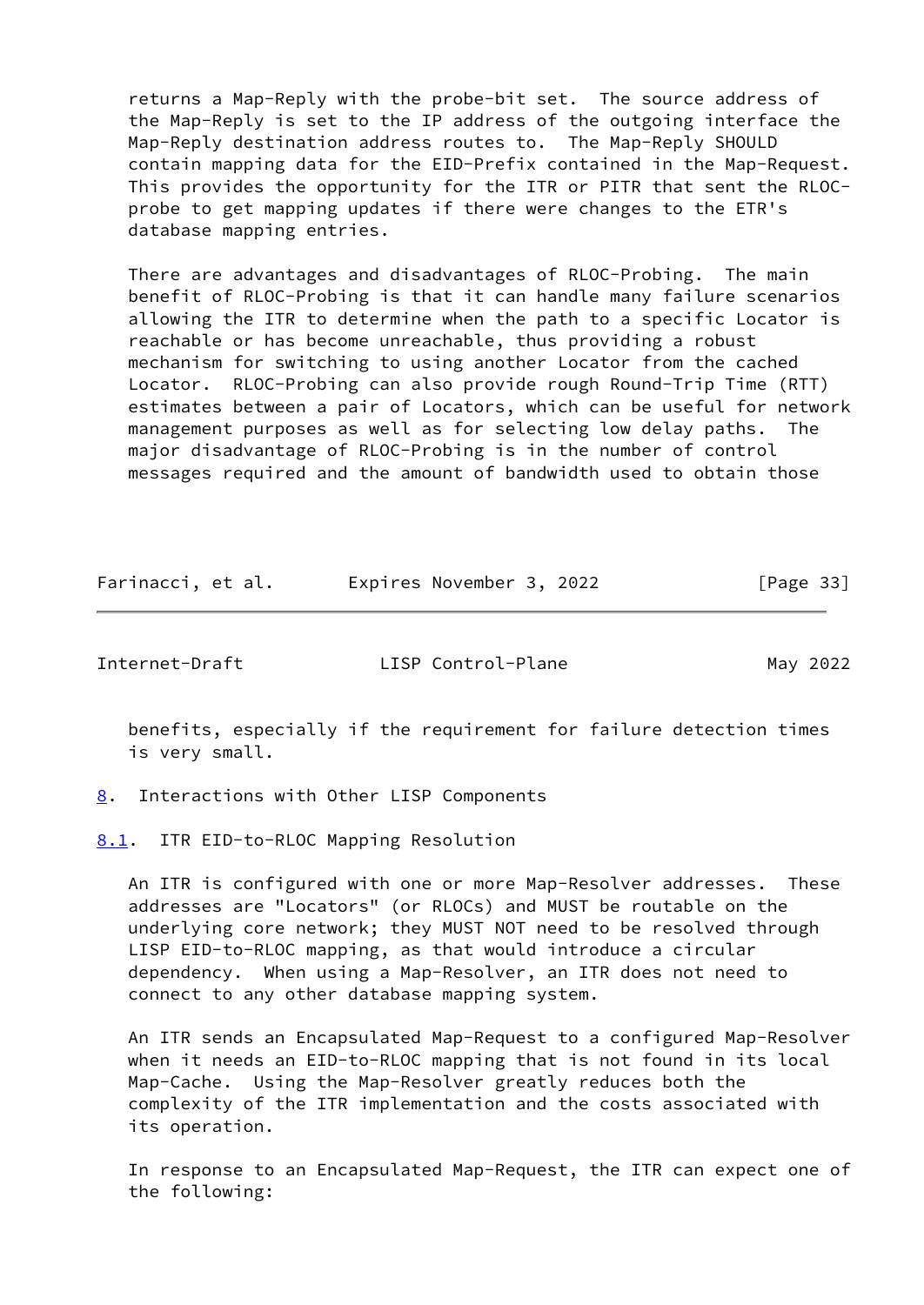returns a Map-Reply with the probe-bit set. The source address of the Map-Reply is set to the IP address of the outgoing interface the Map-Reply destination address routes to. The Map-Reply SHOULD contain mapping data for the EID-Prefix contained in the Map-Request. This provides the opportunity for the ITR or PITR that sent the RLOC-probe to get mapping updates if there were changes to the ETR's database mapping entries.

There are advantages and disadvantages of RLOC-Probing. The main benefit of RLOC-Probing is that it can handle many failure scenarios allowing the ITR to determine when the path to a specific Locator is reachable or has become unreachable, thus providing a robust mechanism for switching to using another Locator from the cached Locator. RLOC-Probing can also provide rough Round-Trip Time (RTT) estimates between a pair of Locators, which can be useful for network management purposes as well as for selecting low delay paths. The major disadvantage of RLOC-Probing is in the number of control messages required and the amount of bandwidth used to obtain those benefits, especially if the requirement for failure detection times is very small.

## 8. Interactions with Other LISP Components

### 8.1. ITR EID-to-RLOC Mapping Resolution

An ITR is configured with one or more Map-Resolver addresses. These addresses are "Locators" (or RLOCs) and MUST be routable on the underlying core network; they MUST NOT need to be resolved through LISP EID-to-RLOC mapping, as that would introduce a circular dependency. When using a Map-Resolver, an ITR does not need to connect to any other database mapping system.

An ITR sends an Encapsulated Map-Request to a configured Map-Resolver when it needs an EID-to-RLOC mapping that is not found in its local Map-Cache. Using the Map-Resolver greatly reduces both the complexity of the ITR implementation and the costs associated with its operation.

In response to an Encapsulated Map-Request, the ITR can expect one of the following: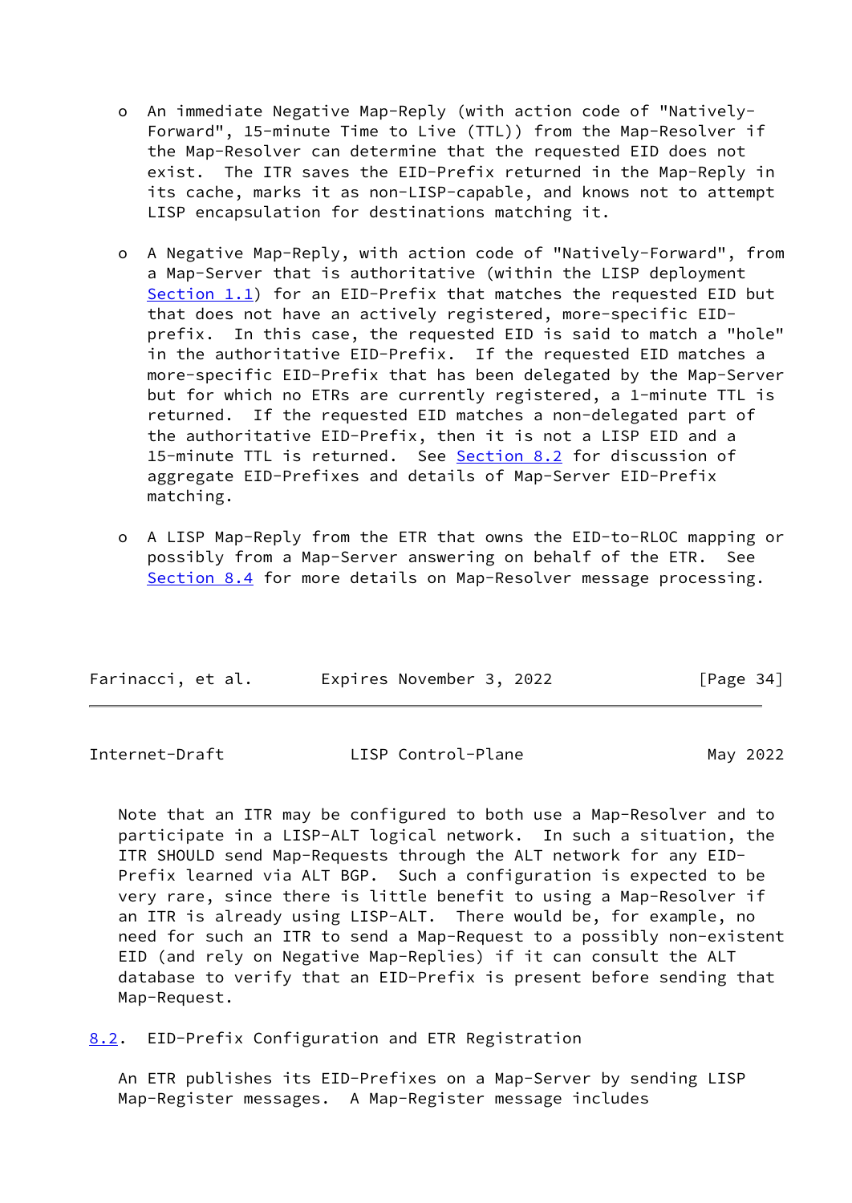- An immediate Negative Map-Reply (with action code of "Natively-Forward", 15-minute Time to Live (TTL)) from the Map-Resolver if the Map-Resolver can determine that the requested EID does not exist. The ITR saves the EID-Prefix returned in the Map-Reply in its cache, marks it as non-LISP-capable, and knows not to attempt LISP encapsulation for destinations matching it.

- A Negative Map-Reply, with action code of "Natively-Forward", from a Map-Server that is authoritative (within the LISP deployment Section 1.1) for an EID-Prefix that matches the requested EID but that does not have an actively registered, more-specific EID-prefix. In this case, the requested EID is said to match a "hole" in the authoritative EID-Prefix. If the requested EID matches a more-specific EID-Prefix that has been delegated by the Map-Server but for which no ETRs are currently registered, a 1-minute TTL is returned. If the requested EID matches a non-delegated part of the authoritative EID-Prefix, then it is not a LISP EID and a 15-minute TTL is returned. See Section 8.2 for discussion of aggregate EID-Prefixes and details of Map-Server EID-Prefix matching.

- A LISP Map-Reply from the ETR that owns the EID-to-RLOC mapping or possibly from a Map-Server answering on behalf of the ETR. See Section 8.4 for more details on Map-Resolver message processing.

Note that an ITR may be configured to both use a Map-Resolver and to participate in a LISP-ALT logical network. In such a situation, the ITR SHOULD send Map-Requests through the ALT network for any EID-Prefix learned via ALT BGP. Such a configuration is expected to be very rare, since there is little benefit to using a Map-Resolver if an ITR is already using LISP-ALT. There would be, for example, no need for such an ITR to send a Map-Request to a possibly non-existent EID (and rely on Negative Map-Replies) if it can consult the ALT database to verify that an EID-Prefix is present before sending that Map-Request.

## 8.2. EID-Prefix Configuration and ETR Registration

An ETR publishes its EID-Prefixes on a Map-Server by sending LISP Map-Register messages. A Map-Register message includes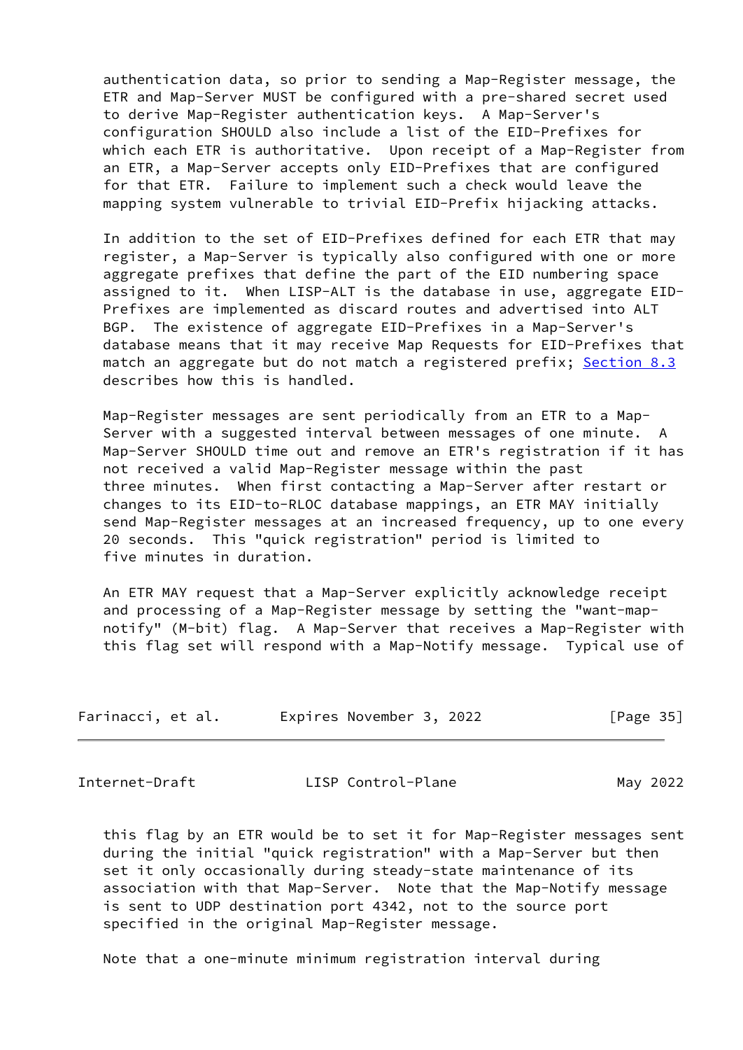authentication data, so prior to sending a Map-Register message, the ETR and Map-Server MUST be configured with a pre-shared secret used to derive Map-Register authentication keys. A Map-Server's configuration SHOULD also include a list of the EID-Prefixes for which each ETR is authoritative. Upon receipt of a Map-Register from an ETR, a Map-Server accepts only EID-Prefixes that are configured for that ETR. Failure to implement such a check would leave the mapping system vulnerable to trivial EID-Prefix hijacking attacks.

In addition to the set of EID-Prefixes defined for each ETR that may register, a Map-Server is typically also configured with one or more aggregate prefixes that define the part of the EID numbering space assigned to it. When LISP-ALT is the database in use, aggregate EID-Prefixes are implemented as discard routes and advertised into ALT BGP. The existence of aggregate EID-Prefixes in a Map-Server's database means that it may receive Map Requests for EID-Prefixes that match an aggregate but do not match a registered prefix; Section 8.3 describes how this is handled.

Map-Register messages are sent periodically from an ETR to a Map-Server with a suggested interval between messages of one minute. A Map-Server SHOULD time out and remove an ETR's registration if it has not received a valid Map-Register message within the past three minutes. When first contacting a Map-Server after restart or changes to its EID-to-RLOC database mappings, an ETR MAY initially send Map-Register messages at an increased frequency, up to one every 20 seconds. This "quick registration" period is limited to five minutes in duration.

An ETR MAY request that a Map-Server explicitly acknowledge receipt and processing of a Map-Register message by setting the "want-map-notify" (M-bit) flag. A Map-Server that receives a Map-Register with this flag set will respond with a Map-Notify message. Typical use of this flag by an ETR would be to set it for Map-Register messages sent during the initial "quick registration" with a Map-Server but then set it only occasionally during steady-state maintenance of its association with that Map-Server. Note that the Map-Notify message is sent to UDP destination port 4342, not to the source port specified in the original Map-Register message.

Note that a one-minute minimum registration interval during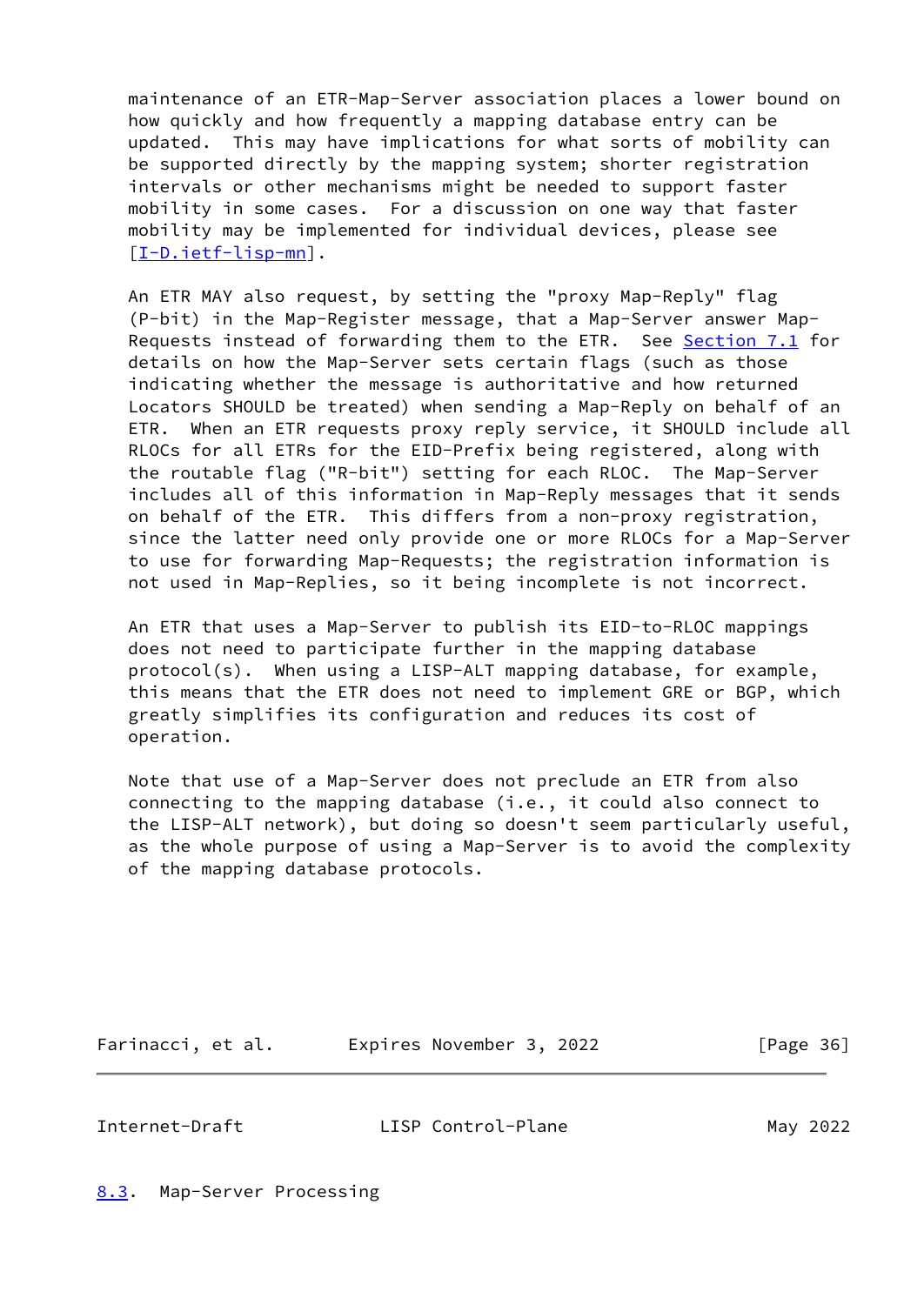maintenance of an ETR-Map-Server association places a lower bound on how quickly and how frequently a mapping database entry can be updated. This may have implications for what sorts of mobility can be supported directly by the mapping system; shorter registration intervals or other mechanisms might be needed to support faster mobility in some cases. For a discussion on one way that faster mobility may be implemented for individual devices, please see [I-D.ietf-lisp-mn].

An ETR MAY also request, by setting the "proxy Map-Reply" flag (P-bit) in the Map-Register message, that a Map-Server answer Map-Requests instead of forwarding them to the ETR. See Section 7.1 for details on how the Map-Server sets certain flags (such as those indicating whether the message is authoritative and how returned Locators SHOULD be treated) when sending a Map-Reply on behalf of an ETR. When an ETR requests proxy reply service, it SHOULD include all RLOCs for all ETRs for the EID-Prefix being registered, along with the routable flag ("R-bit") setting for each RLOC. The Map-Server includes all of this information in Map-Reply messages that it sends on behalf of the ETR. This differs from a non-proxy registration, since the latter need only provide one or more RLOCs for a Map-Server to use for forwarding Map-Requests; the registration information is not used in Map-Replies, so it being incomplete is not incorrect.

An ETR that uses a Map-Server to publish its EID-to-RLOC mappings does not need to participate further in the mapping database protocol(s). When using a LISP-ALT mapping database, for example, this means that the ETR does not need to implement GRE or BGP, which greatly simplifies its configuration and reduces its cost of operation.

Note that use of a Map-Server does not preclude an ETR from also connecting to the mapping database (i.e., it could also connect to the LISP-ALT network), but doing so doesn't seem particularly useful, as the whole purpose of using a Map-Server is to avoid the complexity of the mapping database protocols.

### 8.3. Map-Server Processing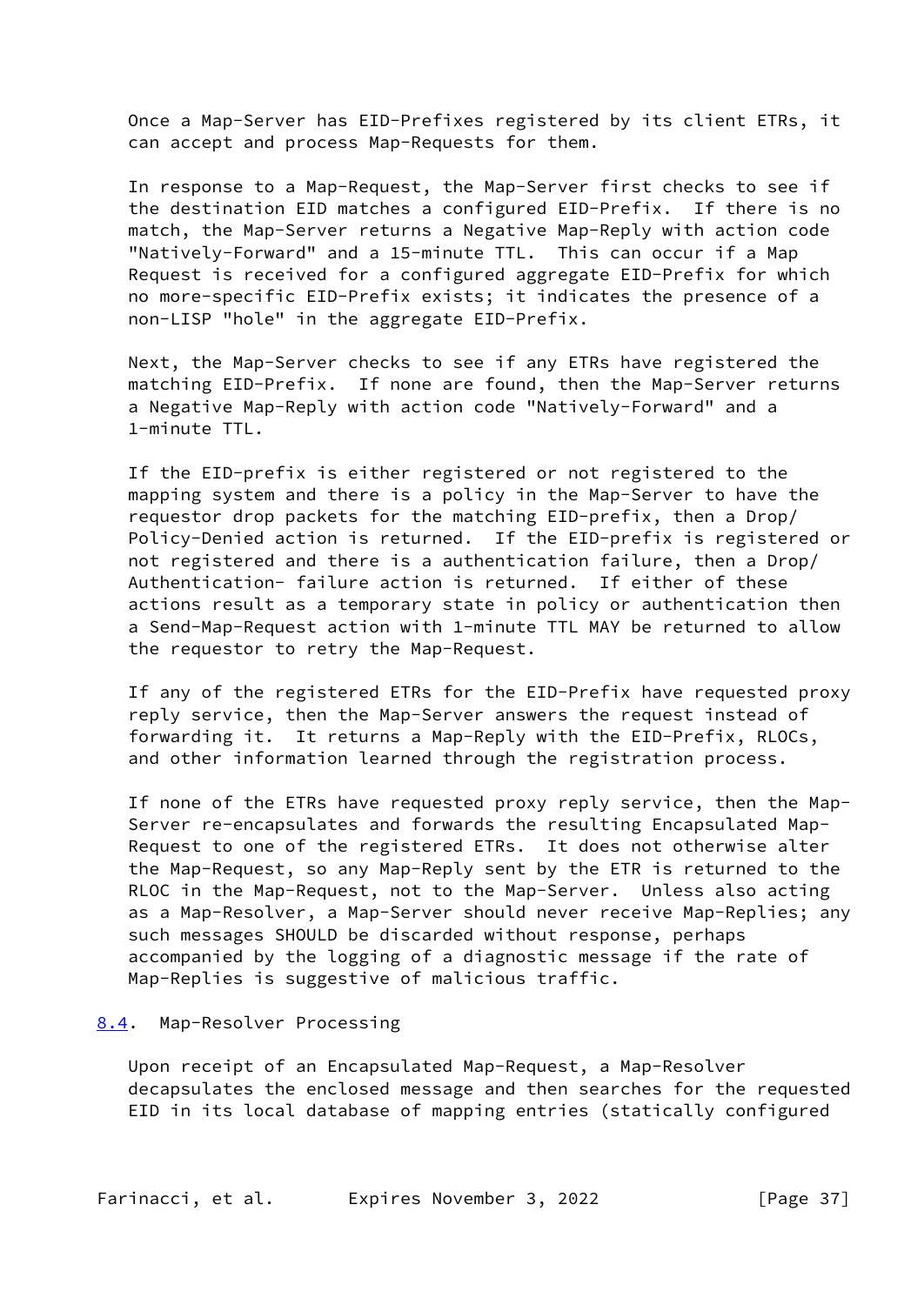Once a Map-Server has EID-Prefixes registered by its client ETRs, it can accept and process Map-Requests for them.

In response to a Map-Request, the Map-Server first checks to see if the destination EID matches a configured EID-Prefix. If there is no match, the Map-Server returns a Negative Map-Reply with action code "Natively-Forward" and a 15-minute TTL. This can occur if a Map Request is received for a configured aggregate EID-Prefix for which no more-specific EID-Prefix exists; it indicates the presence of a non-LISP "hole" in the aggregate EID-Prefix.

Next, the Map-Server checks to see if any ETRs have registered the matching EID-Prefix. If none are found, then the Map-Server returns a Negative Map-Reply with action code "Natively-Forward" and a 1-minute TTL.

If the EID-prefix is either registered or not registered to the mapping system and there is a policy in the Map-Server to have the requestor drop packets for the matching EID-prefix, then a Drop/Policy-Denied action is returned. If the EID-prefix is registered or not registered and there is a authentication failure, then a Drop/Authentication- failure action is returned. If either of these actions result as a temporary state in policy or authentication then a Send-Map-Request action with 1-minute TTL MAY be returned to allow the requestor to retry the Map-Request.

If any of the registered ETRs for the EID-Prefix have requested proxy reply service, then the Map-Server answers the request instead of forwarding it. It returns a Map-Reply with the EID-Prefix, RLOCs, and other information learned through the registration process.

If none of the ETRs have requested proxy reply service, then the Map-Server re-encapsulates and forwards the resulting Encapsulated Map-Request to one of the registered ETRs. It does not otherwise alter the Map-Request, so any Map-Reply sent by the ETR is returned to the RLOC in the Map-Request, not to the Map-Server. Unless also acting as a Map-Resolver, a Map-Server should never receive Map-Replies; any such messages SHOULD be discarded without response, perhaps accompanied by the logging of a diagnostic message if the rate of Map-Replies is suggestive of malicious traffic.

### 8.4. Map-Resolver Processing

Upon receipt of an Encapsulated Map-Request, a Map-Resolver decapsulates the enclosed message and then searches for the requested EID in its local database of mapping entries (statically configured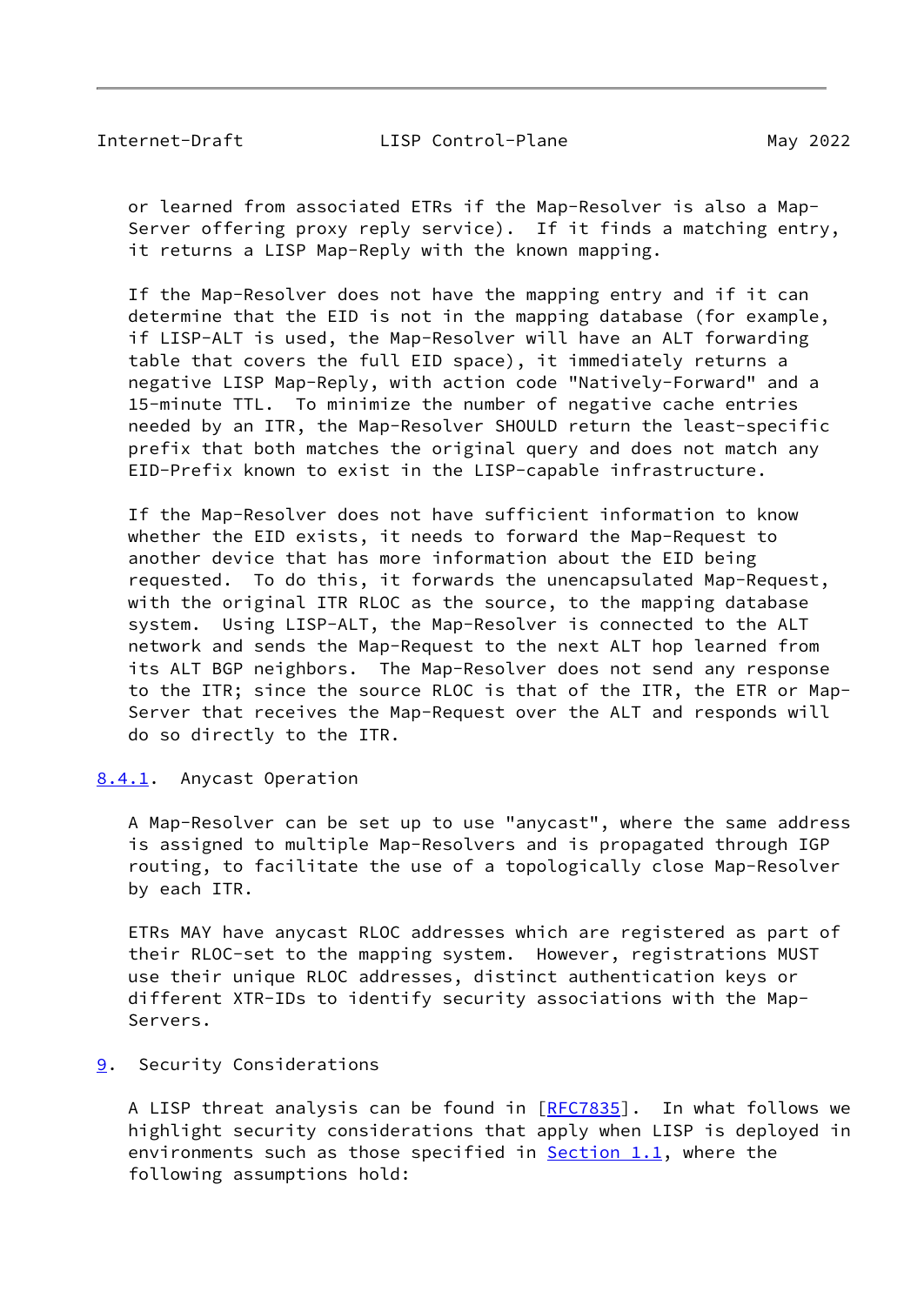or learned from associated ETRs if the Map-Resolver is also a Map-Server offering proxy reply service). If it finds a matching entry, it returns a LISP Map-Reply with the known mapping.

If the Map-Resolver does not have the mapping entry and if it can determine that the EID is not in the mapping database (for example, if LISP-ALT is used, the Map-Resolver will have an ALT forwarding table that covers the full EID space), it immediately returns a negative LISP Map-Reply, with action code "Natively-Forward" and a 15-minute TTL. To minimize the number of negative cache entries needed by an ITR, the Map-Resolver SHOULD return the least-specific prefix that both matches the original query and does not match any EID-Prefix known to exist in the LISP-capable infrastructure.

If the Map-Resolver does not have sufficient information to know whether the EID exists, it needs to forward the Map-Request to another device that has more information about the EID being requested. To do this, it forwards the unencapsulated Map-Request, with the original ITR RLOC as the source, to the mapping database system. Using LISP-ALT, the Map-Resolver is connected to the ALT network and sends the Map-Request to the next ALT hop learned from its ALT BGP neighbors. The Map-Resolver does not send any response to the ITR; since the source RLOC is that of the ITR, the ETR or Map-Server that receives the Map-Request over the ALT and responds will do so directly to the ITR.

### 8.4.1. Anycast Operation

A Map-Resolver can be set up to use "anycast", where the same address is assigned to multiple Map-Resolvers and is propagated through IGP routing, to facilitate the use of a topologically close Map-Resolver by each ITR.

ETRs MAY have anycast RLOC addresses which are registered as part of their RLOC-set to the mapping system. However, registrations MUST use their unique RLOC addresses, distinct authentication keys or different XTR-IDs to identify security associations with the Map-Servers.

## 9. Security Considerations

A LISP threat analysis can be found in [RFC7835]. In what follows we highlight security considerations that apply when LISP is deployed in environments such as those specified in Section 1.1, where the following assumptions hold: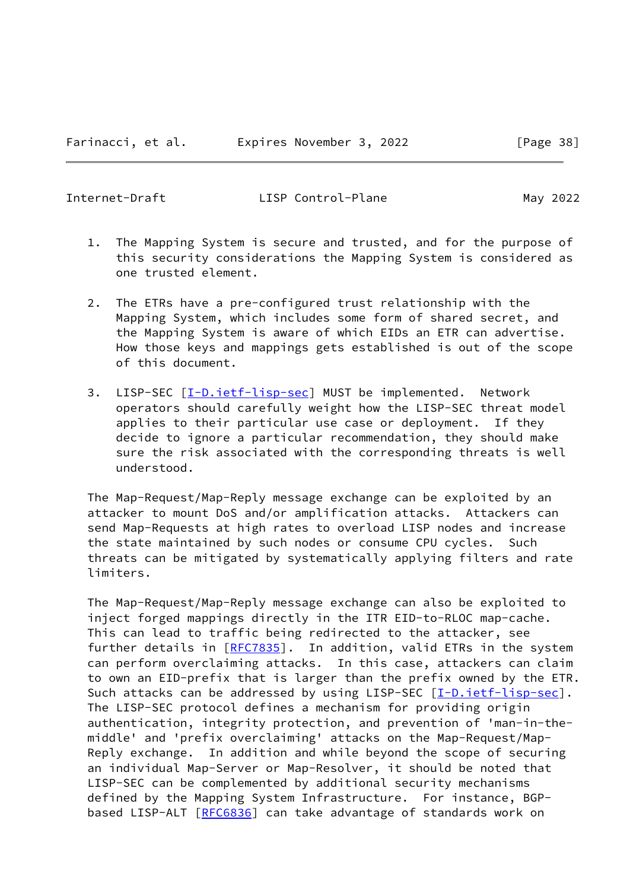1. The Mapping System is secure and trusted, and for the purpose of this security considerations the Mapping System is considered as one trusted element.

2. The ETRs have a pre-configured trust relationship with the Mapping System, which includes some form of shared secret, and the Mapping System is aware of which EIDs an ETR can advertise. How those keys and mappings gets established is out of the scope of this document.

3. LISP-SEC [I-D.ietf-lisp-sec] MUST be implemented. Network operators should carefully weight how the LISP-SEC threat model applies to their particular use case or deployment. If they decide to ignore a particular recommendation, they should make sure the risk associated with the corresponding threats is well understood.

The Map-Request/Map-Reply message exchange can be exploited by an attacker to mount DoS and/or amplification attacks. Attackers can send Map-Requests at high rates to overload LISP nodes and increase the state maintained by such nodes or consume CPU cycles. Such threats can be mitigated by systematically applying filters and rate limiters.

The Map-Request/Map-Reply message exchange can also be exploited to inject forged mappings directly in the ITR EID-to-RLOC map-cache. This can lead to traffic being redirected to the attacker, see further details in [RFC7835]. In addition, valid ETRs in the system can perform overclaiming attacks. In this case, attackers can claim to own an EID-prefix that is larger than the prefix owned by the ETR. Such attacks can be addressed by using LISP-SEC [I-D.ietf-lisp-sec]. The LISP-SEC protocol defines a mechanism for providing origin authentication, integrity protection, and prevention of 'man-in-the-middle' and 'prefix overclaiming' attacks on the Map-Request/Map-Reply exchange. In addition and while beyond the scope of securing an individual Map-Server or Map-Resolver, it should be noted that LISP-SEC can be complemented by additional security mechanisms defined by the Mapping System Infrastructure. For instance, BGP-based LISP-ALT [RFC6836] can take advantage of standards work on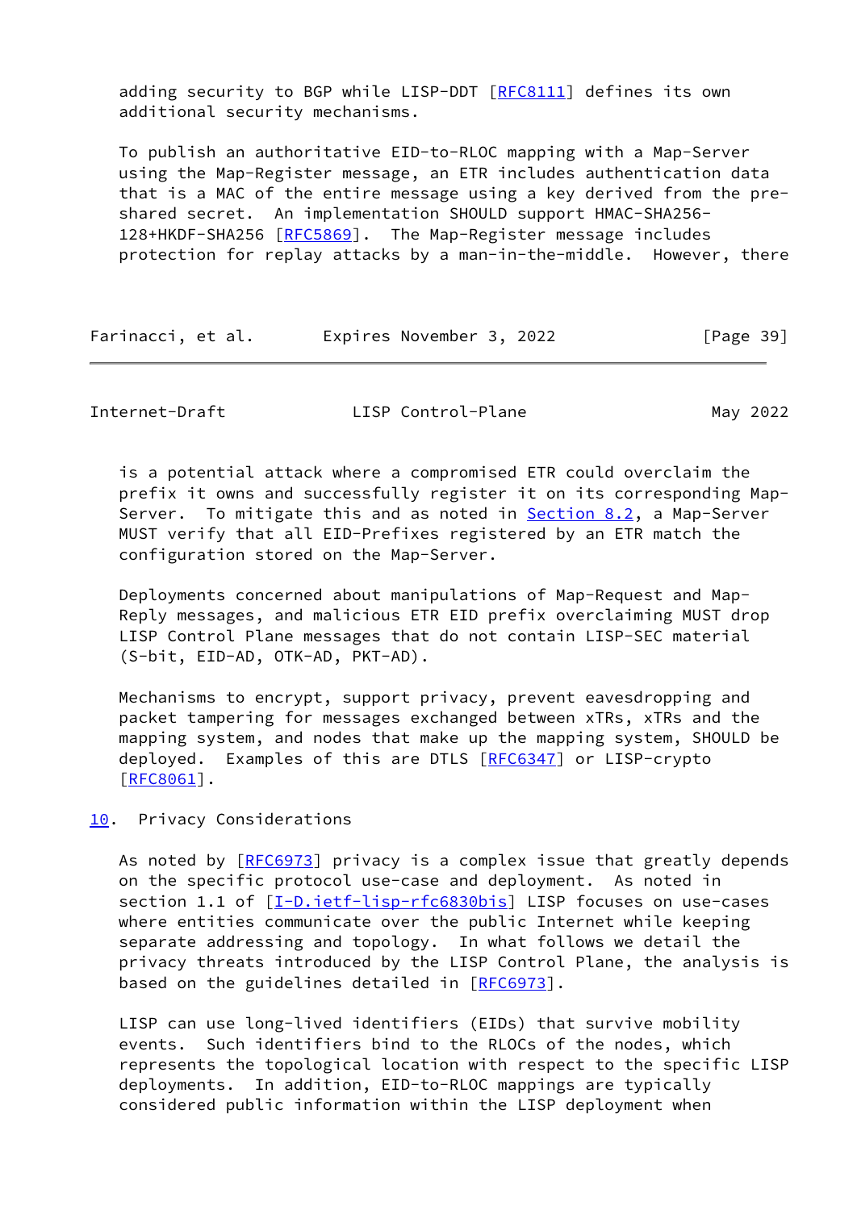adding security to BGP while LISP-DDT [RFC8111] defines its own additional security mechanisms.

To publish an authoritative EID-to-RLOC mapping with a Map-Server using the Map-Register message, an ETR includes authentication data that is a MAC of the entire message using a key derived from the pre-shared secret. An implementation SHOULD support HMAC-SHA256-128+HKDF-SHA256 [RFC5869]. The Map-Register message includes protection for replay attacks by a man-in-the-middle. However, there is a potential attack where a compromised ETR could overclaim the prefix it owns and successfully register it on its corresponding Map-Server. To mitigate this and as noted in Section 8.2, a Map-Server MUST verify that all EID-Prefixes registered by an ETR match the configuration stored on the Map-Server.

Deployments concerned about manipulations of Map-Request and Map-Reply messages, and malicious ETR EID prefix overclaiming MUST drop LISP Control Plane messages that do not contain LISP-SEC material (S-bit, EID-AD, OTK-AD, PKT-AD).

Mechanisms to encrypt, support privacy, prevent eavesdropping and packet tampering for messages exchanged between xTRs, xTRs and the mapping system, and nodes that make up the mapping system, SHOULD be deployed. Examples of this are DTLS [RFC6347] or LISP-crypto [RFC8061].

## 10. Privacy Considerations

As noted by [RFC6973] privacy is a complex issue that greatly depends on the specific protocol use-case and deployment. As noted in section 1.1 of [I-D.ietf-lisp-rfc6830bis] LISP focuses on use-cases where entities communicate over the public Internet while keeping separate addressing and topology. In what follows we detail the privacy threats introduced by the LISP Control Plane, the analysis is based on the guidelines detailed in [RFC6973].

LISP can use long-lived identifiers (EIDs) that survive mobility events. Such identifiers bind to the RLOCs of the nodes, which represents the topological location with respect to the specific LISP deployments. In addition, EID-to-RLOC mappings are typically considered public information within the LISP deployment when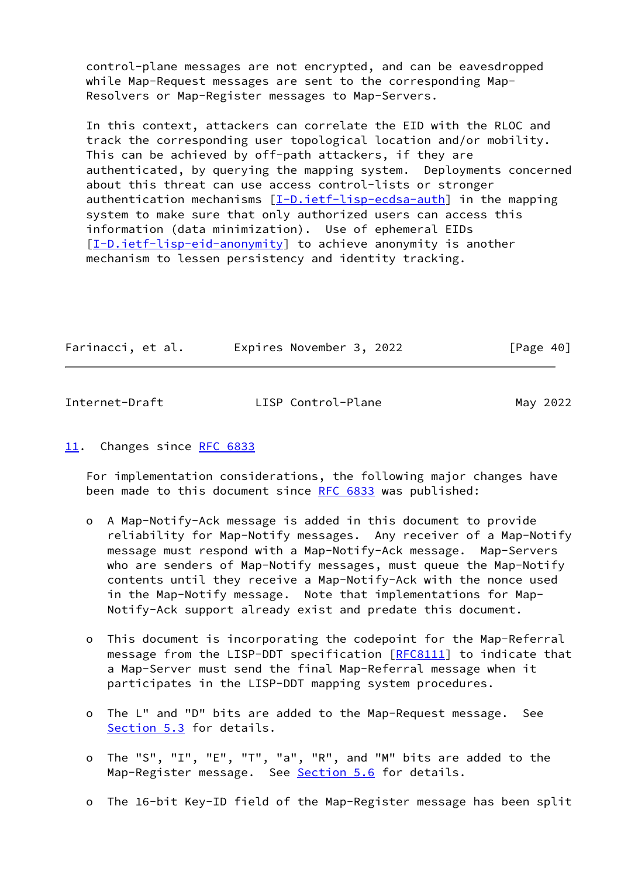control-plane messages are not encrypted, and can be eavesdropped while Map-Request messages are sent to the corresponding Map-Resolvers or Map-Register messages to Map-Servers.

In this context, attackers can correlate the EID with the RLOC and track the corresponding user topological location and/or mobility. This can be achieved by off-path attackers, if they are authenticated, by querying the mapping system. Deployments concerned about this threat can use access control-lists or stronger authentication mechanisms [I-D.ietf-lisp-ecdsa-auth] in the mapping system to make sure that only authorized users can access this information (data minimization). Use of ephemeral EIDs [I-D.ietf-lisp-eid-anonymity] to achieve anonymity is another mechanism to lessen persistency and identity tracking.

## 11. Changes since RFC 6833

For implementation considerations, the following major changes have been made to this document since RFC 6833 was published:

- A Map-Notify-Ack message is added in this document to provide reliability for Map-Notify messages. Any receiver of a Map-Notify message must respond with a Map-Notify-Ack message. Map-Servers who are senders of Map-Notify messages, must queue the Map-Notify contents until they receive a Map-Notify-Ack with the nonce used in the Map-Notify message. Note that implementations for Map-Notify-Ack support already exist and predate this document.

- This document is incorporating the codepoint for the Map-Referral message from the LISP-DDT specification [RFC8111] to indicate that a Map-Server must send the final Map-Referral message when it participates in the LISP-DDT mapping system procedures.

- The L" and "D" bits are added to the Map-Request message. See Section 5.3 for details.

- The "S", "I", "E", "T", "a", "R", and "M" bits are added to the Map-Register message. See Section 5.6 for details.

- The 16-bit Key-ID field of the Map-Register message has been split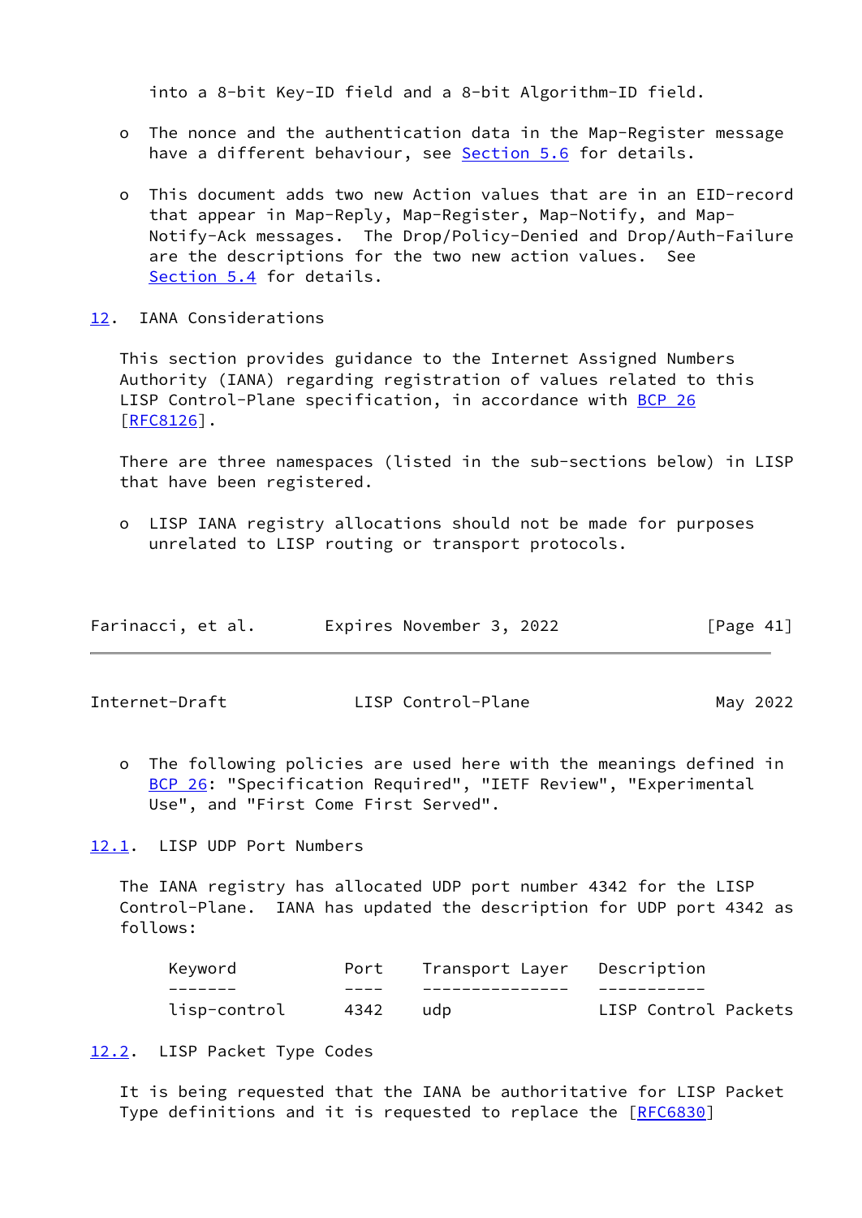into a 8-bit Key-ID field and a 8-bit Algorithm-ID field.

- The nonce and the authentication data in the Map-Register message have a different behaviour, see Section 5.6 for details.

- This document adds two new Action values that are in an EID-record that appear in Map-Reply, Map-Register, Map-Notify, and Map-Notify-Ack messages. The Drop/Policy-Denied and Drop/Auth-Failure are the descriptions for the two new action values. See Section 5.4 for details.

## 12. IANA Considerations

This section provides guidance to the Internet Assigned Numbers Authority (IANA) regarding registration of values related to this LISP Control-Plane specification, in accordance with BCP 26 [RFC8126].

There are three namespaces (listed in the sub-sections below) in LISP that have been registered.

- LISP IANA registry allocations should not be made for purposes unrelated to LISP routing or transport protocols.

- The following policies are used here with the meanings defined in BCP 26: "Specification Required", "IETF Review", "Experimental Use", and "First Come First Served".

### 12.1. LISP UDP Port Numbers

The IANA registry has allocated UDP port number 4342 for the LISP Control-Plane. IANA has updated the description for UDP port 4342 as follows:

| Keyword | Port | Transport Layer | Description |
|---|---|---|---|
| lisp-control | 4342 | udp | LISP Control Packets |

### 12.2. LISP Packet Type Codes

It is being requested that the IANA be authoritative for LISP Packet Type definitions and it is requested to replace the [RFC6830]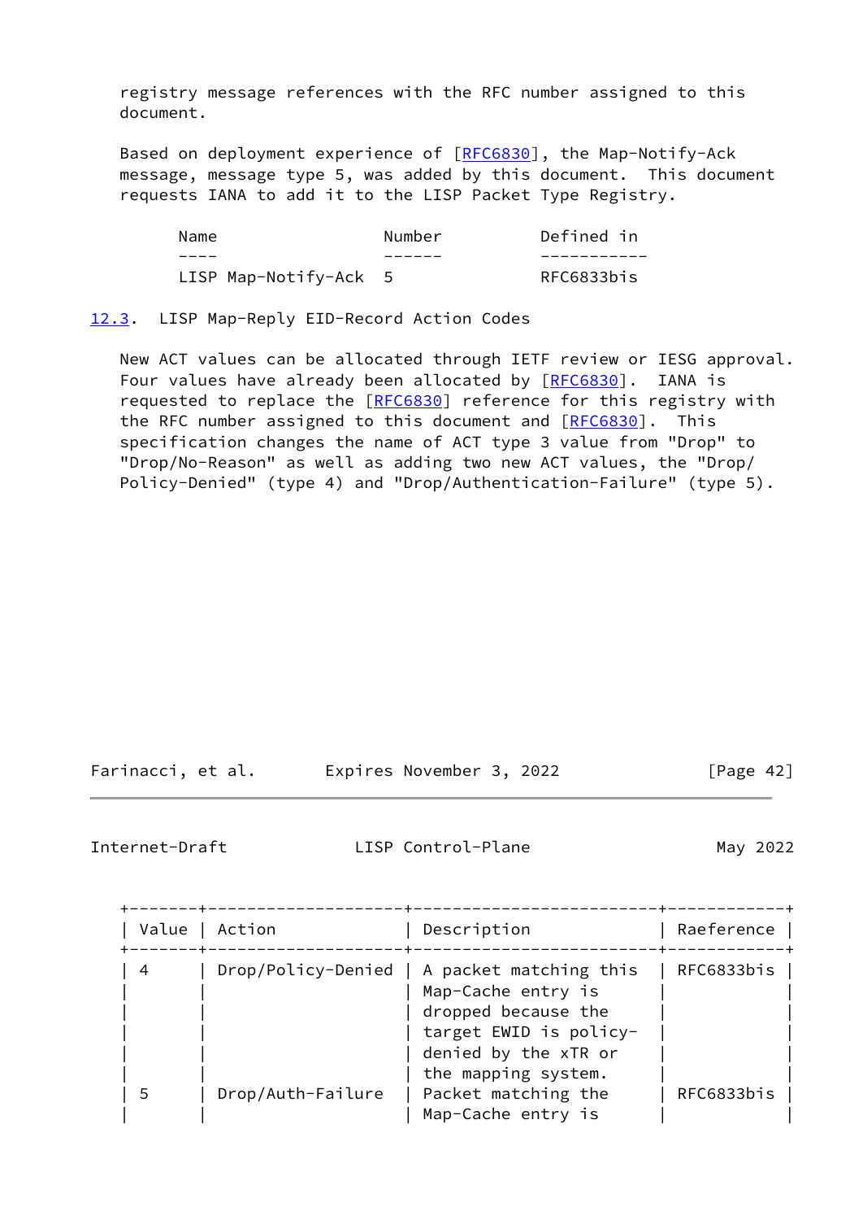registry message references with the RFC number assigned to this document.

Based on deployment experience of [RFC6830], the Map-Notify-Ack message, message type 5, was added by this document. This document requests IANA to add it to the LISP Packet Type Registry.

| Name | Number | Defined in |
|---|---|---|
| LISP Map-Notify-Ack | 5 | RFC6833bis |

## 12.3. LISP Map-Reply EID-Record Action Codes

New ACT values can be allocated through IETF review or IESG approval. Four values have already been allocated by [RFC6830]. IANA is requested to replace the [RFC6830] reference for this registry with the RFC number assigned to this document and [RFC6830]. This specification changes the name of ACT type 3 value from "Drop" to "Drop/No-Reason" as well as adding two new ACT values, the "Drop/Policy-Denied" (type 4) and "Drop/Authentication-Failure" (type 5).

| Value | Action | Description | Raeference |
|---|---|---|---|
| 4 | Drop/Policy-Denied | A packet matching this Map-Cache entry is dropped because the target EWID is policy-denied by the xTR or the mapping system. | RFC6833bis |
| 5 | Drop/Auth-Failure | Packet matching the Map-Cache entry is | RFC6833bis |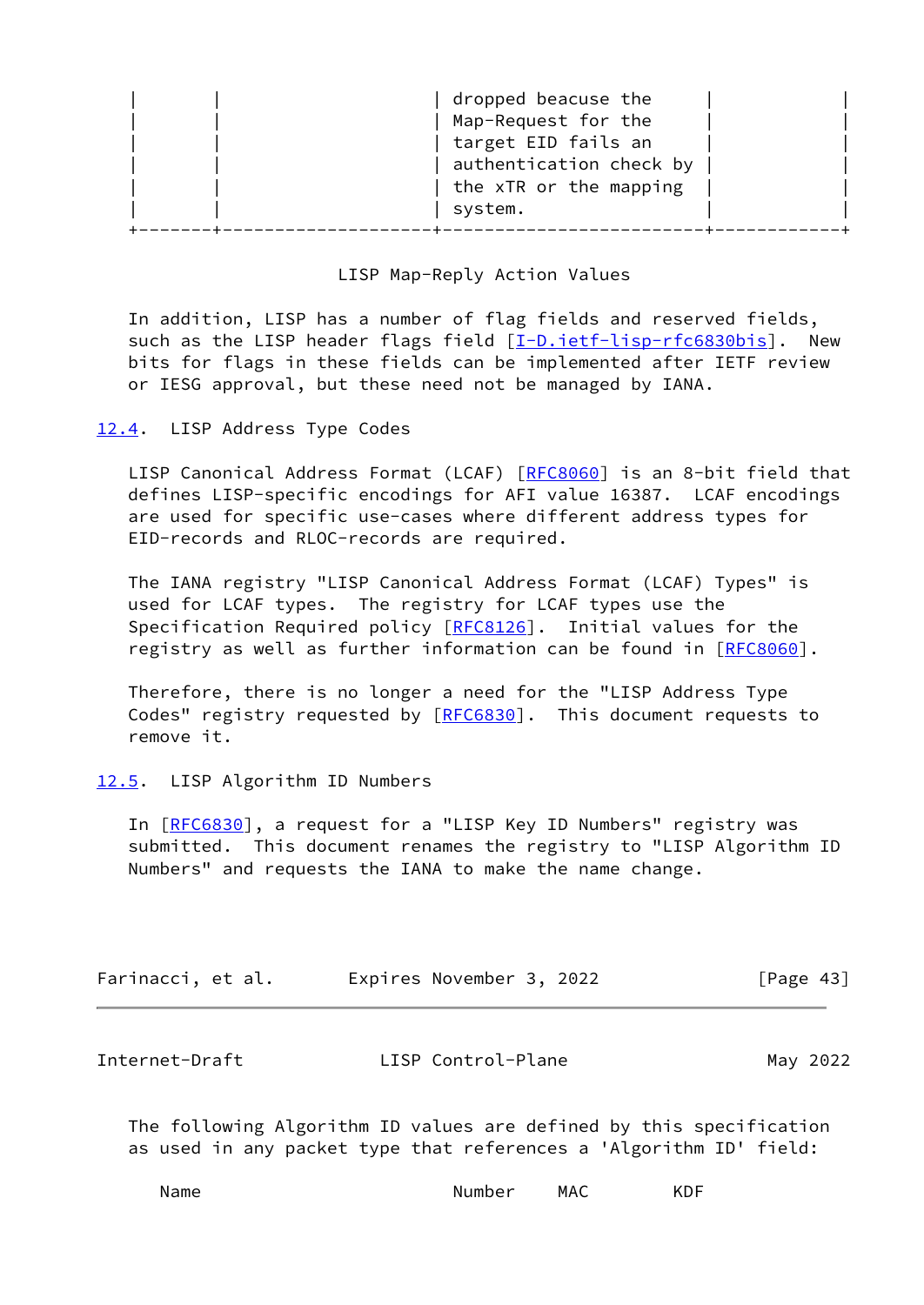| | | dropped beacuse the Map-Request for the target EID fails an authentication check by the xTR or the mapping system. | |
|---|---|---|---|

LISP Map-Reply Action Values

In addition, LISP has a number of flag fields and reserved fields, such as the LISP header flags field [I-D.ietf-lisp-rfc6830bis]. New bits for flags in these fields can be implemented after IETF review or IESG approval, but these need not be managed by IANA.

## 12.4. LISP Address Type Codes

LISP Canonical Address Format (LCAF) [RFC8060] is an 8-bit field that defines LISP-specific encodings for AFI value 16387. LCAF encodings are used for specific use-cases where different address types for EID-records and RLOC-records are required.

The IANA registry "LISP Canonical Address Format (LCAF) Types" is used for LCAF types. The registry for LCAF types use the Specification Required policy [RFC8126]. Initial values for the registry as well as further information can be found in [RFC8060].

Therefore, there is no longer a need for the "LISP Address Type Codes" registry requested by [RFC6830]. This document requests to remove it.

## 12.5. LISP Algorithm ID Numbers

In [RFC6830], a request for a "LISP Key ID Numbers" registry was submitted. This document renames the registry to "LISP Algorithm ID Numbers" and requests the IANA to make the name change.

The following Algorithm ID values are defined by this specification as used in any packet type that references a 'Algorithm ID' field:

| Name | Number | MAC | KDF |
|---|---|---|---|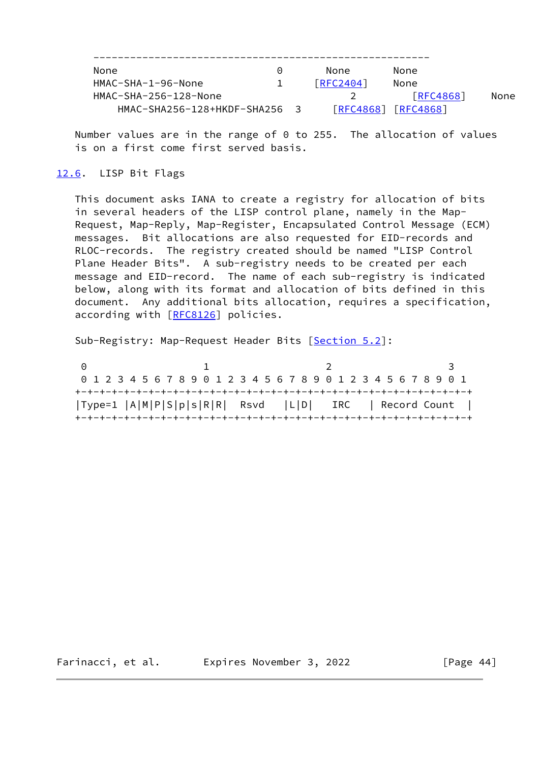```
   ---------------------------------------------------------
   None                              0       None        None
   HMAC-SHA-1-96-None                1      [RFC2404]    None
   HMAC-SHA-256-128-None                 2        [RFC4868]    None
       HMAC-SHA256-128+HKDF-SHA256  3     [RFC4868] [RFC4868]
```

Number values are in the range of 0 to 255. The allocation of values is on a first come first served basis.

## 12.6. LISP Bit Flags

This document asks IANA to create a registry for allocation of bits in several headers of the LISP control plane, namely in the Map-Request, Map-Reply, Map-Register, Encapsulated Control Message (ECM) messages. Bit allocations are also requested for EID-records and RLOC-records. The registry created should be named "LISP Control Plane Header Bits". A sub-registry needs to be created per each message and EID-record. The name of each sub-registry is indicated below, along with its format and allocation of bits defined in this document. Any additional bits allocation, requires a specification, according with [RFC8126] policies.

Sub-Registry: Map-Request Header Bits [Section 5.2]:

```
 0                   1                   2                   3
 0 1 2 3 4 5 6 7 8 9 0 1 2 3 4 5 6 7 8 9 0 1 2 3 4 5 6 7 8 9 0 1
+-+-+-+-+-+-+-+-+-+-+-+-+-+-+-+-+-+-+-+-+-+-+-+-+-+-+-+-+-+-+-+-+
|Type=1 |A|M|P|S|p|s|R|R|  Rsvd   |L|D|   IRC   | Record Count  |
+-+-+-+-+-+-+-+-+-+-+-+-+-+-+-+-+-+-+-+-+-+-+-+-+-+-+-+-+-+-+-+-+
```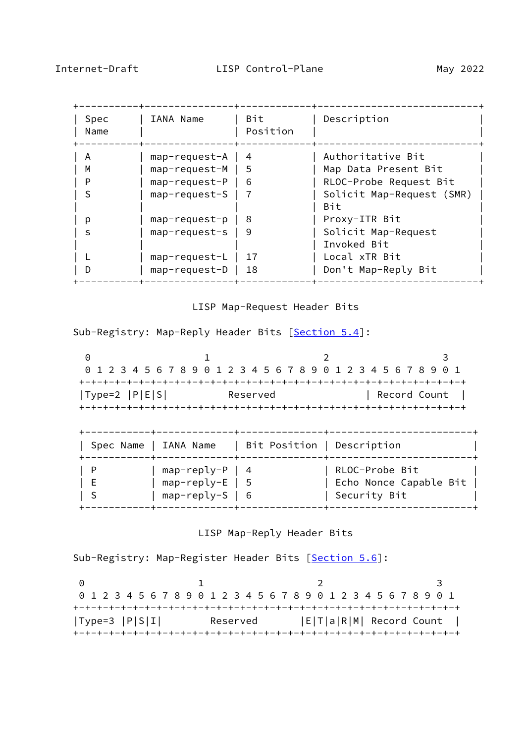| Spec Name | IANA Name | Bit Position | Description |
|---|---|---|---|
| A | map-request-A | 4 | Authoritative Bit |
| M | map-request-M | 5 | Map Data Present Bit |
| P | map-request-P | 6 | RLOC-Probe Request Bit |
| S | map-request-S | 7 | Solicit Map-Request (SMR) Bit |
| p | map-request-p | 8 | Proxy-ITR Bit |
| s | map-request-s | 9 | Solicit Map-Request Invoked Bit |
| L | map-request-L | 17 | Local xTR Bit |
| D | map-request-D | 18 | Don't Map-Reply Bit |

LISP Map-Request Header Bits

Sub-Registry: Map-Reply Header Bits [Section 5.4]:

```
 0                   1                   2                   3
 0 1 2 3 4 5 6 7 8 9 0 1 2 3 4 5 6 7 8 9 0 1 2 3 4 5 6 7 8 9 0 1
+-+-+-+-+-+-+-+-+-+-+-+-+-+-+-+-+-+-+-+-+-+-+-+-+-+-+-+-+-+-+-+-+
|Type=2 |P|E|S|          Reserved               | Record Count  |
+-+-+-+-+-+-+-+-+-+-+-+-+-+-+-+-+-+-+-+-+-+-+-+-+-+-+-+-+-+-+-+-+
```

| Spec Name | IANA Name | Bit Position | Description |
|---|---|---|---|
| P | map-reply-P | 4 | RLOC-Probe Bit |
| E | map-reply-E | 5 | Echo Nonce Capable Bit |
| S | map-reply-S | 6 | Security Bit |

LISP Map-Reply Header Bits

Sub-Registry: Map-Register Header Bits [Section 5.6]:

```
 0                   1                   2                   3
 0 1 2 3 4 5 6 7 8 9 0 1 2 3 4 5 6 7 8 9 0 1 2 3 4 5 6 7 8 9 0 1
+-+-+-+-+-+-+-+-+-+-+-+-+-+-+-+-+-+-+-+-+-+-+-+-+-+-+-+-+-+-+-+-+
|Type=3 |P|S|I|        Reserved       |E|T|a|R|M| Record Count  |
+-+-+-+-+-+-+-+-+-+-+-+-+-+-+-+-+-+-+-+-+-+-+-+-+-+-+-+-+-+-+-+-+
```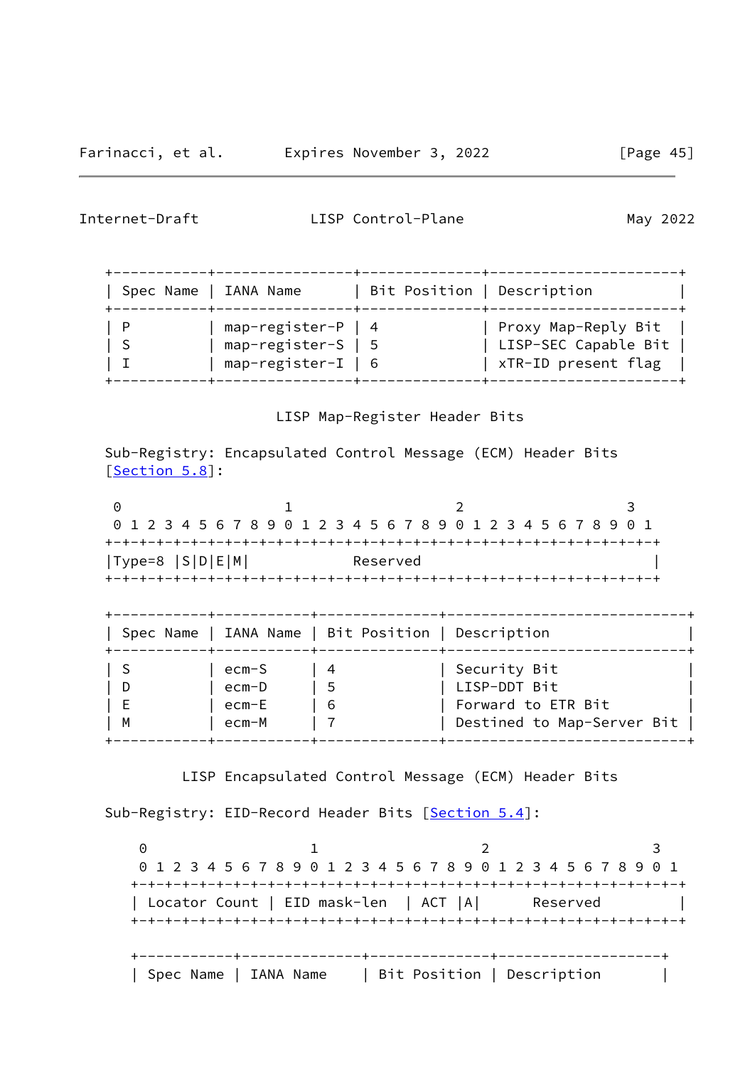| Spec Name | IANA Name | Bit Position | Description |
|---|---|---|---|
| P | map-register-P | 4 | Proxy Map-Reply Bit |
| S | map-register-S | 5 | LISP-SEC Capable Bit |
| I | map-register-I | 6 | xTR-ID present flag |

LISP Map-Register Header Bits

Sub-Registry: Encapsulated Control Message (ECM) Header Bits [Section 5.8]:

```
 0                   1                   2                   3
 0 1 2 3 4 5 6 7 8 9 0 1 2 3 4 5 6 7 8 9 0 1 2 3 4 5 6 7 8 9 0 1
+-+-+-+-+-+-+-+-+-+-+-+-+-+-+-+-+-+-+-+-+-+-+-+-+-+-+-+-+-+-+-+-+
|Type=8 |S|D|E|M|            Reserved                           |
+-+-+-+-+-+-+-+-+-+-+-+-+-+-+-+-+-+-+-+-+-+-+-+-+-+-+-+-+-+-+-+-+
```

| Spec Name | IANA Name | Bit Position | Description |
|---|---|---|---|
| S | ecm-S | 4 | Security Bit |
| D | ecm-D | 5 | LISP-DDT Bit |
| E | ecm-E | 6 | Forward to ETR Bit |
| M | ecm-M | 7 | Destined to Map-Server Bit |

LISP Encapsulated Control Message (ECM) Header Bits

Sub-Registry: EID-Record Header Bits [Section 5.4]:

```
 0                   1                   2                   3
 0 1 2 3 4 5 6 7 8 9 0 1 2 3 4 5 6 7 8 9 0 1 2 3 4 5 6 7 8 9 0 1
+-+-+-+-+-+-+-+-+-+-+-+-+-+-+-+-+-+-+-+-+-+-+-+-+-+-+-+-+-+-+-+-+
| Locator Count | EID mask-len  | ACT |A|      Reserved         |
+-+-+-+-+-+-+-+-+-+-+-+-+-+-+-+-+-+-+-+-+-+-+-+-+-+-+-+-+-+-+-+-+
```

| Spec Name | IANA Name | Bit Position | Description |
|---|---|---|---|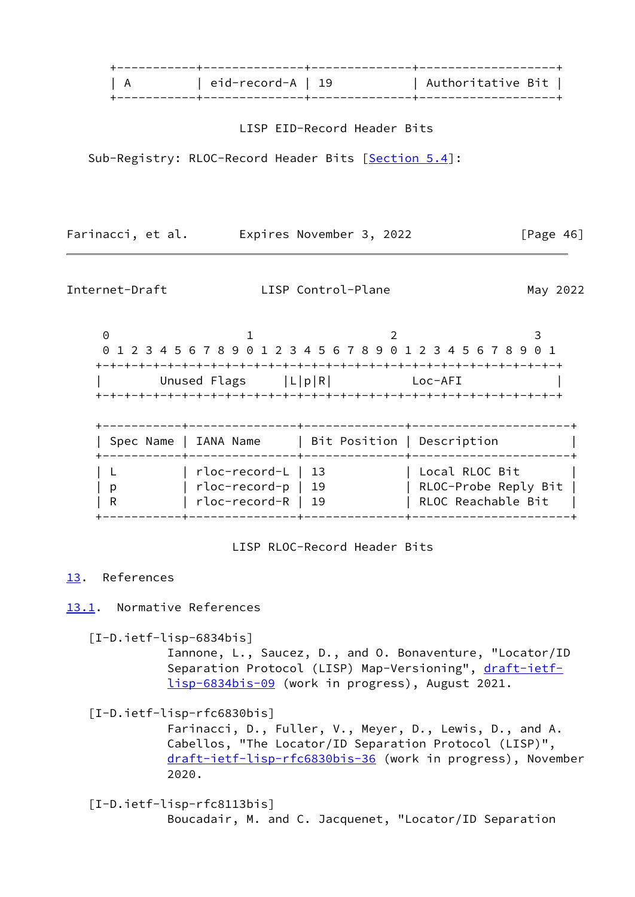| A | eid-record-A | 19 | Authoritative Bit |
|---|---|---|---|

LISP EID-Record Header Bits

Sub-Registry: RLOC-Record Header Bits [Section 5.4]:

```
 0                   1                   2                   3
 0 1 2 3 4 5 6 7 8 9 0 1 2 3 4 5 6 7 8 9 0 1 2 3 4 5 6 7 8 9 0 1
+-+-+-+-+-+-+-+-+-+-+-+-+-+-+-+-+-+-+-+-+-+-+-+-+-+-+-+-+-+-+-+-+
|        Unused Flags     |L|p|R|           Loc-AFI             |
+-+-+-+-+-+-+-+-+-+-+-+-+-+-+-+-+-+-+-+-+-+-+-+-+-+-+-+-+-+-+-+-+
```

| Spec Name | IANA Name | Bit Position | Description |
|---|---|---|---|
| L | rloc-record-L | 13 | Local RLOC Bit |
| p | rloc-record-p | 19 | RLOC-Probe Reply Bit |
| R | rloc-record-R | 19 | RLOC Reachable Bit |

LISP RLOC-Record Header Bits

## 13. References

### 13.1. Normative References

[I-D.ietf-lisp-6834bis]
Iannone, L., Saucez, D., and O. Bonaventure, "Locator/ID Separation Protocol (LISP) Map-Versioning", draft-ietf-lisp-6834bis-09 (work in progress), August 2021.

[I-D.ietf-lisp-rfc6830bis]
Farinacci, D., Fuller, V., Meyer, D., Lewis, D., and A. Cabellos, "The Locator/ID Separation Protocol (LISP)", draft-ietf-lisp-rfc6830bis-36 (work in progress), November 2020.

[I-D.ietf-lisp-rfc8113bis]
Boucadair, M. and C. Jacquenet, "Locator/ID Separation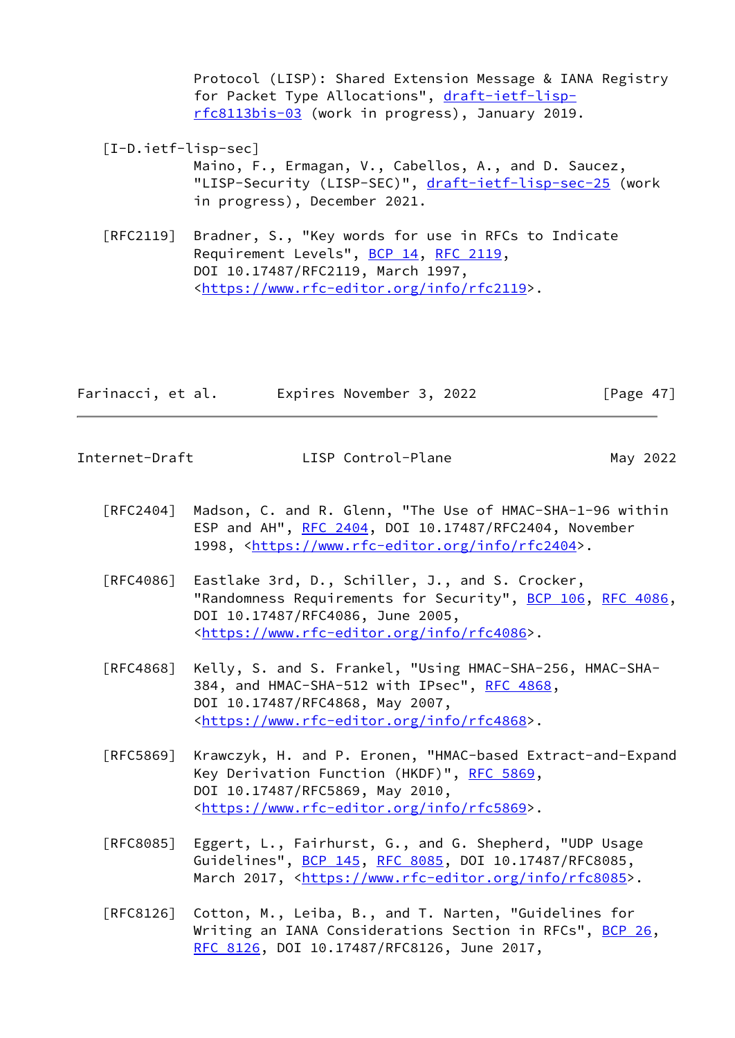Protocol (LISP): Shared Extension Message & IANA Registry for Packet Type Allocations", draft-ietf-lisp-rfc8113bis-03 (work in progress), January 2019.

[I-D.ietf-lisp-sec]
Maino, F., Ermagan, V., Cabellos, A., and D. Saucez, "LISP-Security (LISP-SEC)", draft-ietf-lisp-sec-25 (work in progress), December 2021.

[RFC2119] Bradner, S., "Key words for use in RFCs to Indicate Requirement Levels", BCP 14, RFC 2119, DOI 10.17487/RFC2119, March 1997, <https://www.rfc-editor.org/info/rfc2119>.

[RFC2404] Madson, C. and R. Glenn, "The Use of HMAC-SHA-1-96 within ESP and AH", RFC 2404, DOI 10.17487/RFC2404, November 1998, <https://www.rfc-editor.org/info/rfc2404>.

[RFC4086] Eastlake 3rd, D., Schiller, J., and S. Crocker, "Randomness Requirements for Security", BCP 106, RFC 4086, DOI 10.17487/RFC4086, June 2005, <https://www.rfc-editor.org/info/rfc4086>.

[RFC4868] Kelly, S. and S. Frankel, "Using HMAC-SHA-256, HMAC-SHA-384, and HMAC-SHA-512 with IPsec", RFC 4868, DOI 10.17487/RFC4868, May 2007, <https://www.rfc-editor.org/info/rfc4868>.

[RFC5869] Krawczyk, H. and P. Eronen, "HMAC-based Extract-and-Expand Key Derivation Function (HKDF)", RFC 5869, DOI 10.17487/RFC5869, May 2010, <https://www.rfc-editor.org/info/rfc5869>.

[RFC8085] Eggert, L., Fairhurst, G., and G. Shepherd, "UDP Usage Guidelines", BCP 145, RFC 8085, DOI 10.17487/RFC8085, March 2017, <https://www.rfc-editor.org/info/rfc8085>.

[RFC8126] Cotton, M., Leiba, B., and T. Narten, "Guidelines for Writing an IANA Considerations Section in RFCs", BCP 26, RFC 8126, DOI 10.17487/RFC8126, June 2017,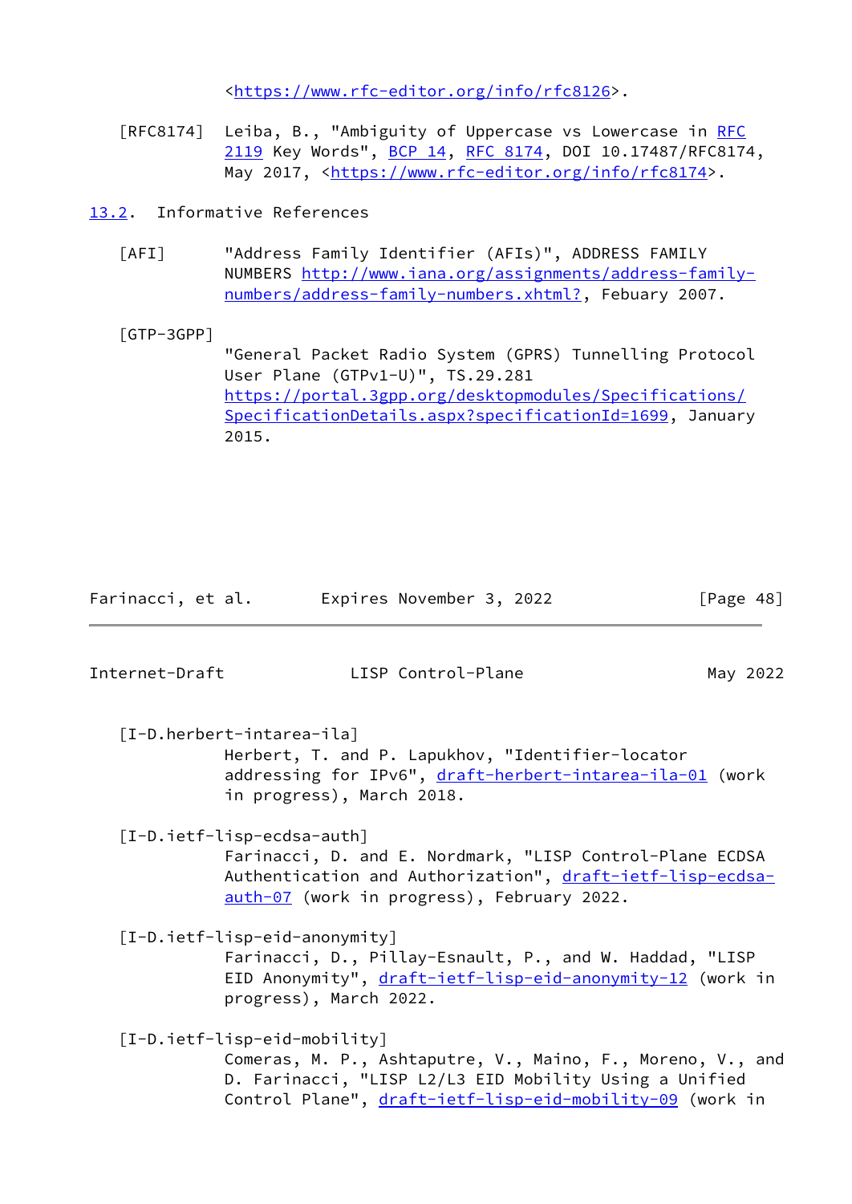<https://www.rfc-editor.org/info/rfc8126>.

[RFC8174] Leiba, B., "Ambiguity of Uppercase vs Lowercase in RFC 2119 Key Words", BCP 14, RFC 8174, DOI 10.17487/RFC8174, May 2017, <https://www.rfc-editor.org/info/rfc8174>.

## 13.2. Informative References

[AFI] "Address Family Identifier (AFIs)", ADDRESS FAMILY NUMBERS http://www.iana.org/assignments/address-family-numbers/address-family-numbers.xhtml?, Febuary 2007.

[GTP-3GPP] "General Packet Radio System (GPRS) Tunnelling Protocol User Plane (GTPv1-U)", TS.29.281 https://portal.3gpp.org/desktopmodules/Specifications/SpecificationDetails.aspx?specificationId=1699, January 2015.

[I-D.herbert-intarea-ila] Herbert, T. and P. Lapukhov, "Identifier-locator addressing for IPv6", draft-herbert-intarea-ila-01 (work in progress), March 2018.

[I-D.ietf-lisp-ecdsa-auth] Farinacci, D. and E. Nordmark, "LISP Control-Plane ECDSA Authentication and Authorization", draft-ietf-lisp-ecdsa-auth-07 (work in progress), February 2022.

[I-D.ietf-lisp-eid-anonymity] Farinacci, D., Pillay-Esnault, P., and W. Haddad, "LISP EID Anonymity", draft-ietf-lisp-eid-anonymity-12 (work in progress), March 2022.

[I-D.ietf-lisp-eid-mobility] Comeras, M. P., Ashtaputre, V., Maino, F., Moreno, V., and D. Farinacci, "LISP L2/L3 EID Mobility Using a Unified Control Plane", draft-ietf-lisp-eid-mobility-09 (work in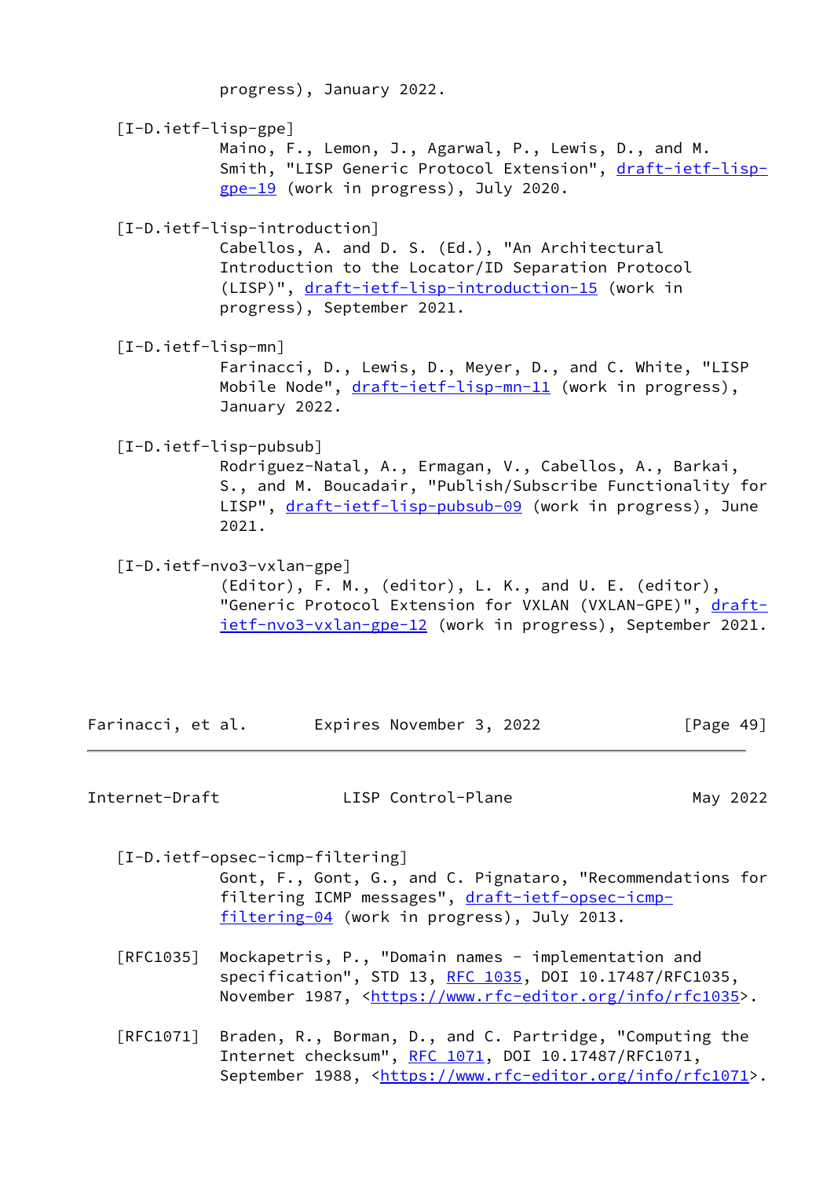progress), January 2022.

[I-D.ietf-lisp-gpe]
Maino, F., Lemon, J., Agarwal, P., Lewis, D., and M. Smith, "LISP Generic Protocol Extension", draft-ietf-lisp-gpe-19 (work in progress), July 2020.

[I-D.ietf-lisp-introduction]
Cabellos, A. and D. S. (Ed.), "An Architectural Introduction to the Locator/ID Separation Protocol (LISP)", draft-ietf-lisp-introduction-15 (work in progress), September 2021.

[I-D.ietf-lisp-mn]
Farinacci, D., Lewis, D., Meyer, D., and C. White, "LISP Mobile Node", draft-ietf-lisp-mn-11 (work in progress), January 2022.

[I-D.ietf-lisp-pubsub]
Rodriguez-Natal, A., Ermagan, V., Cabellos, A., Barkai, S., and M. Boucadair, "Publish/Subscribe Functionality for LISP", draft-ietf-lisp-pubsub-09 (work in progress), June 2021.

[I-D.ietf-nvo3-vxlan-gpe]
(Editor), F. M., (editor), L. K., and U. E. (editor), "Generic Protocol Extension for VXLAN (VXLAN-GPE)", draft-ietf-nvo3-vxlan-gpe-12 (work in progress), September 2021.

[I-D.ietf-opsec-icmp-filtering]
Gont, F., Gont, G., and C. Pignataro, "Recommendations for filtering ICMP messages", draft-ietf-opsec-icmp-filtering-04 (work in progress), July 2013.

[RFC1035] Mockapetris, P., "Domain names - implementation and specification", STD 13, RFC 1035, DOI 10.17487/RFC1035, November 1987, <https://www.rfc-editor.org/info/rfc1035>.

[RFC1071] Braden, R., Borman, D., and C. Partridge, "Computing the Internet checksum", RFC 1071, DOI 10.17487/RFC1071, September 1988, <https://www.rfc-editor.org/info/rfc1071>.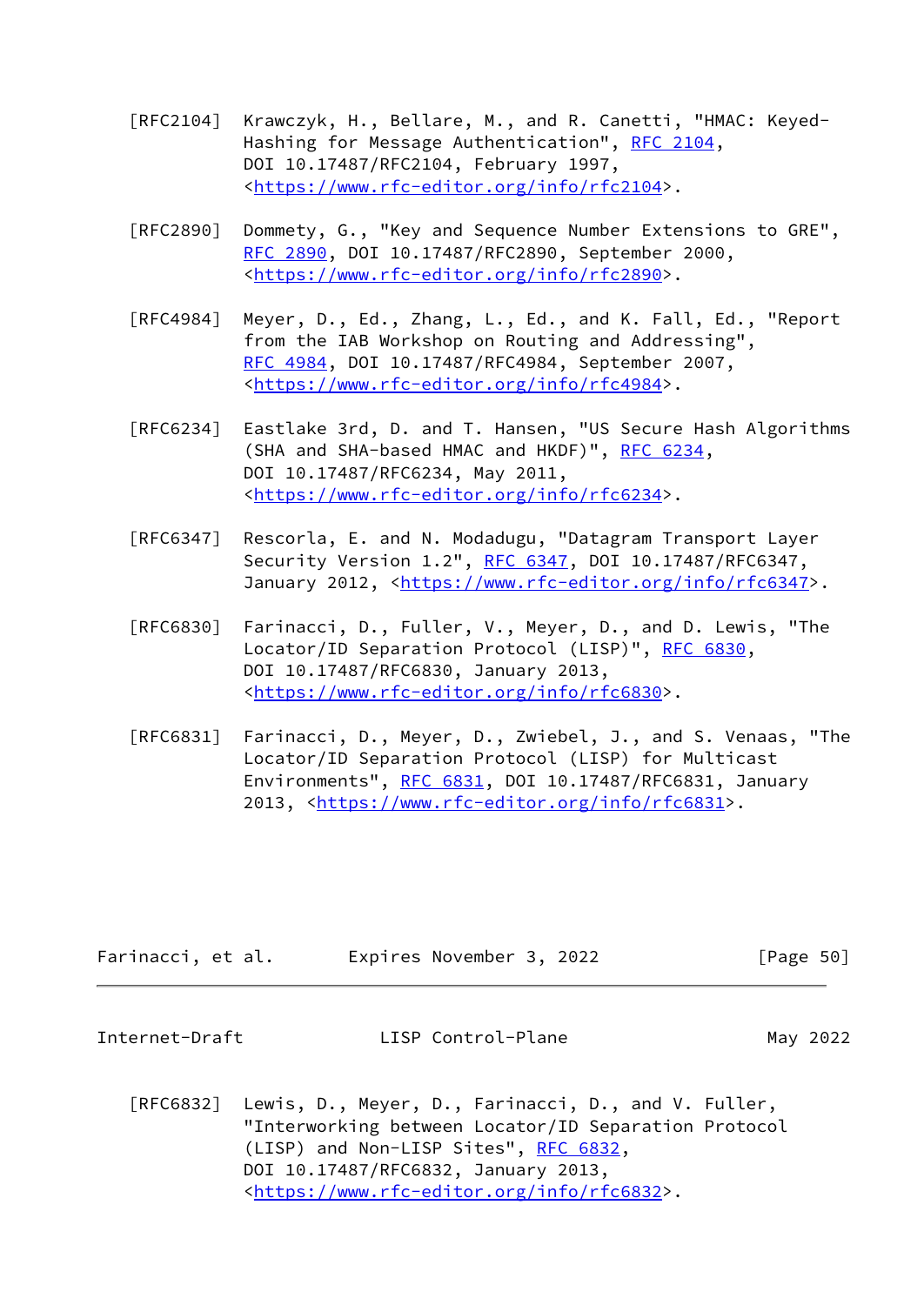[RFC2104] Krawczyk, H., Bellare, M., and R. Canetti, "HMAC: Keyed-Hashing for Message Authentication", RFC 2104, DOI 10.17487/RFC2104, February 1997, <https://www.rfc-editor.org/info/rfc2104>.

[RFC2890] Dommety, G., "Key and Sequence Number Extensions to GRE", RFC 2890, DOI 10.17487/RFC2890, September 2000, <https://www.rfc-editor.org/info/rfc2890>.

[RFC4984] Meyer, D., Ed., Zhang, L., Ed., and K. Fall, Ed., "Report from the IAB Workshop on Routing and Addressing", RFC 4984, DOI 10.17487/RFC4984, September 2007, <https://www.rfc-editor.org/info/rfc4984>.

[RFC6234] Eastlake 3rd, D. and T. Hansen, "US Secure Hash Algorithms (SHA and SHA-based HMAC and HKDF)", RFC 6234, DOI 10.17487/RFC6234, May 2011, <https://www.rfc-editor.org/info/rfc6234>.

[RFC6347] Rescorla, E. and N. Modadugu, "Datagram Transport Layer Security Version 1.2", RFC 6347, DOI 10.17487/RFC6347, January 2012, <https://www.rfc-editor.org/info/rfc6347>.

[RFC6830] Farinacci, D., Fuller, V., Meyer, D., and D. Lewis, "The Locator/ID Separation Protocol (LISP)", RFC 6830, DOI 10.17487/RFC6830, January 2013, <https://www.rfc-editor.org/info/rfc6830>.

[RFC6831] Farinacci, D., Meyer, D., Zwiebel, J., and S. Venaas, "The Locator/ID Separation Protocol (LISP) for Multicast Environments", RFC 6831, DOI 10.17487/RFC6831, January 2013, <https://www.rfc-editor.org/info/rfc6831>.

[RFC6832] Lewis, D., Meyer, D., Farinacci, D., and V. Fuller, "Interworking between Locator/ID Separation Protocol (LISP) and Non-LISP Sites", RFC 6832, DOI 10.17487/RFC6832, January 2013, <https://www.rfc-editor.org/info/rfc6832>.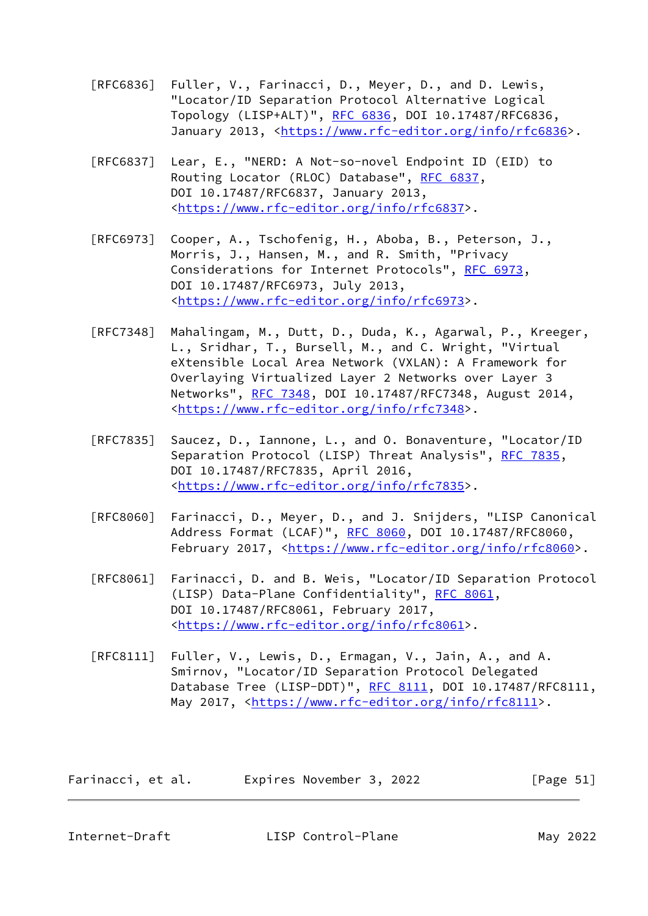[RFC6836] Fuller, V., Farinacci, D., Meyer, D., and D. Lewis, "Locator/ID Separation Protocol Alternative Logical Topology (LISP+ALT)", RFC 6836, DOI 10.17487/RFC6836, January 2013, <https://www.rfc-editor.org/info/rfc6836>.

[RFC6837] Lear, E., "NERD: A Not-so-novel Endpoint ID (EID) to Routing Locator (RLOC) Database", RFC 6837, DOI 10.17487/RFC6837, January 2013, <https://www.rfc-editor.org/info/rfc6837>.

[RFC6973] Cooper, A., Tschofenig, H., Aboba, B., Peterson, J., Morris, J., Hansen, M., and R. Smith, "Privacy Considerations for Internet Protocols", RFC 6973, DOI 10.17487/RFC6973, July 2013, <https://www.rfc-editor.org/info/rfc6973>.

[RFC7348] Mahalingam, M., Dutt, D., Duda, K., Agarwal, P., Kreeger, L., Sridhar, T., Bursell, M., and C. Wright, "Virtual eXtensible Local Area Network (VXLAN): A Framework for Overlaying Virtualized Layer 2 Networks over Layer 3 Networks", RFC 7348, DOI 10.17487/RFC7348, August 2014, <https://www.rfc-editor.org/info/rfc7348>.

[RFC7835] Saucez, D., Iannone, L., and O. Bonaventure, "Locator/ID Separation Protocol (LISP) Threat Analysis", RFC 7835, DOI 10.17487/RFC7835, April 2016, <https://www.rfc-editor.org/info/rfc7835>.

[RFC8060] Farinacci, D., Meyer, D., and J. Snijders, "LISP Canonical Address Format (LCAF)", RFC 8060, DOI 10.17487/RFC8060, February 2017, <https://www.rfc-editor.org/info/rfc8060>.

[RFC8061] Farinacci, D. and B. Weis, "Locator/ID Separation Protocol (LISP) Data-Plane Confidentiality", RFC 8061, DOI 10.17487/RFC8061, February 2017, <https://www.rfc-editor.org/info/rfc8061>.

[RFC8111] Fuller, V., Lewis, D., Ermagan, V., Jain, A., and A. Smirnov, "Locator/ID Separation Protocol Delegated Database Tree (LISP-DDT)", RFC 8111, DOI 10.17487/RFC8111, May 2017, <https://www.rfc-editor.org/info/rfc8111>.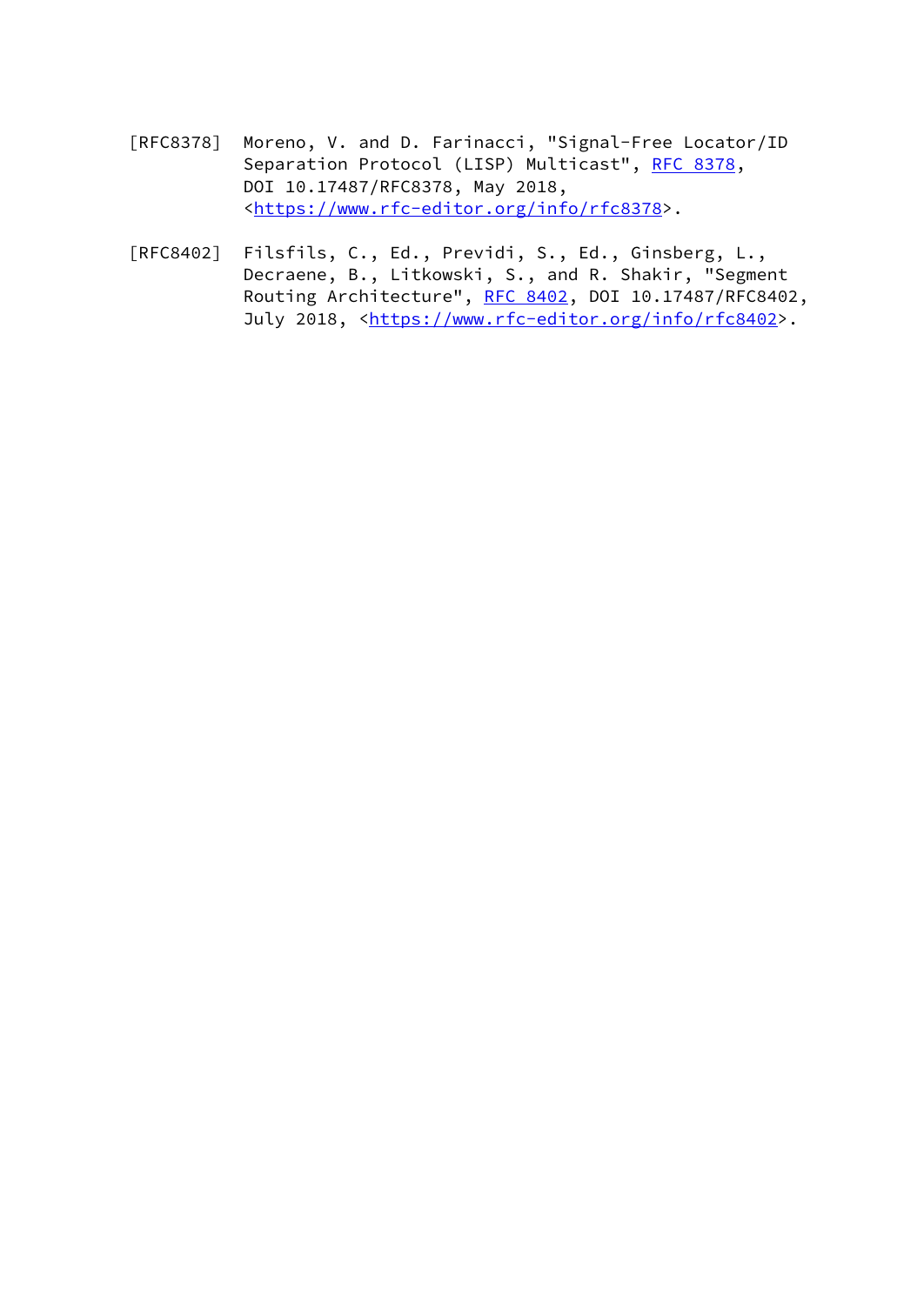[RFC8378] Moreno, V. and D. Farinacci, "Signal-Free Locator/ID Separation Protocol (LISP) Multicast", RFC 8378, DOI 10.17487/RFC8378, May 2018, <https://www.rfc-editor.org/info/rfc8378>.

[RFC8402] Filsfils, C., Ed., Previdi, S., Ed., Ginsberg, L., Decraene, B., Litkowski, S., and R. Shakir, "Segment Routing Architecture", RFC 8402, DOI 10.17487/RFC8402, July 2018, <https://www.rfc-editor.org/info/rfc8402>.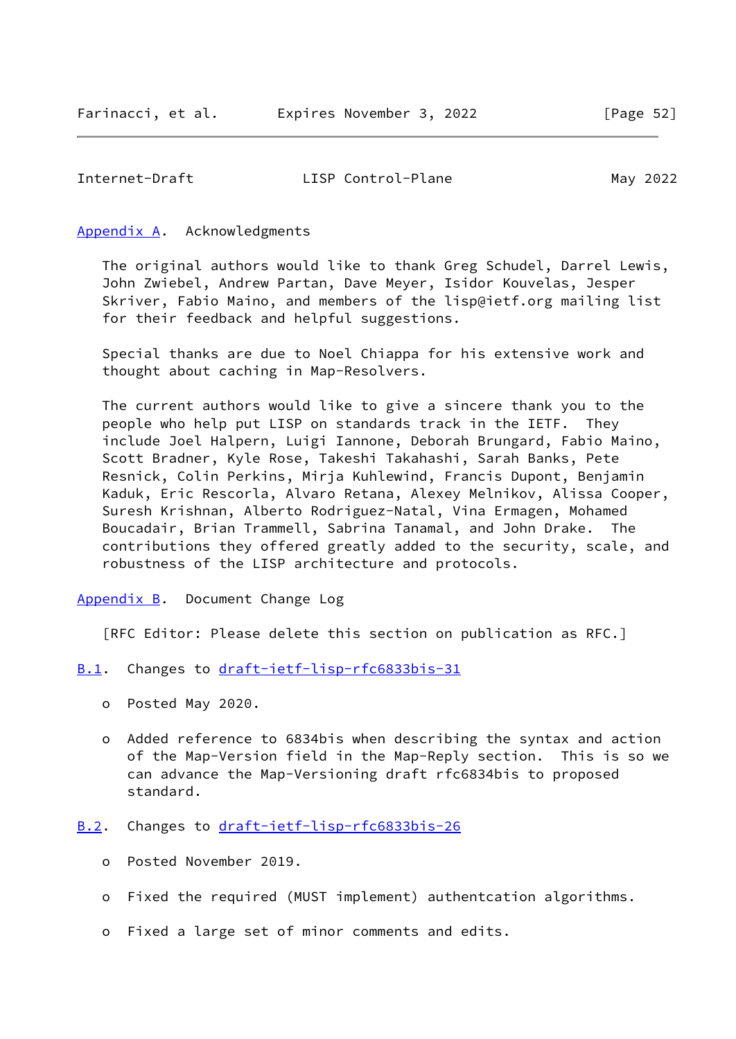## Appendix A. Acknowledgments

The original authors would like to thank Greg Schudel, Darrel Lewis, John Zwiebel, Andrew Partan, Dave Meyer, Isidor Kouvelas, Jesper Skriver, Fabio Maino, and members of the lisp@ietf.org mailing list for their feedback and helpful suggestions.

Special thanks are due to Noel Chiappa for his extensive work and thought about caching in Map-Resolvers.

The current authors would like to give a sincere thank you to the people who help put LISP on standards track in the IETF. They include Joel Halpern, Luigi Iannone, Deborah Brungard, Fabio Maino, Scott Bradner, Kyle Rose, Takeshi Takahashi, Sarah Banks, Pete Resnick, Colin Perkins, Mirja Kuhlewind, Francis Dupont, Benjamin Kaduk, Eric Rescorla, Alvaro Retana, Alexey Melnikov, Alissa Cooper, Suresh Krishnan, Alberto Rodriguez-Natal, Vina Ermagen, Mohamed Boucadair, Brian Trammell, Sabrina Tanamal, and John Drake. The contributions they offered greatly added to the security, scale, and robustness of the LISP architecture and protocols.

## Appendix B. Document Change Log

[RFC Editor: Please delete this section on publication as RFC.]

### B.1. Changes to draft-ietf-lisp-rfc6833bis-31

- Posted May 2020.
- Added reference to 6834bis when describing the syntax and action of the Map-Version field in the Map-Reply section. This is so we can advance the Map-Versioning draft rfc6834bis to proposed standard.

### B.2. Changes to draft-ietf-lisp-rfc6833bis-26

- Posted November 2019.
- Fixed the required (MUST implement) authentcation algorithms.
- Fixed a large set of minor comments and edits.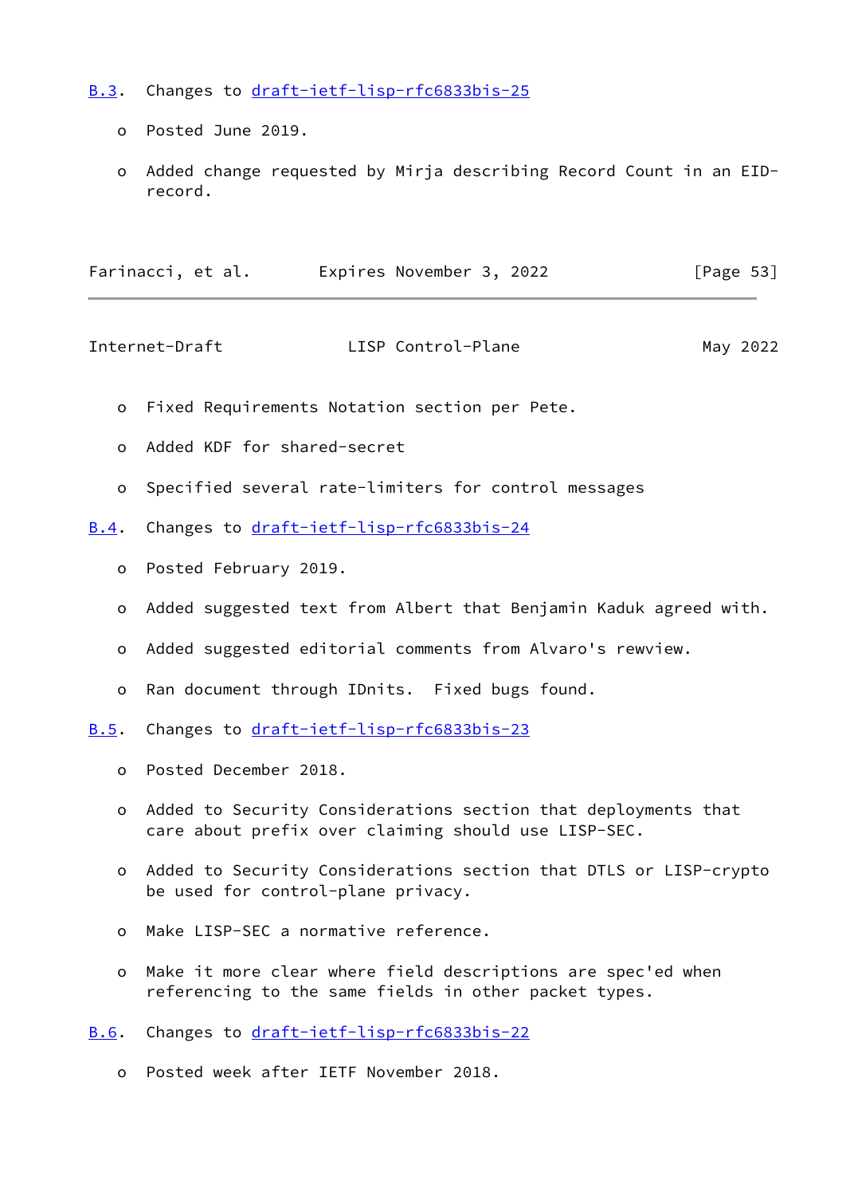### B.3. Changes to draft-ietf-lisp-rfc6833bis-25

- Posted June 2019.
- Added change requested by Mirja describing Record Count in an EID-record.
- Fixed Requirements Notation section per Pete.
- Added KDF for shared-secret
- Specified several rate-limiters for control messages

### B.4. Changes to draft-ietf-lisp-rfc6833bis-24

- Posted February 2019.
- Added suggested text from Albert that Benjamin Kaduk agreed with.
- Added suggested editorial comments from Alvaro's rewview.
- Ran document through IDnits. Fixed bugs found.

### B.5. Changes to draft-ietf-lisp-rfc6833bis-23

- Posted December 2018.
- Added to Security Considerations section that deployments that care about prefix over claiming should use LISP-SEC.
- Added to Security Considerations section that DTLS or LISP-crypto be used for control-plane privacy.
- Make LISP-SEC a normative reference.
- Make it more clear where field descriptions are spec'ed when referencing to the same fields in other packet types.

### B.6. Changes to draft-ietf-lisp-rfc6833bis-22

- Posted week after IETF November 2018.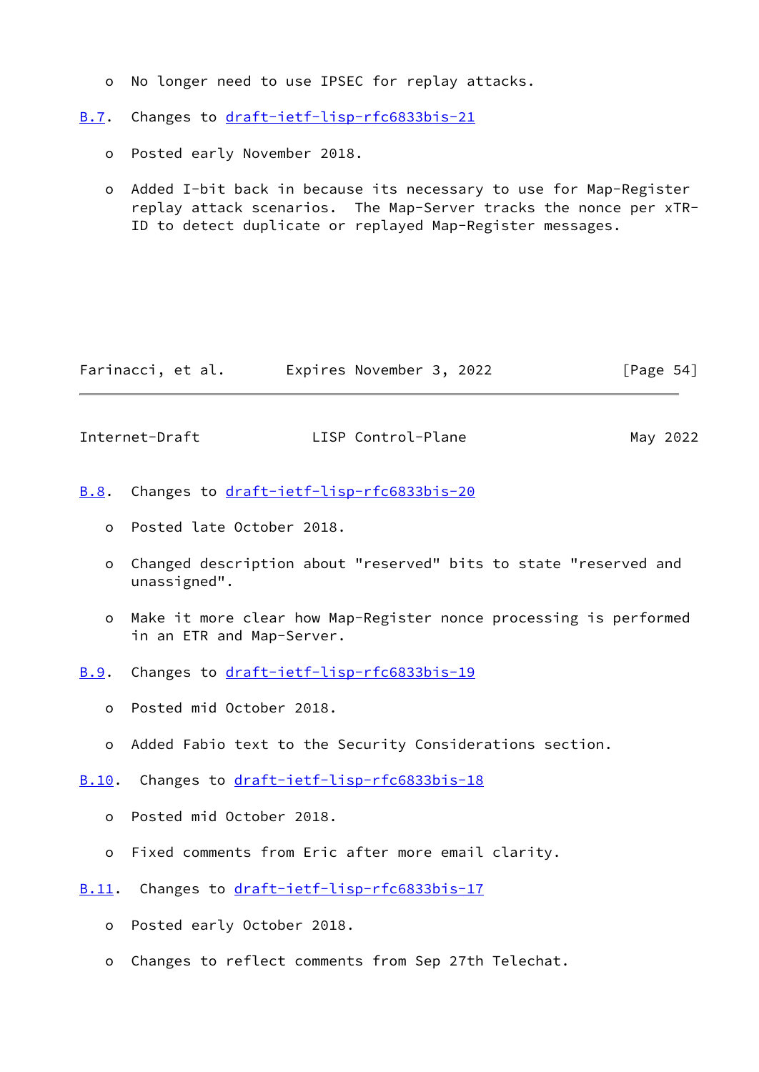- No longer need to use IPSEC for replay attacks.

### B.7. Changes to draft-ietf-lisp-rfc6833bis-21

- Posted early November 2018.

- Added I-bit back in because its necessary to use for Map-Register replay attack scenarios. The Map-Server tracks the nonce per xTR-ID to detect duplicate or replayed Map-Register messages.

### B.8. Changes to draft-ietf-lisp-rfc6833bis-20

- Posted late October 2018.

- Changed description about "reserved" bits to state "reserved and unassigned".

- Make it more clear how Map-Register nonce processing is performed in an ETR and Map-Server.

### B.9. Changes to draft-ietf-lisp-rfc6833bis-19

- Posted mid October 2018.

- Added Fabio text to the Security Considerations section.

### B.10. Changes to draft-ietf-lisp-rfc6833bis-18

- Posted mid October 2018.

- Fixed comments from Eric after more email clarity.

### B.11. Changes to draft-ietf-lisp-rfc6833bis-17

- Posted early October 2018.

- Changes to reflect comments from Sep 27th Telechat.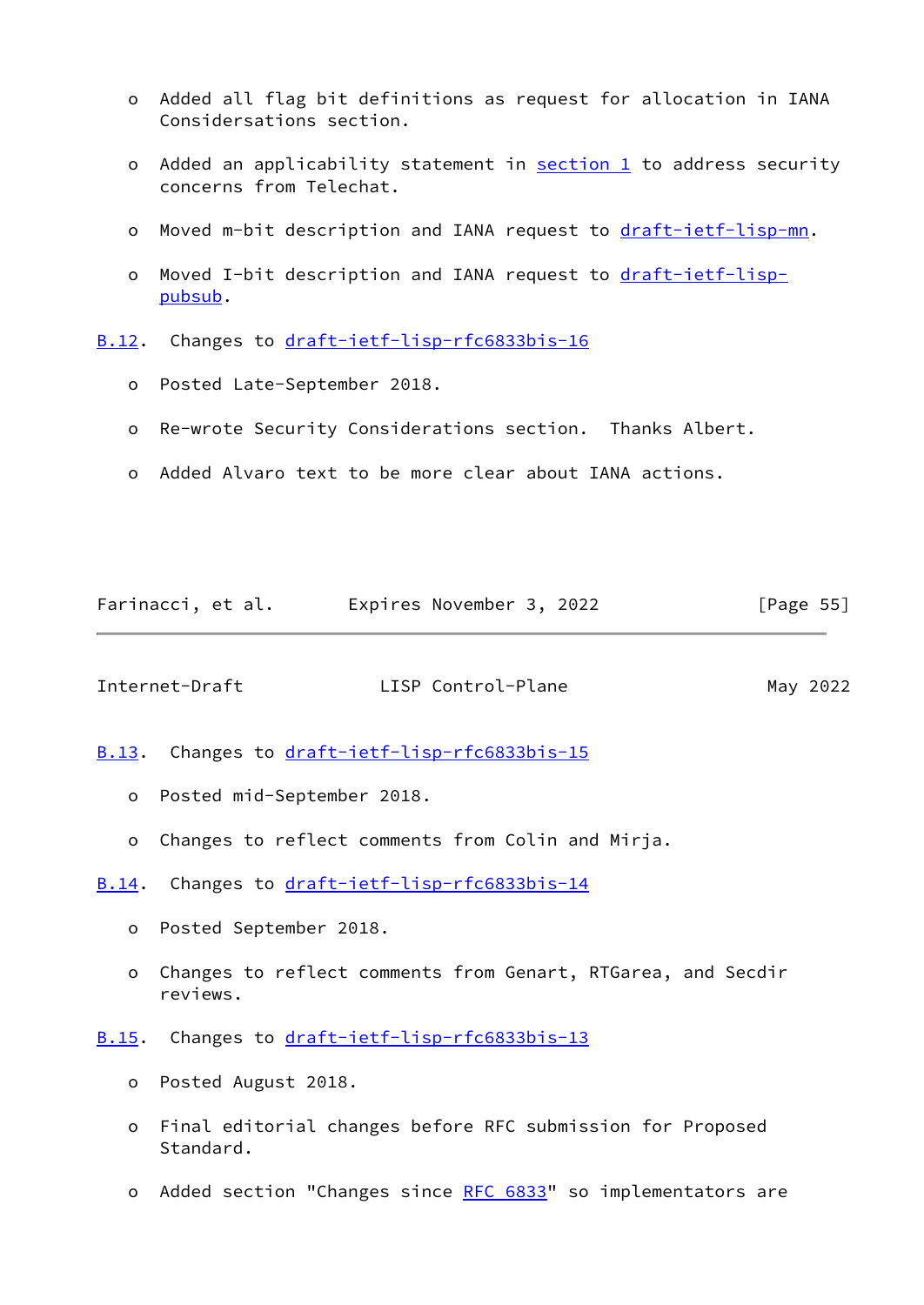- Added all flag bit definitions as request for allocation in IANA Considersations section.

- Added an applicability statement in section 1 to address security concerns from Telechat.

- Moved m-bit description and IANA request to draft-ietf-lisp-mn.

- Moved I-bit description and IANA request to draft-ietf-lisp-pubsub.

### B.12. Changes to draft-ietf-lisp-rfc6833bis-16

- Posted Late-September 2018.

- Re-wrote Security Considerations section. Thanks Albert.

- Added Alvaro text to be more clear about IANA actions.

### B.13. Changes to draft-ietf-lisp-rfc6833bis-15

- Posted mid-September 2018.

- Changes to reflect comments from Colin and Mirja.

### B.14. Changes to draft-ietf-lisp-rfc6833bis-14

- Posted September 2018.

- Changes to reflect comments from Genart, RTGarea, and Secdir reviews.

### B.15. Changes to draft-ietf-lisp-rfc6833bis-13

- Posted August 2018.

- Final editorial changes before RFC submission for Proposed Standard.

- Added section "Changes since RFC 6833" so implementators are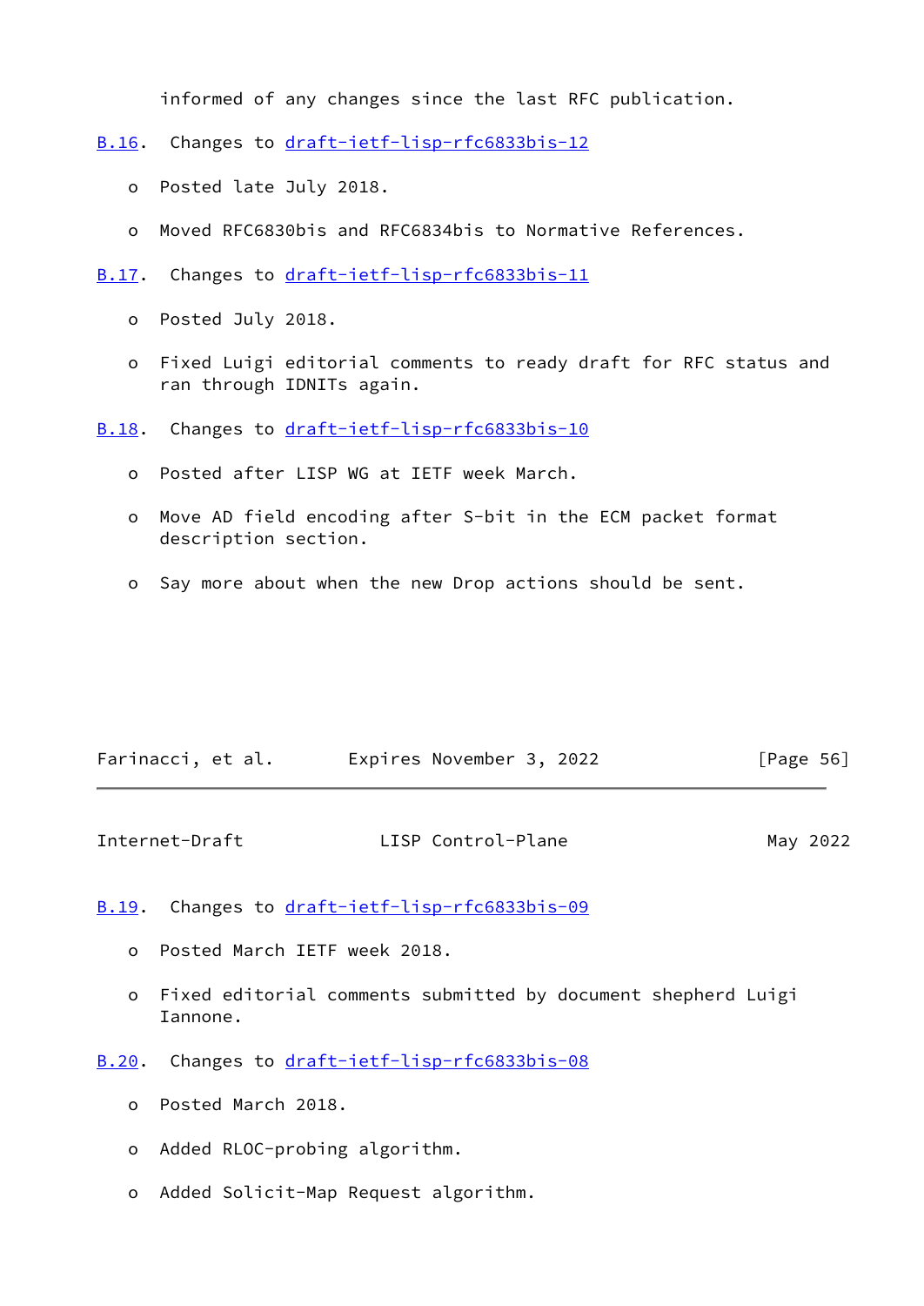informed of any changes since the last RFC publication.

### B.16. Changes to draft-ietf-lisp-rfc6833bis-12

- Posted late July 2018.
- Moved RFC6830bis and RFC6834bis to Normative References.

### B.17. Changes to draft-ietf-lisp-rfc6833bis-11

- Posted July 2018.
- Fixed Luigi editorial comments to ready draft for RFC status and ran through IDNITs again.

### B.18. Changes to draft-ietf-lisp-rfc6833bis-10

- Posted after LISP WG at IETF week March.
- Move AD field encoding after S-bit in the ECM packet format description section.
- Say more about when the new Drop actions should be sent.

### B.19. Changes to draft-ietf-lisp-rfc6833bis-09

- Posted March IETF week 2018.
- Fixed editorial comments submitted by document shepherd Luigi Iannone.

### B.20. Changes to draft-ietf-lisp-rfc6833bis-08

- Posted March 2018.
- Added RLOC-probing algorithm.
- Added Solicit-Map Request algorithm.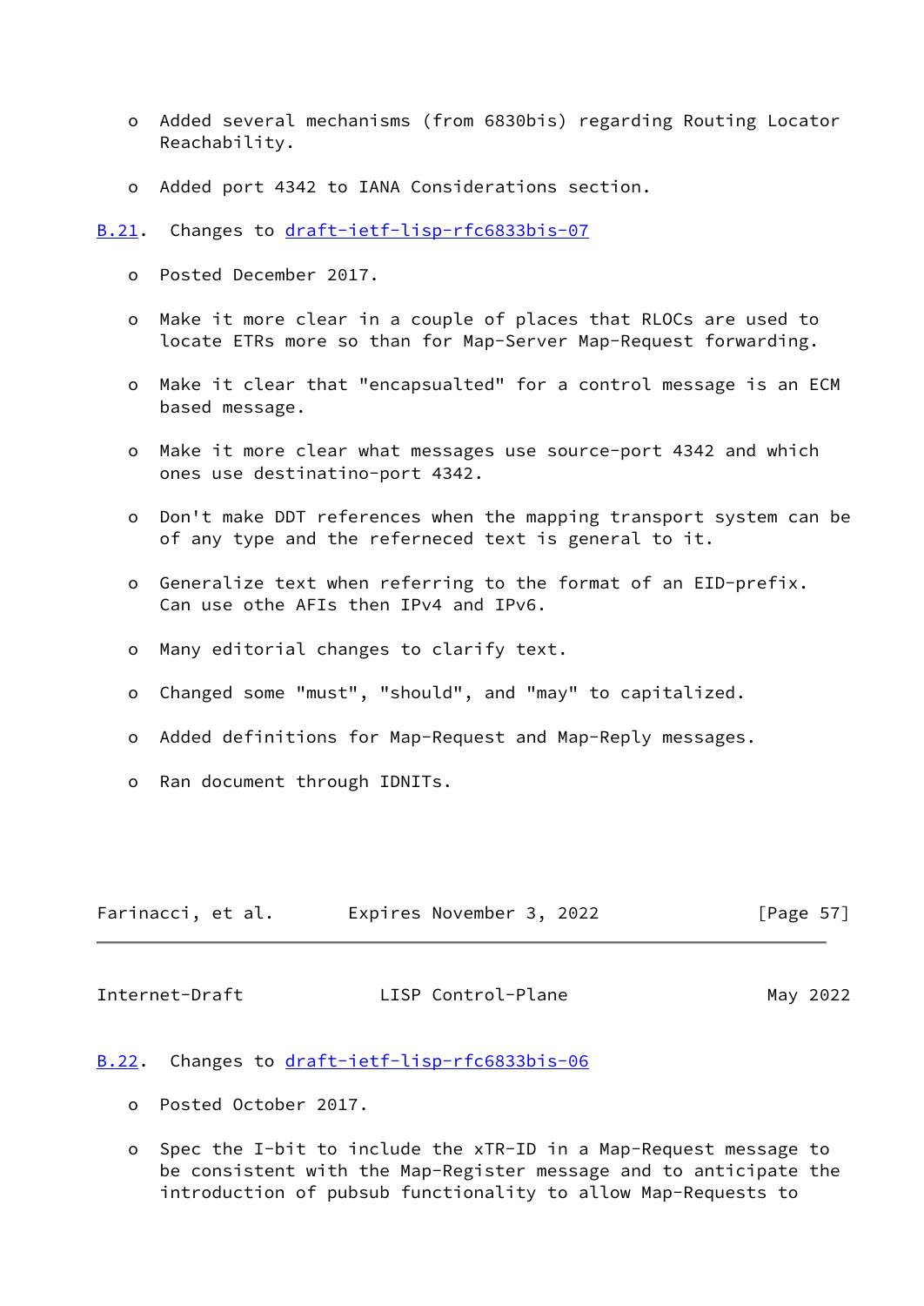- Added several mechanisms (from 6830bis) regarding Routing Locator Reachability.

- Added port 4342 to IANA Considerations section.

### B.21. Changes to draft-ietf-lisp-rfc6833bis-07

- Posted December 2017.

- Make it more clear in a couple of places that RLOCs are used to locate ETRs more so than for Map-Server Map-Request forwarding.

- Make it clear that "encapsualted" for a control message is an ECM based message.

- Make it more clear what messages use source-port 4342 and which ones use destinatino-port 4342.

- Don't make DDT references when the mapping transport system can be of any type and the referneced text is general to it.

- Generalize text when referring to the format of an EID-prefix. Can use othe AFIs then IPv4 and IPv6.

- Many editorial changes to clarify text.

- Changed some "must", "should", and "may" to capitalized.

- Added definitions for Map-Request and Map-Reply messages.

- Ran document through IDNITs.

### B.22. Changes to draft-ietf-lisp-rfc6833bis-06

- Posted October 2017.

- Spec the I-bit to include the xTR-ID in a Map-Request message to be consistent with the Map-Register message and to anticipate the introduction of pubsub functionality to allow Map-Requests to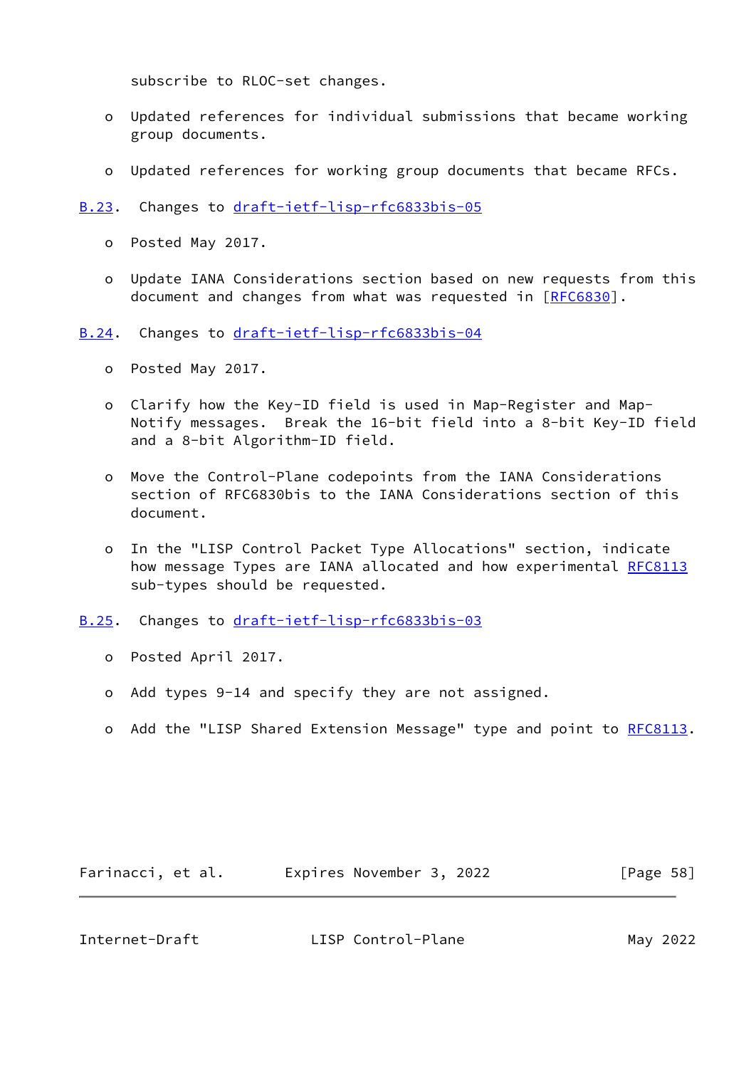subscribe to RLOC-set changes.

- Updated references for individual submissions that became working group documents.

- Updated references for working group documents that became RFCs.

### B.23. Changes to draft-ietf-lisp-rfc6833bis-05

- Posted May 2017.

- Update IANA Considerations section based on new requests from this document and changes from what was requested in [RFC6830].

### B.24. Changes to draft-ietf-lisp-rfc6833bis-04

- Posted May 2017.

- Clarify how the Key-ID field is used in Map-Register and Map-Notify messages. Break the 16-bit field into a 8-bit Key-ID field and a 8-bit Algorithm-ID field.

- Move the Control-Plane codepoints from the IANA Considerations section of RFC6830bis to the IANA Considerations section of this document.

- In the "LISP Control Packet Type Allocations" section, indicate how message Types are IANA allocated and how experimental RFC8113 sub-types should be requested.

### B.25. Changes to draft-ietf-lisp-rfc6833bis-03

- Posted April 2017.

- Add types 9-14 and specify they are not assigned.

- Add the "LISP Shared Extension Message" type and point to RFC8113.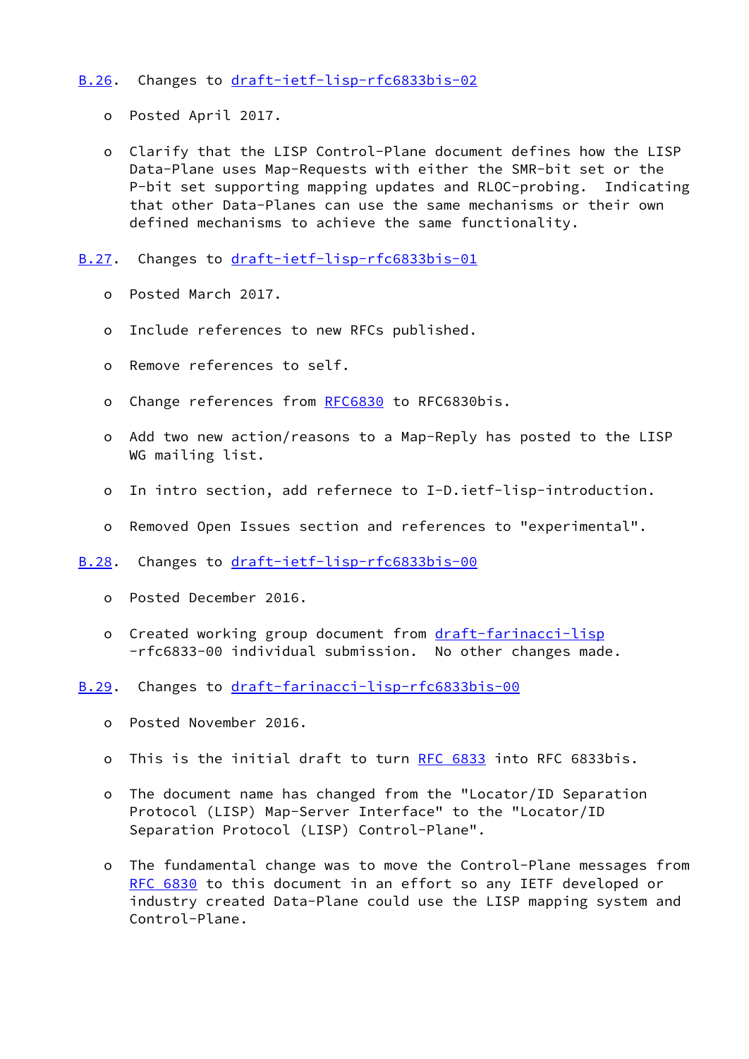## B.26. Changes to draft-ietf-lisp-rfc6833bis-02

- Posted April 2017.

- Clarify that the LISP Control-Plane document defines how the LISP Data-Plane uses Map-Requests with either the SMR-bit set or the P-bit set supporting mapping updates and RLOC-probing. Indicating that other Data-Planes can use the same mechanisms or their own defined mechanisms to achieve the same functionality.

## B.27. Changes to draft-ietf-lisp-rfc6833bis-01

- Posted March 2017.

- Include references to new RFCs published.

- Remove references to self.

- Change references from RFC6830 to RFC6830bis.

- Add two new action/reasons to a Map-Reply has posted to the LISP WG mailing list.

- In intro section, add refernece to I-D.ietf-lisp-introduction.

- Removed Open Issues section and references to "experimental".

## B.28. Changes to draft-ietf-lisp-rfc6833bis-00

- Posted December 2016.

- Created working group document from draft-farinacci-lisp -rfc6833-00 individual submission. No other changes made.

## B.29. Changes to draft-farinacci-lisp-rfc6833bis-00

- Posted November 2016.

- This is the initial draft to turn RFC 6833 into RFC 6833bis.

- The document name has changed from the "Locator/ID Separation Protocol (LISP) Map-Server Interface" to the "Locator/ID Separation Protocol (LISP) Control-Plane".

- The fundamental change was to move the Control-Plane messages from RFC 6830 to this document in an effort so any IETF developed or industry created Data-Plane could use the LISP mapping system and Control-Plane.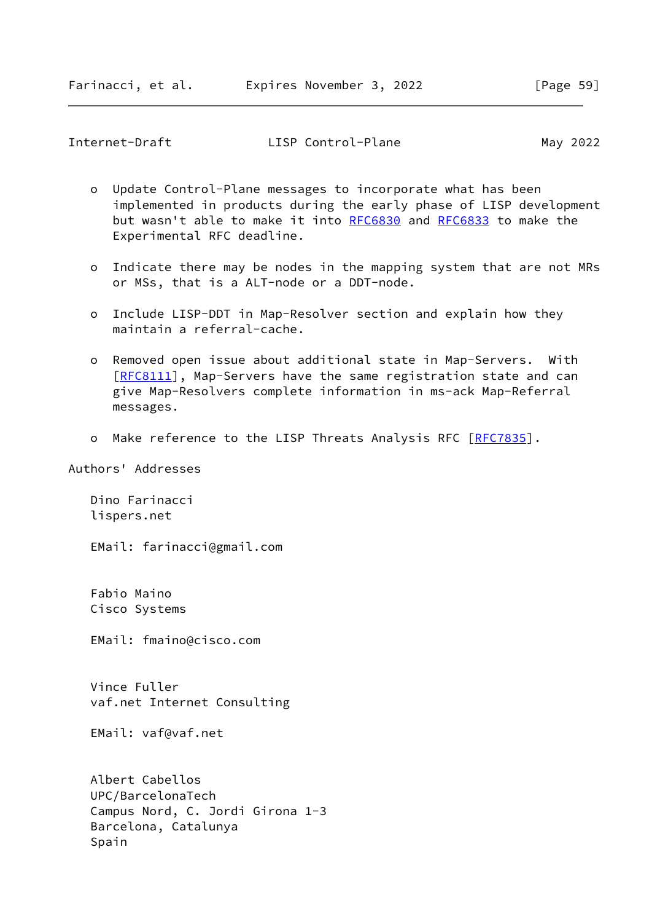- Update Control-Plane messages to incorporate what has been implemented in products during the early phase of LISP development but wasn't able to make it into RFC6830 and RFC6833 to make the Experimental RFC deadline.

- Indicate there may be nodes in the mapping system that are not MRs or MSs, that is a ALT-node or a DDT-node.

- Include LISP-DDT in Map-Resolver section and explain how they maintain a referral-cache.

- Removed open issue about additional state in Map-Servers. With [RFC8111], Map-Servers have the same registration state and can give Map-Resolvers complete information in ms-ack Map-Referral messages.

- Make reference to the LISP Threats Analysis RFC [RFC7835].

## Authors' Addresses

Dino Farinacci
lispers.net

EMail: farinacci@gmail.com

Fabio Maino
Cisco Systems

EMail: fmaino@cisco.com

Vince Fuller
vaf.net Internet Consulting

EMail: vaf@vaf.net

Albert Cabellos
UPC/BarcelonaTech
Campus Nord, C. Jordi Girona 1-3
Barcelona, Catalunya
Spain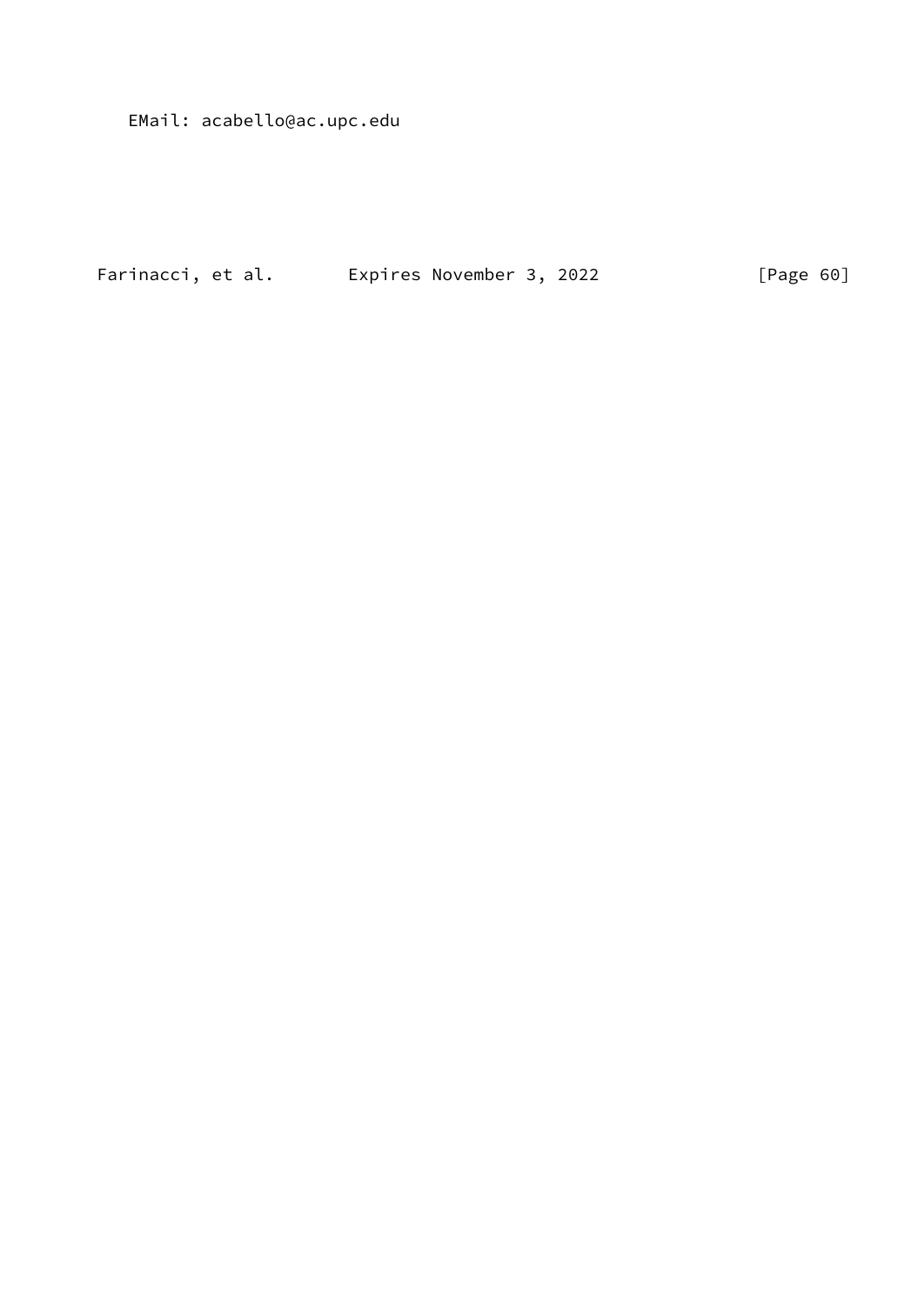EMail: acabello@ac.upc.edu